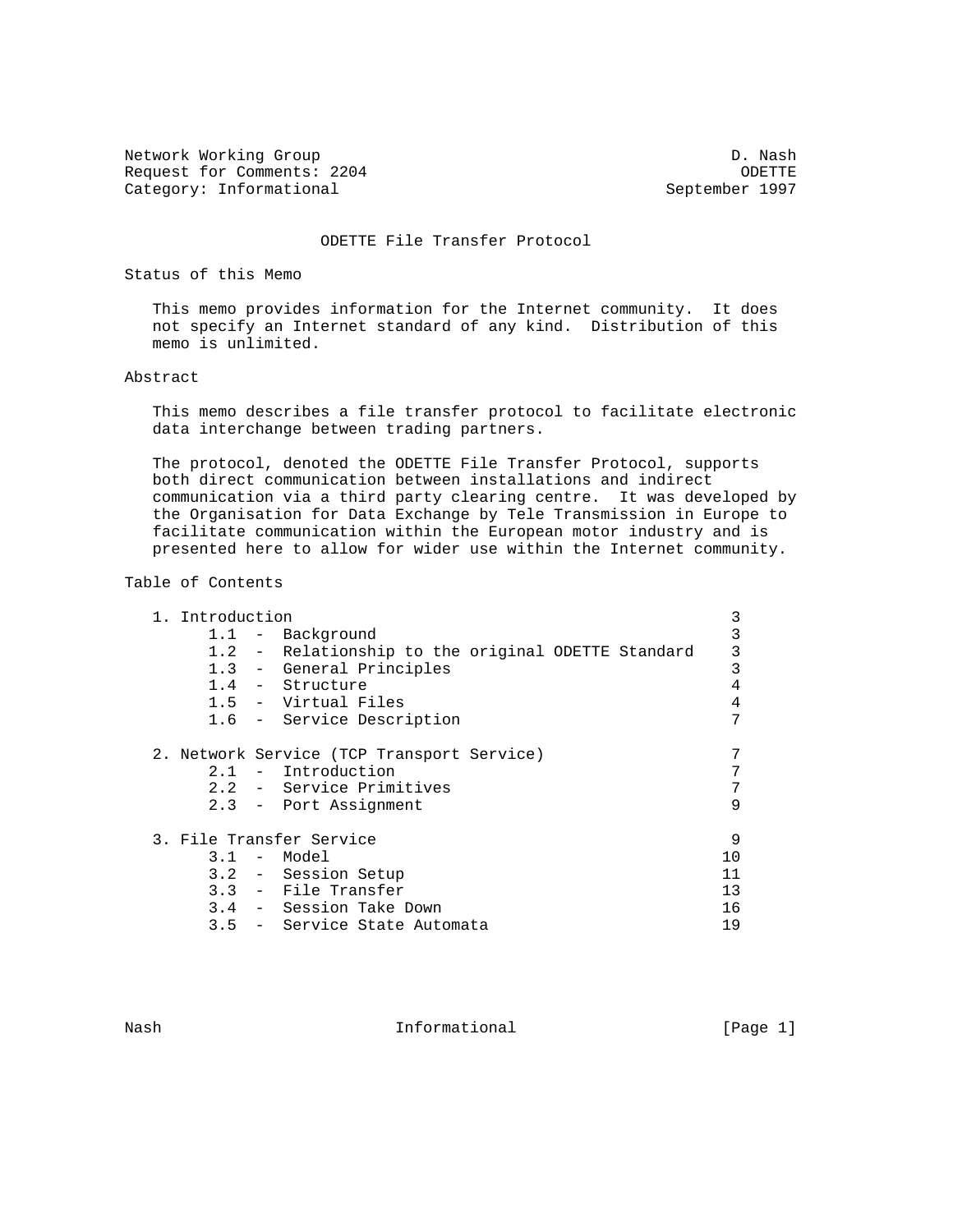Network Working Group D. Nash
Request for Comments: 2204 ODETTE
Category: Informational September 1997

# ODETTE File Transfer Protocol

## Status of this Memo

This memo provides information for the Internet community. It does not specify an Internet standard of any kind. Distribution of this memo is unlimited.

## Abstract

This memo describes a file transfer protocol to facilitate electronic data interchange between trading partners.

The protocol, denoted the ODETTE File Transfer Protocol, supports both direct communication between installations and indirect communication via a third party clearing centre. It was developed by the Organisation for Data Exchange by Tele Transmission in Europe to facilitate communication within the European motor industry and is presented here to allow for wider use within the Internet community.

## Table of Contents

```
1. Introduction                                              3
      1.1  -  Background                                     3
      1.2  -  Relationship to the original ODETTE Standard   3
      1.3  -  General Principles                             3
      1.4  -  Structure                                      4
      1.5  -  Virtual Files                                  4
      1.6  -  Service Description                            7

2. Network Service (TCP Transport Service)                   7
      2.1  -  Introduction                                   7
      2.2  -  Service Primitives                             7
      2.3  -  Port Assignment                                9

3. File Transfer Service                                     9
      3.1  -  Model                                         10
      3.2  -  Session Setup                                 11
      3.3  -  File Transfer                                 13
      3.4  -  Session Take Down                             16
      3.5  -  Service State Automata                        19
```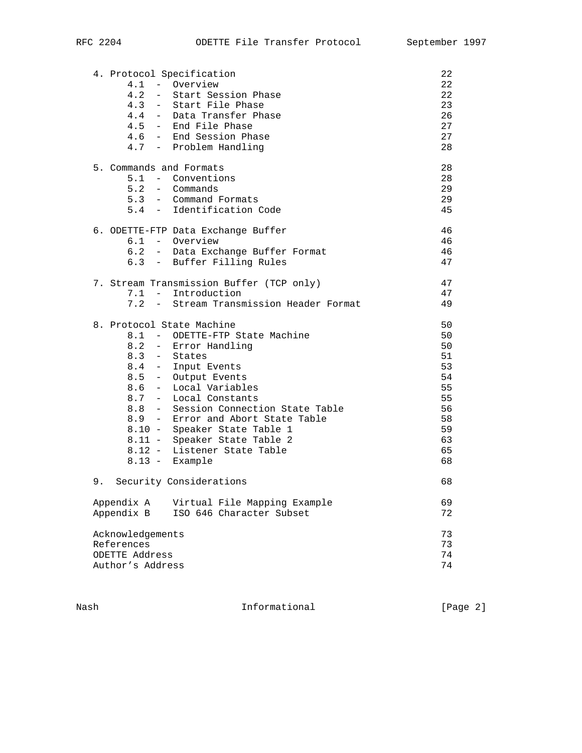```
   4. Protocol Specification                                         22
        4.1  -  Overview                                             22
        4.2  -  Start Session Phase                                  22
        4.3  -  Start File Phase                                     23
        4.4  -  Data Transfer Phase                                  26
        4.5  -  End File Phase                                       27
        4.6  -  End Session Phase                                    27
        4.7  -  Problem Handling                                     28

   5. Commands and Formats                                           28
        5.1  -  Conventions                                          28
        5.2  -  Commands                                             29
        5.3  -  Command Formats                                      29
        5.4  -  Identification Code                                  45

   6. ODETTE-FTP Data Exchange Buffer                                46
        6.1  -  Overview                                             46
        6.2  -  Data Exchange Buffer Format                          46
        6.3  -  Buffer Filling Rules                                 47

   7. Stream Transmission Buffer (TCP only)                          47
        7.1  -  Introduction                                         47
        7.2  -  Stream Transmission Header Format                    49

   8. Protocol State Machine                                         50
        8.1  -  ODETTE-FTP State Machine                             50
        8.2  -  Error Handling                                       50
        8.3  -  States                                               51
        8.4  -  Input Events                                         53
        8.5  -  Output Events                                        54
        8.6  -  Local Variables                                      55
        8.7  -  Local Constants                                      55
        8.8  -  Session Connection State Table                       56
        8.9  -  Error and Abort State Table                          58
        8.10 -  Speaker State Table 1                                59
        8.11 -  Speaker State Table 2                                63
        8.12 -  Listener State Table                                 65
        8.13 -  Example                                              68

   9.  Security Considerations                                       68

   Appendix A    Virtual File Mapping Example                        69
   Appendix B    ISO 646 Character Subset                            72

   Acknowledgements                                                  73
   References                                                        73
   ODETTE Address                                                    74
   Author's Address                                                  74
```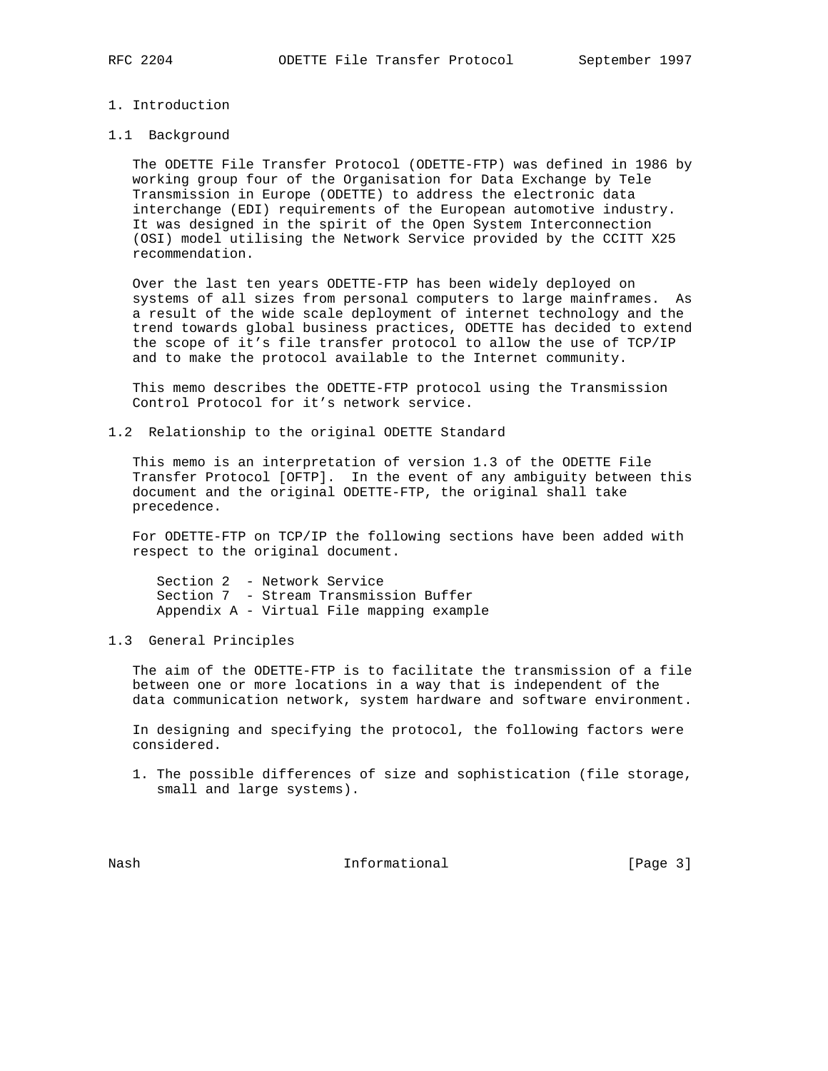# 1. Introduction

## 1.1 Background

The ODETTE File Transfer Protocol (ODETTE-FTP) was defined in 1986 by working group four of the Organisation for Data Exchange by Tele Transmission in Europe (ODETTE) to address the electronic data interchange (EDI) requirements of the European automotive industry. It was designed in the spirit of the Open System Interconnection (OSI) model utilising the Network Service provided by the CCITT X25 recommendation.

Over the last ten years ODETTE-FTP has been widely deployed on systems of all sizes from personal computers to large mainframes. As a result of the wide scale deployment of internet technology and the trend towards global business practices, ODETTE has decided to extend the scope of it's file transfer protocol to allow the use of TCP/IP and to make the protocol available to the Internet community.

This memo describes the ODETTE-FTP protocol using the Transmission Control Protocol for it's network service.

## 1.2 Relationship to the original ODETTE Standard

This memo is an interpretation of version 1.3 of the ODETTE File Transfer Protocol [OFTP]. In the event of any ambiguity between this document and the original ODETTE-FTP, the original shall take precedence.

For ODETTE-FTP on TCP/IP the following sections have been added with respect to the original document.

```
Section 2  - Network Service
Section 7  - Stream Transmission Buffer
Appendix A - Virtual File mapping example
```

## 1.3 General Principles

The aim of the ODETTE-FTP is to facilitate the transmission of a file between one or more locations in a way that is independent of the data communication network, system hardware and software environment.

In designing and specifying the protocol, the following factors were considered.

1. The possible differences of size and sophistication (file storage, small and large systems).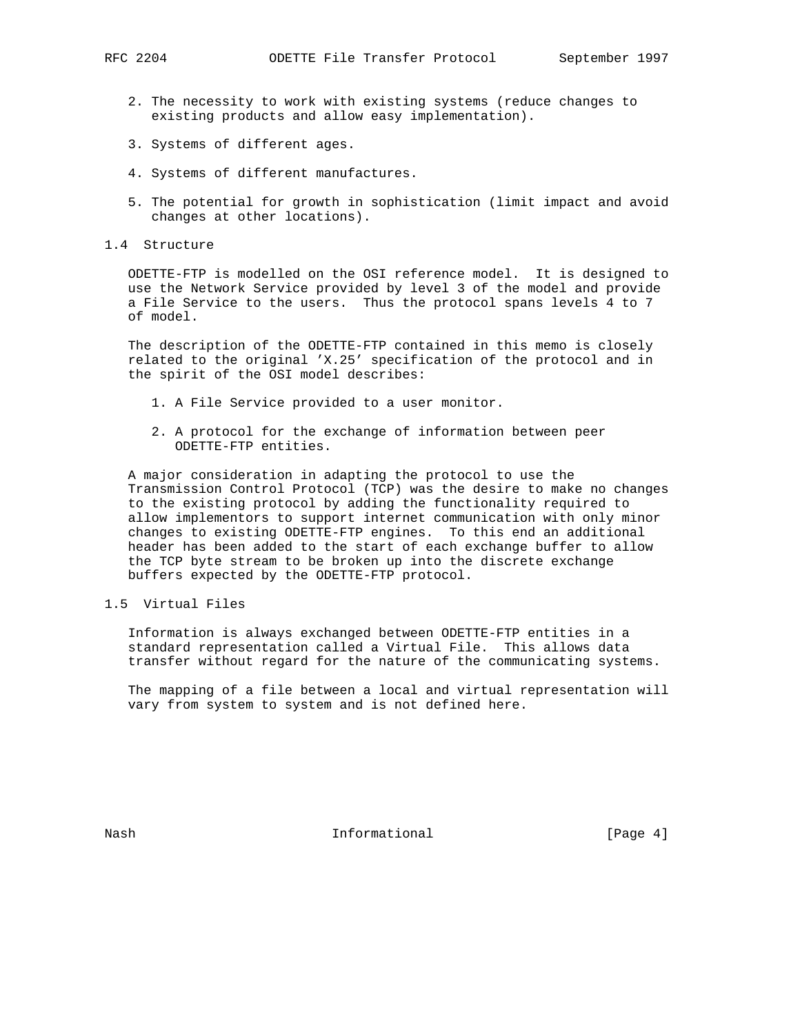2. The necessity to work with existing systems (reduce changes to existing products and allow easy implementation).

3. Systems of different ages.

4. Systems of different manufactures.

5. The potential for growth in sophistication (limit impact and avoid changes at other locations).

## 1.4 Structure

ODETTE-FTP is modelled on the OSI reference model. It is designed to use the Network Service provided by level 3 of the model and provide a File Service to the users. Thus the protocol spans levels 4 to 7 of model.

The description of the ODETTE-FTP contained in this memo is closely related to the original 'X.25' specification of the protocol and in the spirit of the OSI model describes:

1. A File Service provided to a user monitor.

2. A protocol for the exchange of information between peer ODETTE-FTP entities.

A major consideration in adapting the protocol to use the Transmission Control Protocol (TCP) was the desire to make no changes to the existing protocol by adding the functionality required to allow implementors to support internet communication with only minor changes to existing ODETTE-FTP engines. To this end an additional header has been added to the start of each exchange buffer to allow the TCP byte stream to be broken up into the discrete exchange buffers expected by the ODETTE-FTP protocol.

## 1.5 Virtual Files

Information is always exchanged between ODETTE-FTP entities in a standard representation called a Virtual File. This allows data transfer without regard for the nature of the communicating systems.

The mapping of a file between a local and virtual representation will vary from system to system and is not defined here.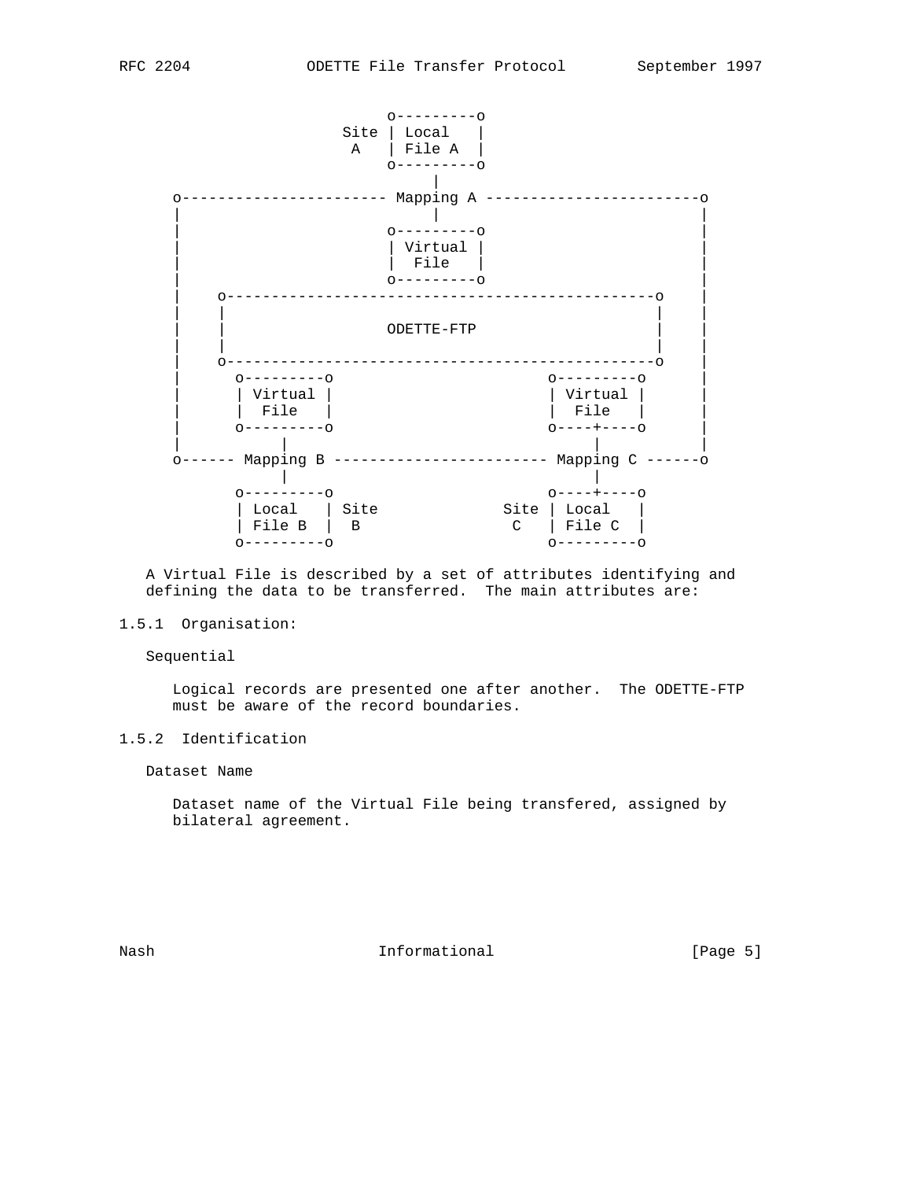```
                          o---------o
                     Site | Local   |
                      A   | File A  |
                          o---------o
                               |
   o---------------------- Mapping A -----------------------o
   |                           |                            |
   |                      o---------o                       |
   |                      | Virtual |                       |
   |                      |  File   |                       |
   |                      o---------o                       |
   |    o-----------------------------------------------o   |
   |    |                                               |   |
   |    |                   ODETTE-FTP                  |   |
   |    |                                               |   |
   |    o-----------------------------------------------o   |
   |      o---------o                       o---------o     |
   |      | Virtual |                       | Virtual |     |
   |      |  File   |                       |  File   |     |
   |      o---------o                       o----+----o     |
   |           |                                 |          |
   o------ Mapping B ----------------------- Mapping C ------o
               |                                 |
          o---------o                       o----+----o
          | Local   | Site             Site | Local   |
          | File B  |  B                C   | File C  |
          o---------o                       o---------o
```

A Virtual File is described by a set of attributes identifying and defining the data to be transferred. The main attributes are:

### 1.5.1 Organisation:

Sequential

Logical records are presented one after another. The ODETTE-FTP must be aware of the record boundaries.

### 1.5.2 Identification

Dataset Name

Dataset name of the Virtual File being transfered, assigned by bilateral agreement.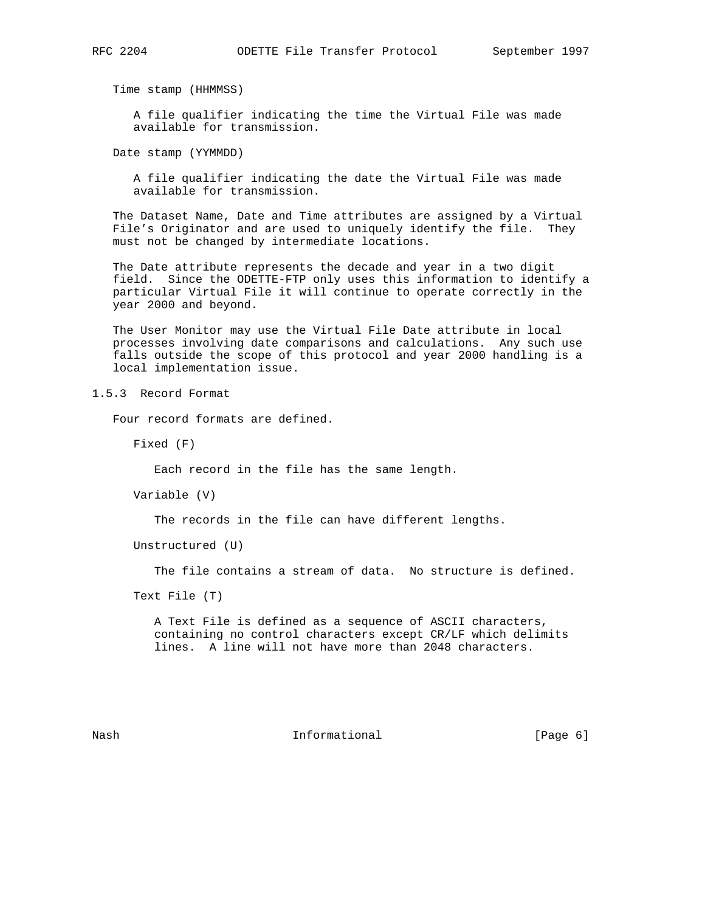Time stamp (HHMMSS)

A file qualifier indicating the time the Virtual File was made available for transmission.

Date stamp (YYMMDD)

A file qualifier indicating the date the Virtual File was made available for transmission.

The Dataset Name, Date and Time attributes are assigned by a Virtual File's Originator and are used to uniquely identify the file. They must not be changed by intermediate locations.

The Date attribute represents the decade and year in a two digit field. Since the ODETTE-FTP only uses this information to identify a particular Virtual File it will continue to operate correctly in the year 2000 and beyond.

The User Monitor may use the Virtual File Date attribute in local processes involving date comparisons and calculations. Any such use falls outside the scope of this protocol and year 2000 handling is a local implementation issue.

### 1.5.3 Record Format

Four record formats are defined.

Fixed (F)

Each record in the file has the same length.

Variable (V)

The records in the file can have different lengths.

Unstructured (U)

The file contains a stream of data. No structure is defined.

Text File (T)

A Text File is defined as a sequence of ASCII characters, containing no control characters except CR/LF which delimits lines. A line will not have more than 2048 characters.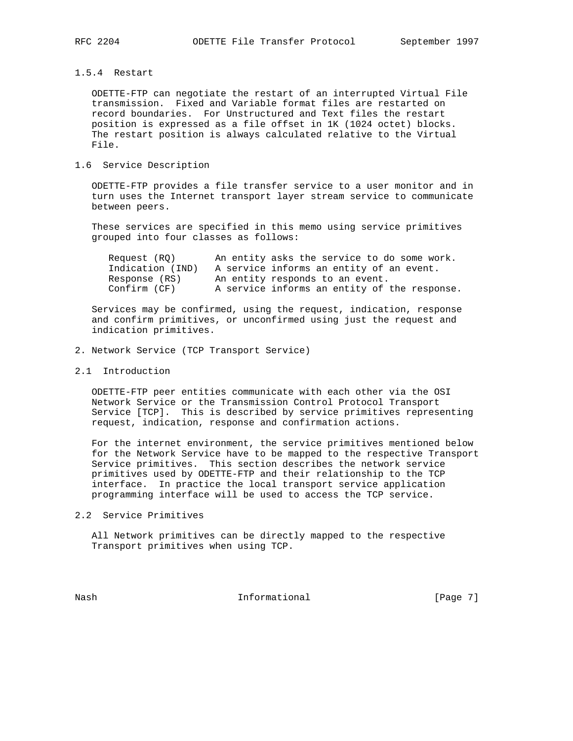### 1.5.4 Restart

ODETTE-FTP can negotiate the restart of an interrupted Virtual File transmission. Fixed and Variable format files are restarted on record boundaries. For Unstructured and Text files the restart position is expressed as a file offset in 1K (1024 octet) blocks. The restart position is always calculated relative to the Virtual File.

## 1.6 Service Description

ODETTE-FTP provides a file transfer service to a user monitor and in turn uses the Internet transport layer stream service to communicate between peers.

These services are specified in this memo using service primitives grouped into four classes as follows:

| | |
|---|---|
| Request (RQ) | An entity asks the service to do some work. |
| Indication (IND) | A service informs an entity of an event. |
| Response (RS) | An entity responds to an event. |
| Confirm (CF) | A service informs an entity of the response. |

Services may be confirmed, using the request, indication, response and confirm primitives, or unconfirmed using just the request and indication primitives.

# 2. Network Service (TCP Transport Service)

## 2.1 Introduction

ODETTE-FTP peer entities communicate with each other via the OSI Network Service or the Transmission Control Protocol Transport Service [TCP]. This is described by service primitives representing request, indication, response and confirmation actions.

For the internet environment, the service primitives mentioned below for the Network Service have to be mapped to the respective Transport Service primitives. This section describes the network service primitives used by ODETTE-FTP and their relationship to the TCP interface. In practice the local transport service application programming interface will be used to access the TCP service.

## 2.2 Service Primitives

All Network primitives can be directly mapped to the respective Transport primitives when using TCP.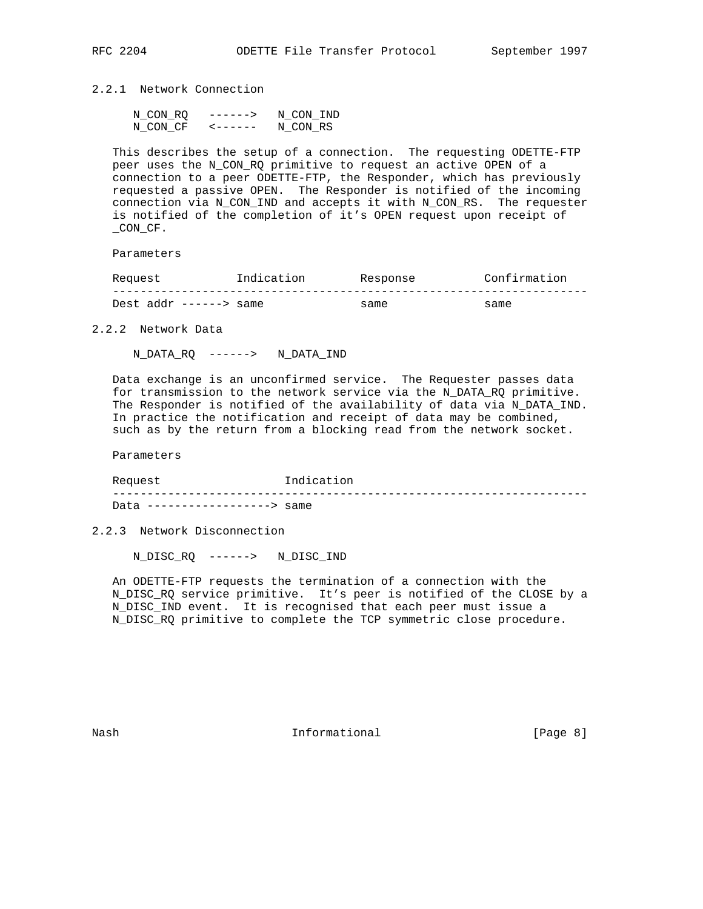### 2.2.1 Network Connection

```
N_CON_RQ   ------>   N_CON_IND
N_CON_CF   <------   N_CON_RS
```

This describes the setup of a connection. The requesting ODETTE-FTP peer uses the N_CON_RQ primitive to request an active OPEN of a connection to a peer ODETTE-FTP, the Responder, which has previously requested a passive OPEN. The Responder is notified of the incoming connection via N_CON_IND and accepts it with N_CON_RS. The requester is notified of the completion of it's OPEN request upon receipt of _CON_CF.

Parameters

| Request | Indication | Response | Confirmation |
|---|---|---|---|
| Dest addr ------> | same | same | same |

### 2.2.2 Network Data

```
N_DATA_RQ  ------>   N_DATA_IND
```

Data exchange is an unconfirmed service. The Requester passes data for transmission to the network service via the N_DATA_RQ primitive. The Responder is notified of the availability of data via N_DATA_IND. In practice the notification and receipt of data may be combined, such as by the return from a blocking read from the network socket.

Parameters

| Request | Indication |
|---|---|
| Data ------------------> | same |

### 2.2.3 Network Disconnection

```
N_DISC_RQ  ------>   N_DISC_IND
```

An ODETTE-FTP requests the termination of a connection with the N_DISC_RQ service primitive. It's peer is notified of the CLOSE by a N_DISC_IND event. It is recognised that each peer must issue a N_DISC_RQ primitive to complete the TCP symmetric close procedure.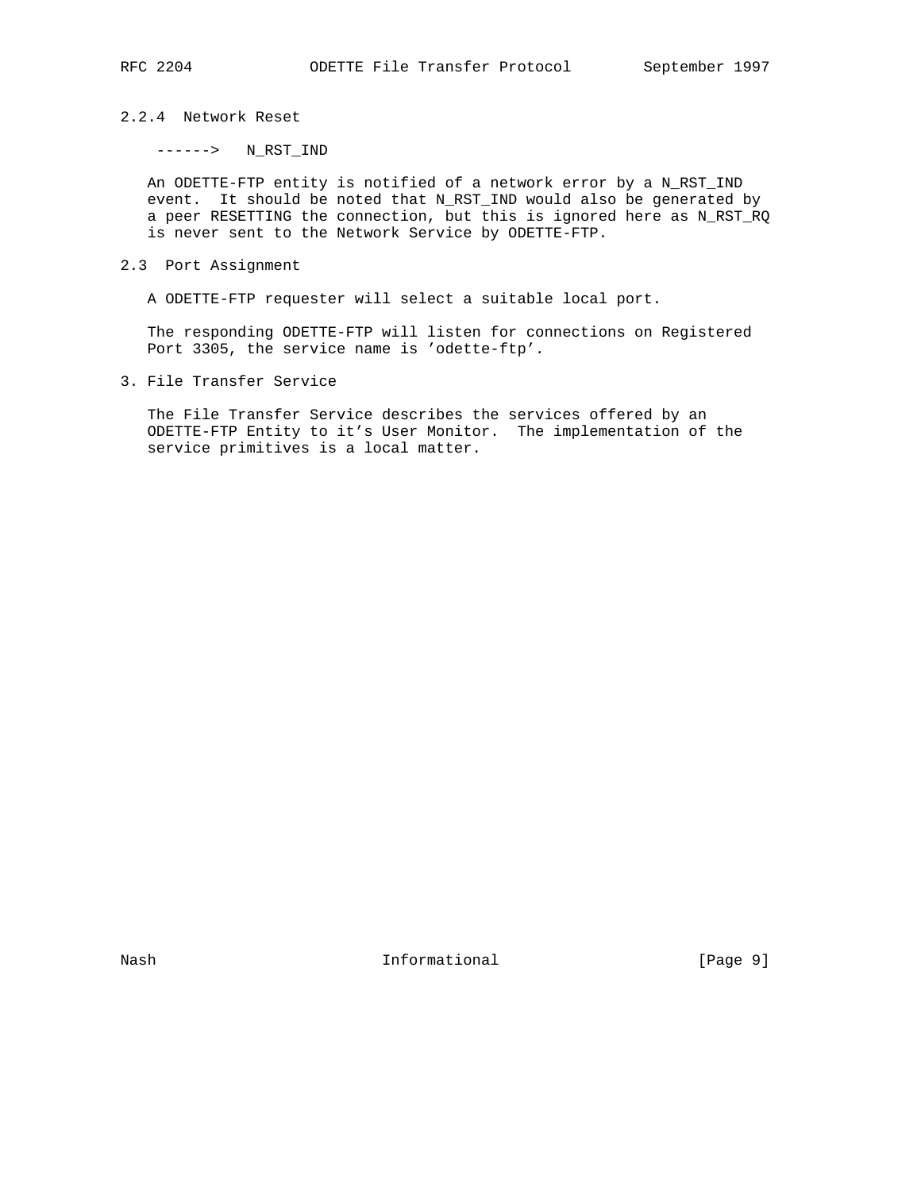### 2.2.4 Network Reset

```
------>   N_RST_IND
```

An ODETTE-FTP entity is notified of a network error by a N_RST_IND event. It should be noted that N_RST_IND would also be generated by a peer RESETTING the connection, but this is ignored here as N_RST_RQ is never sent to the Network Service by ODETTE-FTP.

## 2.3 Port Assignment

A ODETTE-FTP requester will select a suitable local port.

The responding ODETTE-FTP will listen for connections on Registered Port 3305, the service name is ’odette-ftp’.

# 3. File Transfer Service

The File Transfer Service describes the services offered by an ODETTE-FTP Entity to it’s User Monitor. The implementation of the service primitives is a local matter.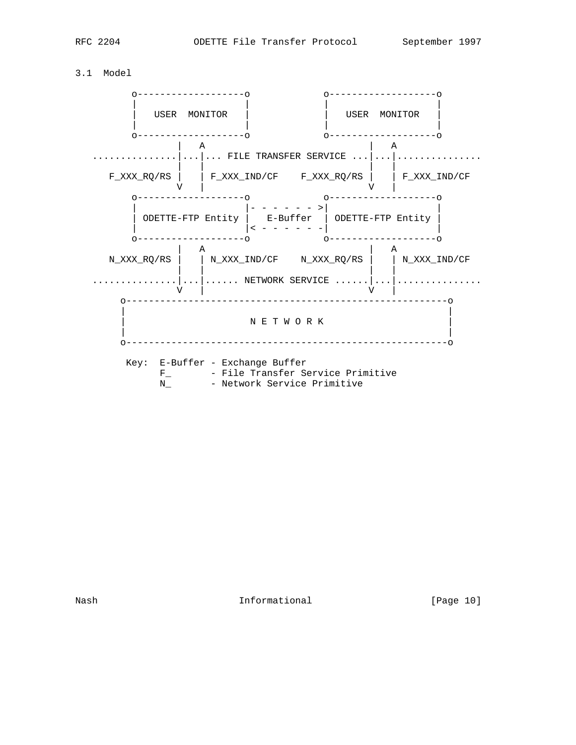### 3.1  Model

```
        o-------------------o            o-------------------o
        |                   |            |                   |
        |   USER  MONITOR   |            |   USER  MONITOR   |
        |                   |            |                   |
        o-------------------o            o-------------------o
                |   A                            |   A
  ..............|...|... FILE TRANSFER SERVICE ...|...|..............
                |   |                            |   |
     F_XXX_RQ/RS |   | F_XXX_IND/CF    F_XXX_RQ/RS |   | F_XXX_IND/CF
                V   |                            V   |
        o-------------------o            o-------------------o
        |                   |- - - - - - >|                   |
        | ODETTE-FTP Entity |   E-Buffer  | ODETTE-FTP Entity |
        |                   |< - - - - - -|                   |
        o-------------------o            o-------------------o
                |   A                            |   A
     N_XXX_RQ/RS |   | N_XXX_IND/CF    N_XXX_RQ/RS |   | N_XXX_IND/CF
                |   |                            |   |
  ..............|...|...... NETWORK SERVICE ......|...|..............
                V   |                            V   |
      o---------------------------------------------------------o
      |                                                         |
      |                      N E T W O R K                      |
      |                                                         |
      o---------------------------------------------------------o

         Key:  E-Buffer - Exchange Buffer
               F_       - File Transfer Service Primitive
               N_       - Network Service Primitive
```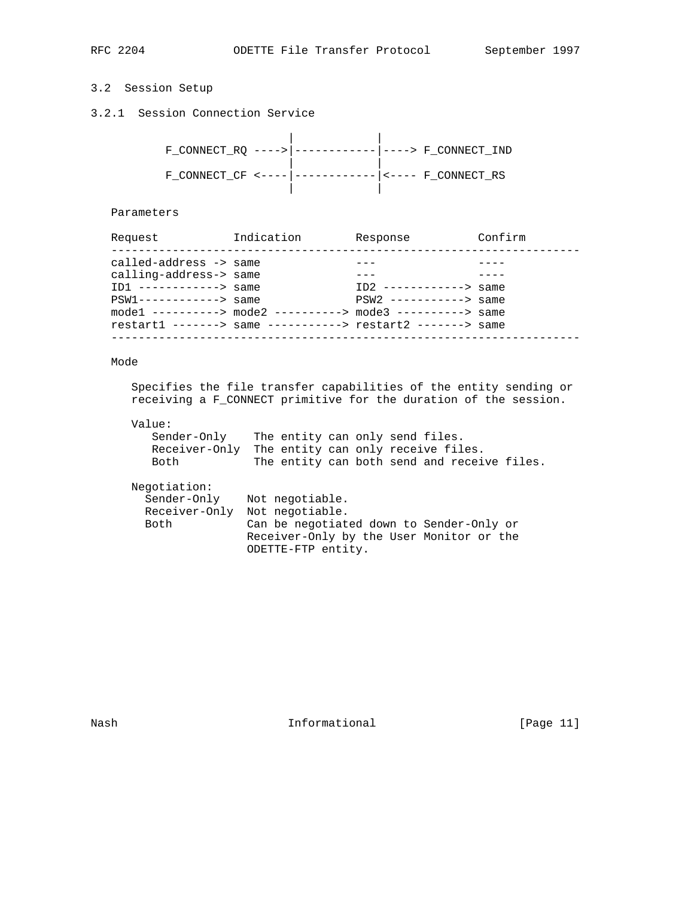### 3.2 Session Setup

#### 3.2.1 Session Connection Service

```
                      |            |
      F_CONNECT_RQ ---->|------------|----> F_CONNECT_IND
                      |            |
      F_CONNECT_CF <----|------------|<---- F_CONNECT_RS
                      |            |
```

Parameters

```
Request           Indication        Response          Confirm
---------------------------------------------------------------------
called-address -> same              ---               ----
calling-address-> same              ---               ----
ID1 ------------> same              ID2 ------------> same
PSW1------------> same              PSW2 -----------> same
mode1 ----------> mode2 ----------> mode3 ----------> same
restart1 -------> same -----------> restart2 -------> same
---------------------------------------------------------------------
```

Mode

Specifies the file transfer capabilities of the entity sending or receiving a F_CONNECT primitive for the duration of the session.

Value:

| | |
|---|---|
| Sender-Only | The entity can only send files. |
| Receiver-Only | The entity can only receive files. |
| Both | The entity can both send and receive files. |

Negotiation:

| | |
|---|---|
| Sender-Only | Not negotiable. |
| Receiver-Only | Not negotiable. |
| Both | Can be negotiated down to Sender-Only or Receiver-Only by the User Monitor or the ODETTE-FTP entity. |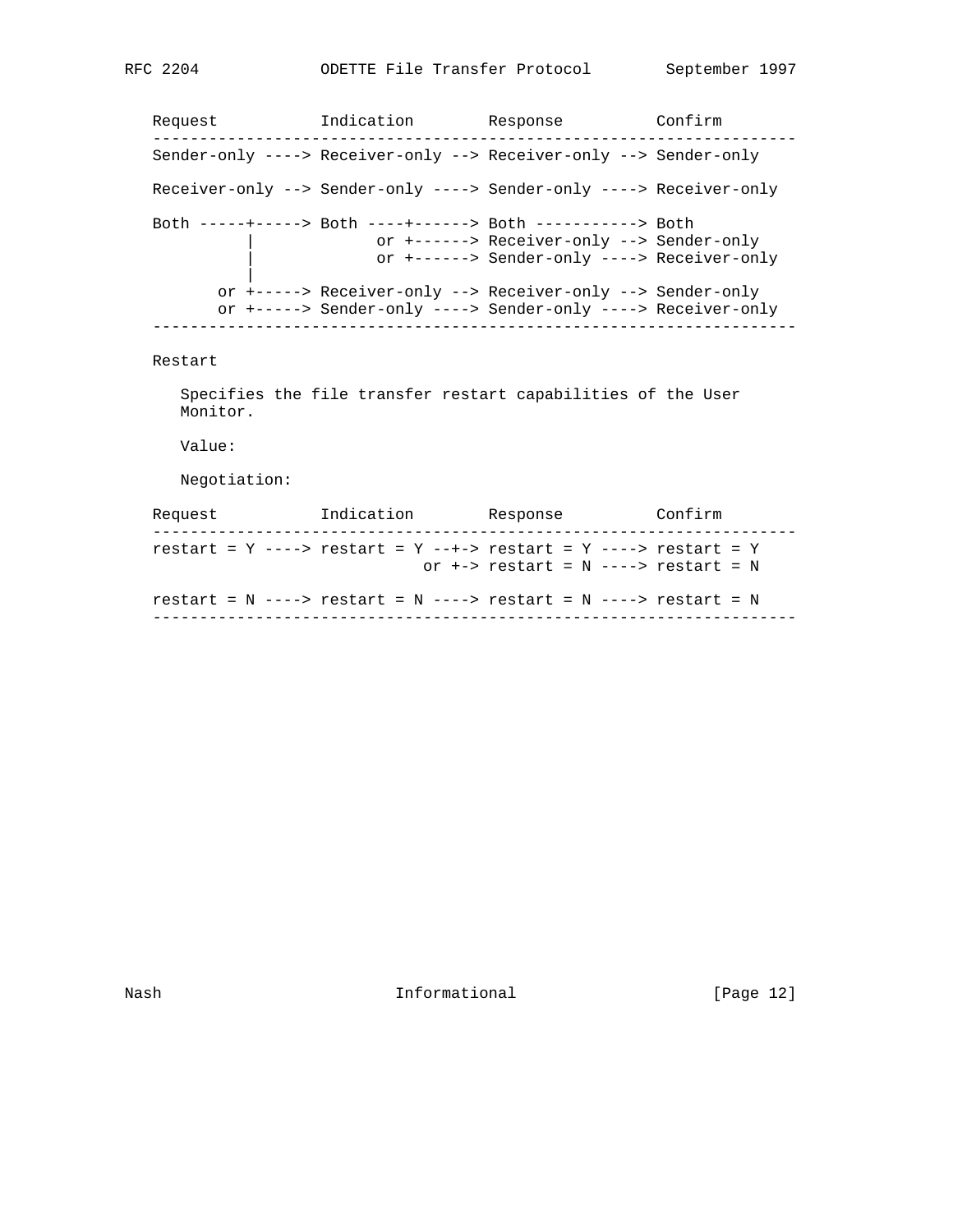```
Request           Indication        Response          Confirm
-------------------------------------------------------------------
Sender-only ----> Receiver-only --> Receiver-only --> Sender-only

Receiver-only --> Sender-only ----> Sender-only ----> Receiver-only

Both -----+-----> Both ----+------> Both -----------> Both
          |             or +------> Receiver-only --> Sender-only
          |             or +------> Sender-only ----> Receiver-only
          |
       or +-----> Receiver-only --> Receiver-only --> Sender-only
       or +-----> Sender-only ----> Sender-only ----> Receiver-only
-------------------------------------------------------------------
```

Restart

Specifies the file transfer restart capabilities of the User Monitor.

Value:

Negotiation:

```
Request           Indication        Response          Confirm
-------------------------------------------------------------------
restart = Y ----> restart = Y --+-> restart = Y ----> restart = Y
                             or +-> restart = N ----> restart = N

restart = N ----> restart = N ----> restart = N ----> restart = N
-------------------------------------------------------------------
```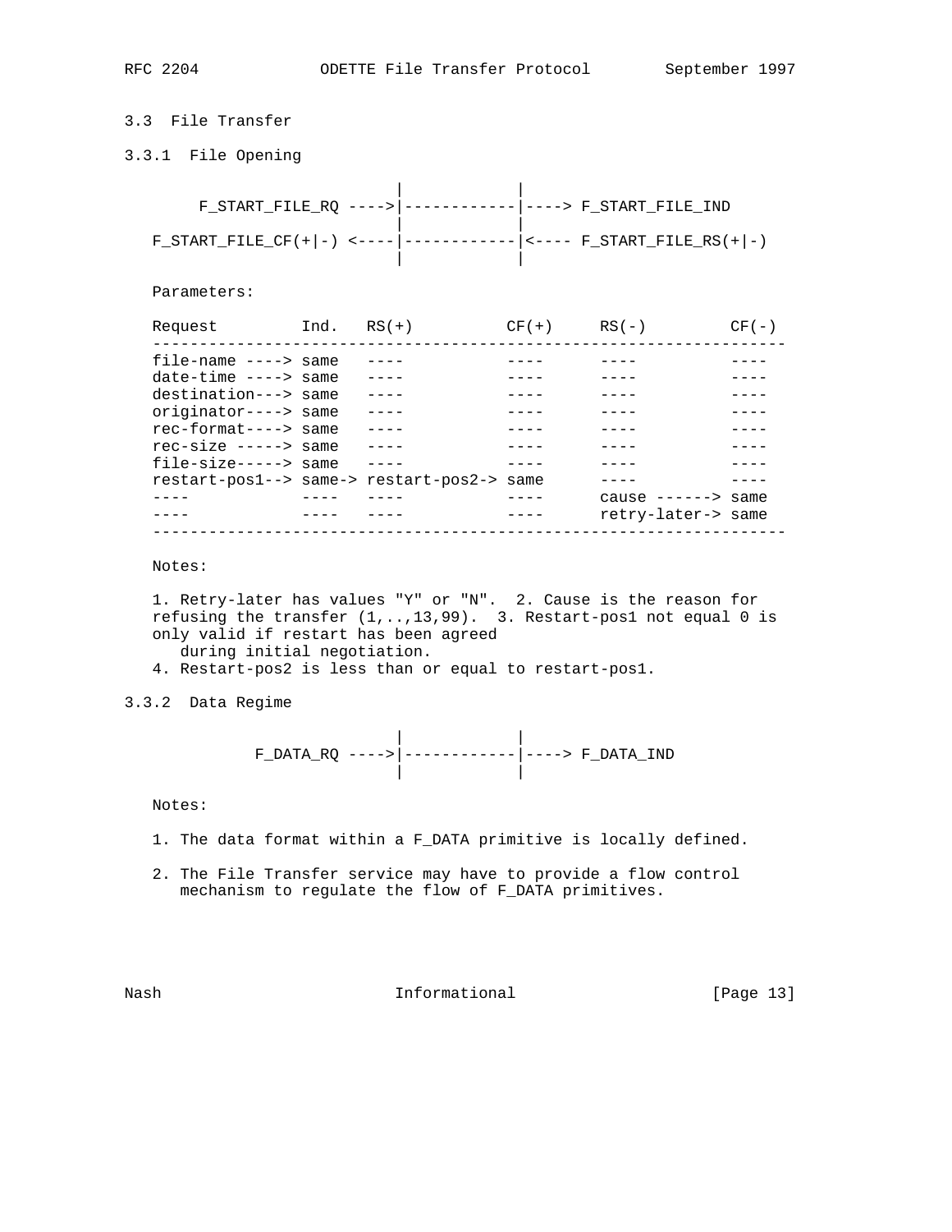### 3.3 File Transfer

#### 3.3.1 File Opening

```
                        |            |
      F_START_FILE_RQ ---->|------------|----> F_START_FILE_IND
                        |            |
  F_START_FILE_CF(+|-) <----|------------|<---- F_START_FILE_RS(+|-)
                        |            |
```

Parameters:

| Request | Ind. | RS(+) | CF(+) | RS(-) | CF(-) |
|---|---|---|---|---|---|
| file-name ----> | same | ---- | ---- | ---- | ---- |
| date-time ----> | same | ---- | ---- | ---- | ---- |
| destination---> | same | ---- | ---- | ---- | ---- |
| originator----> | same | ---- | ---- | ---- | ---- |
| rec-format----> | same | ---- | ---- | ---- | ---- |
| rec-size -----> | same | ---- | ---- | ---- | ---- |
| file-size-----> | same | ---- | ---- | ---- | ---- |
| restart-pos1--> | same-> | restart-pos2-> | same | ---- | ---- |
| ---- | ---- | ---- | ---- | cause ------> | same |
| ---- | ---- | ---- | ---- | retry-later-> | same |

Notes:

1. Retry-later has values "Y" or "N". 2. Cause is the reason for refusing the transfer (1,..,13,99). 3. Restart-pos1 not equal 0 is only valid if restart has been agreed during initial negotiation.
4. Restart-pos2 is less than or equal to restart-pos1.

#### 3.3.2 Data Regime

```
                        |            |
           F_DATA_RQ ---->|------------|----> F_DATA_IND
                        |            |
```

Notes:

1. The data format within a F_DATA primitive is locally defined.

2. The File Transfer service may have to provide a flow control mechanism to regulate the flow of F_DATA primitives.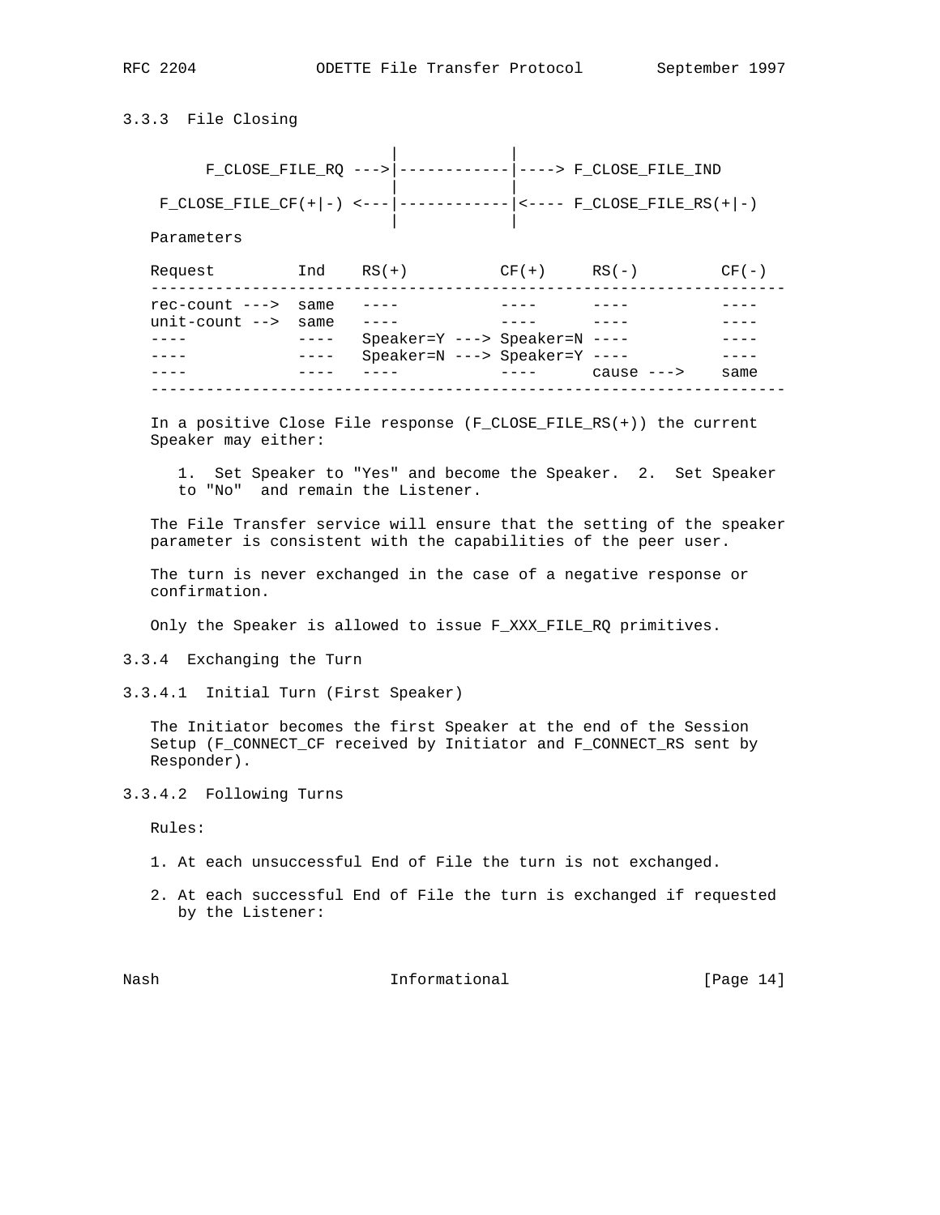### 3.3.3 File Closing

```
                          |            |
      F_CLOSE_FILE_RQ --->|------------|----> F_CLOSE_FILE_IND
                          |            |
 F_CLOSE_FILE_CF(+|-) <---|------------|<---- F_CLOSE_FILE_RS(+|-)
                          |            |
```

Parameters

| Request | Ind | RS(+) | CF(+) | RS(-) | CF(-) |
|---|---|---|---|---|---|
| rec-count ---> | same | ---- | ---- | ---- | ---- |
| unit-count --> | same | ---- | ---- | ---- | ---- |
| ---- | ---- | Speaker=Y ---> | Speaker=N | ---- | ---- |
| ---- | ---- | Speaker=N ---> | Speaker=Y | ---- | ---- |
| ---- | ---- | ---- | ---- | cause ---> | same |

In a positive Close File response (F_CLOSE_FILE_RS(+)) the current Speaker may either:

1. Set Speaker to "Yes" and become the Speaker. 2. Set Speaker to "No" and remain the Listener.

The File Transfer service will ensure that the setting of the speaker parameter is consistent with the capabilities of the peer user.

The turn is never exchanged in the case of a negative response or confirmation.

Only the Speaker is allowed to issue F_XXX_FILE_RQ primitives.

### 3.3.4 Exchanging the Turn

#### 3.3.4.1 Initial Turn (First Speaker)

The Initiator becomes the first Speaker at the end of the Session Setup (F_CONNECT_CF received by Initiator and F_CONNECT_RS sent by Responder).

#### 3.3.4.2 Following Turns

Rules:

1. At each unsuccessful End of File the turn is not exchanged.

2. At each successful End of File the turn is exchanged if requested by the Listener: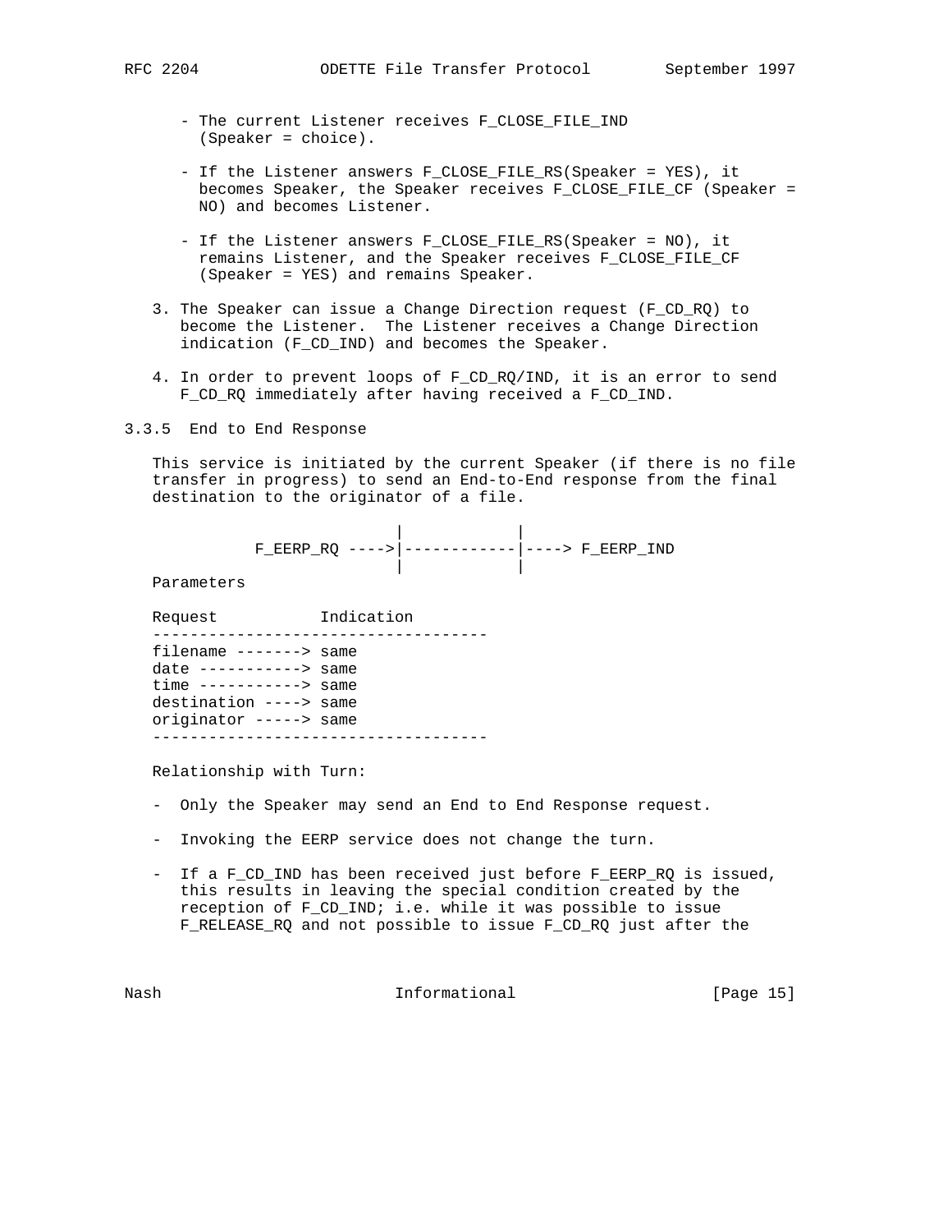- The current Listener receives F_CLOSE_FILE_IND (Speaker = choice).

- If the Listener answers F_CLOSE_FILE_RS(Speaker = YES), it becomes Speaker, the Speaker receives F_CLOSE_FILE_CF (Speaker = NO) and becomes Listener.

- If the Listener answers F_CLOSE_FILE_RS(Speaker = NO), it remains Listener, and the Speaker receives F_CLOSE_FILE_CF (Speaker = YES) and remains Speaker.

3. The Speaker can issue a Change Direction request (F_CD_RQ) to become the Listener. The Listener receives a Change Direction indication (F_CD_IND) and becomes the Speaker.

4. In order to prevent loops of F_CD_RQ/IND, it is an error to send F_CD_RQ immediately after having received a F_CD_IND.

### 3.3.5 End to End Response

This service is initiated by the current Speaker (if there is no file transfer in progress) to send an End-to-End response from the final destination to the originator of a file.

```
                        |            |
        F_EERP_RQ ---->|------------|----> F_EERP_IND
                        |            |
```

Parameters

```
Request           Indication
------------------------------------
filename -------> same
date -----------> same
time -----------> same
destination ----> same
originator -----> same
------------------------------------
```

Relationship with Turn:

- Only the Speaker may send an End to End Response request.

- Invoking the EERP service does not change the turn.

- If a F_CD_IND has been received just before F_EERP_RQ is issued, this results in leaving the special condition created by the reception of F_CD_IND; i.e. while it was possible to issue F_RELEASE_RQ and not possible to issue F_CD_RQ just after the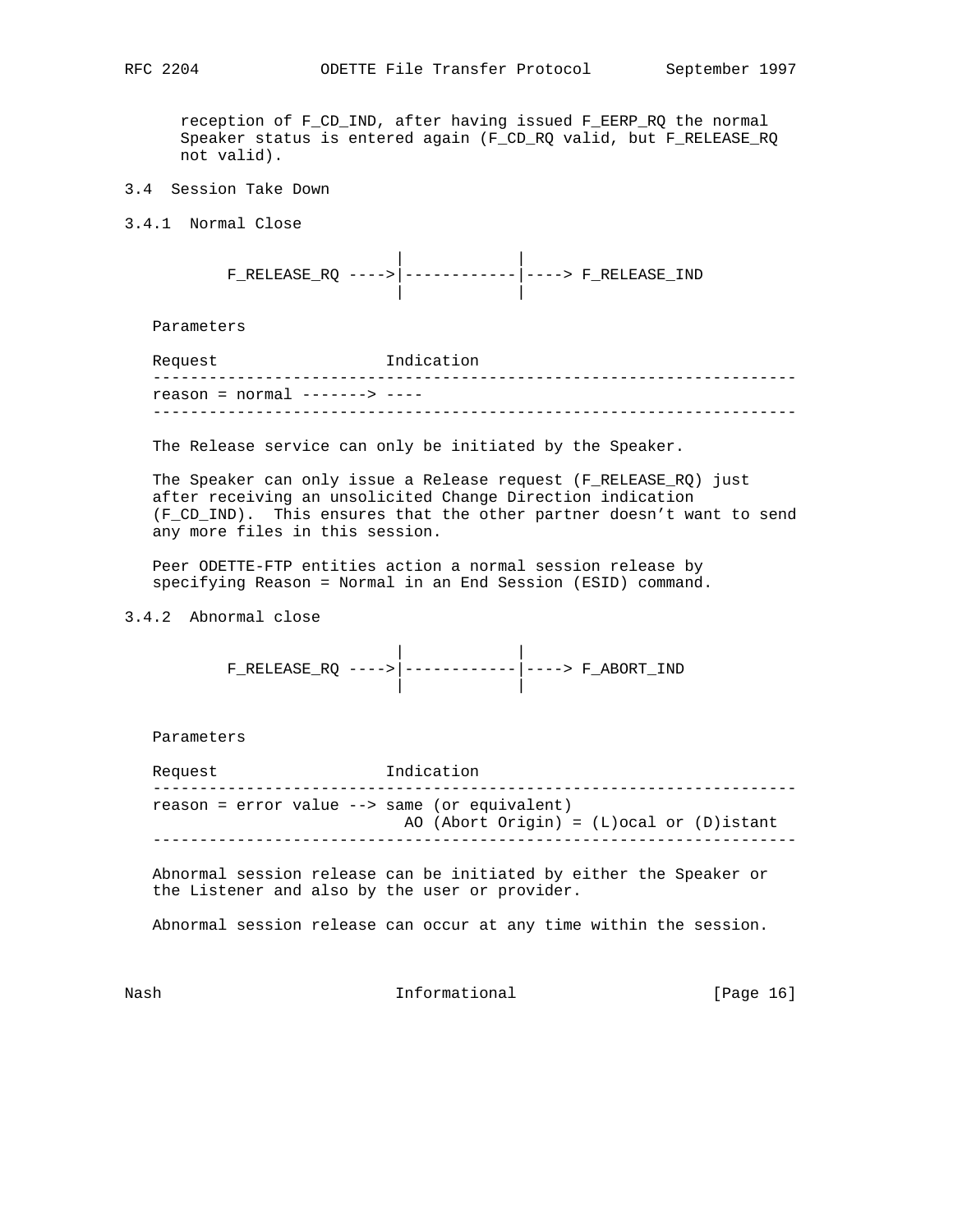reception of F_CD_IND, after having issued F_EERP_RQ the normal Speaker status is entered again (F_CD_RQ valid, but F_RELEASE_RQ not valid).

### 3.4 Session Take Down

#### 3.4.1 Normal Close

```
                      |            |
     F_RELEASE_RQ ---->|------------|----> F_RELEASE_IND
                      |            |
```

Parameters

```
Request                  Indication
--------------------------------------------------------------------
reason = normal -------> ----
--------------------------------------------------------------------
```

The Release service can only be initiated by the Speaker.

The Speaker can only issue a Release request (F_RELEASE_RQ) just after receiving an unsolicited Change Direction indication (F_CD_IND). This ensures that the other partner doesn't want to send any more files in this session.

Peer ODETTE-FTP entities action a normal session release by specifying Reason = Normal in an End Session (ESID) command.

#### 3.4.2 Abnormal close

```
                      |            |
     F_RELEASE_RQ ---->|------------|----> F_ABORT_IND
                      |            |
```

Parameters

```
Request                  Indication
--------------------------------------------------------------------
reason = error value --> same (or equivalent)
                          AO (Abort Origin) = (L)ocal or (D)istant
--------------------------------------------------------------------
```

Abnormal session release can be initiated by either the Speaker or the Listener and also by the user or provider.

Abnormal session release can occur at any time within the session.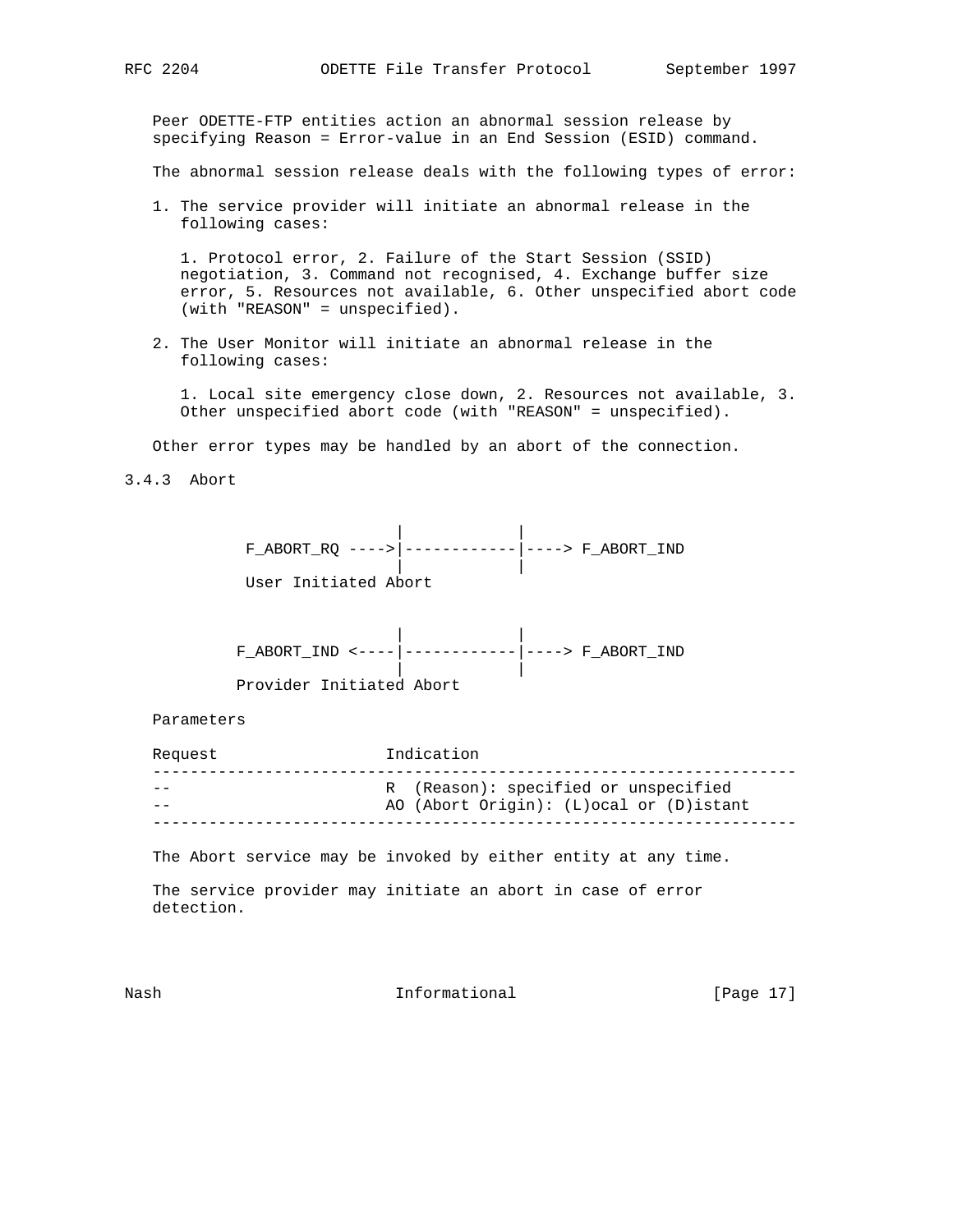Peer ODETTE-FTP entities action an abnormal session release by specifying Reason = Error-value in an End Session (ESID) command.

The abnormal session release deals with the following types of error:

1. The service provider will initiate an abnormal release in the following cases:

   1. Protocol error, 2. Failure of the Start Session (SSID) negotiation, 3. Command not recognised, 4. Exchange buffer size error, 5. Resources not available, 6. Other unspecified abort code (with "REASON" = unspecified).

2. The User Monitor will initiate an abnormal release in the following cases:

   1. Local site emergency close down, 2. Resources not available, 3. Other unspecified abort code (with "REASON" = unspecified).

Other error types may be handled by an abort of the connection.

### 3.4.3 Abort

```
                     |            |
  F_ABORT_RQ ---->|------------|----> F_ABORT_IND
                     |            |
  User Initiated Abort


                     |            |
 F_ABORT_IND <----|------------|----> F_ABORT_IND
                     |            |
 Provider Initiated Abort
```

Parameters

| Request | Indication |
| --- | --- |
| -- | R  (Reason): specified or unspecified |
| -- | AO (Abort Origin): (L)ocal or (D)istant |

The Abort service may be invoked by either entity at any time.

The service provider may initiate an abort in case of error detection.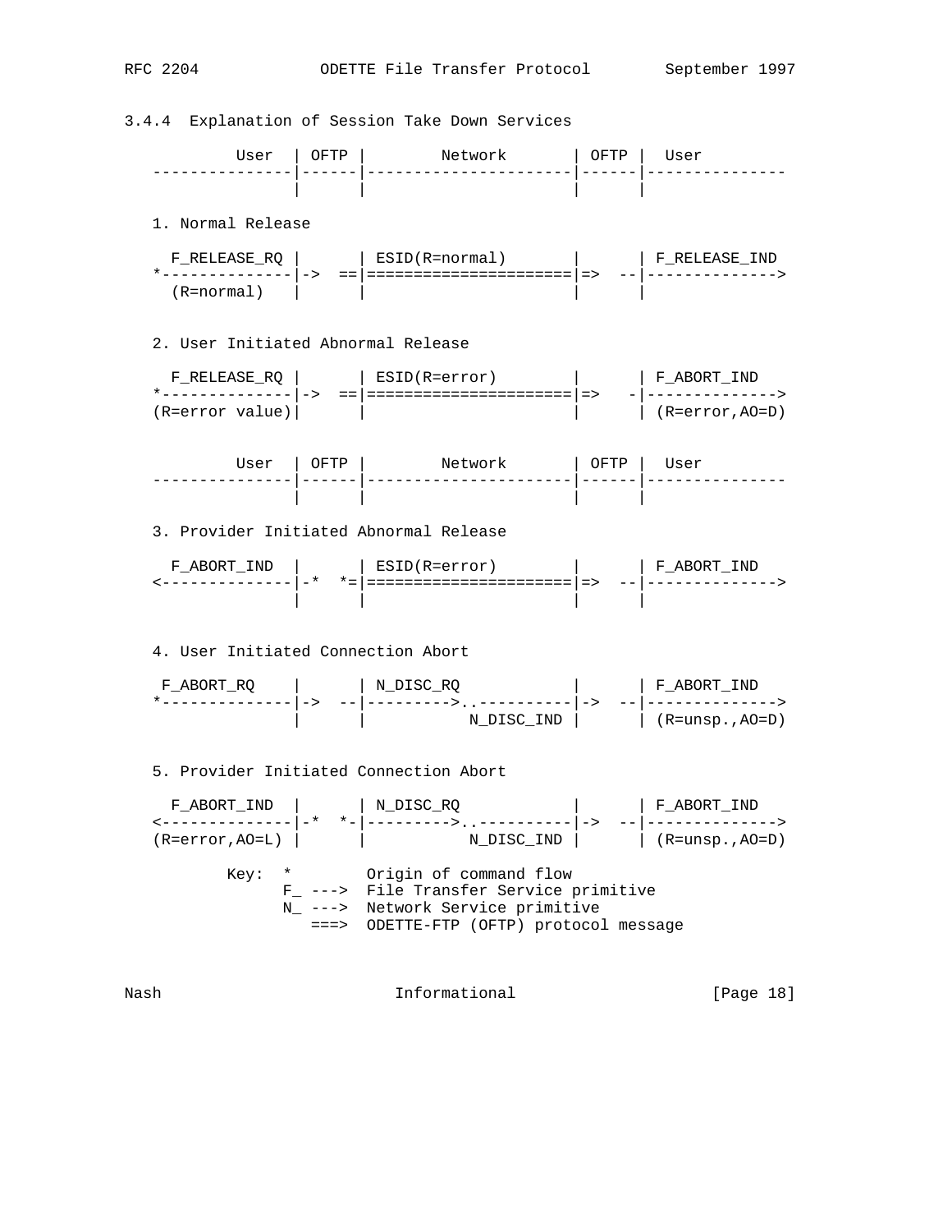### 3.4.4 Explanation of Session Take Down Services

```
          User  | OFTP |        Network       | OFTP |  User
   ---------------|------|----------------------|------|---------------
                  |      |                      |      |

   1. Normal Release

     F_RELEASE_RQ |      | ESID(R=normal)       |      | F_RELEASE_IND
   *--------------|->  ==|======================|=>  --|-------------->
     (R=normal)   |      |                      |      |


   2. User Initiated Abnormal Release

     F_RELEASE_RQ |      | ESID(R=error)        |      | F_ABORT_IND
   *--------------|->  ==|======================|=>   -|-------------->
   (R=error value)|      |                      |      | (R=error,AO=D)


          User  | OFTP |        Network       | OFTP |  User
   ---------------|------|----------------------|------|---------------
                  |      |                      |      |

   3. Provider Initiated Abnormal Release

     F_ABORT_IND  |      | ESID(R=error)        |      | F_ABORT_IND
   <--------------|-*  *=|======================|=>  --|-------------->
                  |      |                      |      |


   4. User Initiated Connection Abort

    F_ABORT_RQ    |      | N_DISC_RQ            |      | F_ABORT_IND
   *--------------|->  --|--------->..----------|->  --|-------------->
                  |      |           N_DISC_IND |      | (R=unsp.,AO=D)


   5. Provider Initiated Connection Abort

     F_ABORT_IND  |      | N_DISC_RQ            |      | F_ABORT_IND
   <--------------|-*  *-|--------->..----------|->  --|-------------->
   (R=error,AO=L) |      |           N_DISC_IND |      | (R=unsp.,AO=D)

          Key:  *        Origin of command flow
                F_ --->  File Transfer Service primitive
                N_ --->  Network Service primitive
                   ===>  ODETTE-FTP (OFTP) protocol message
```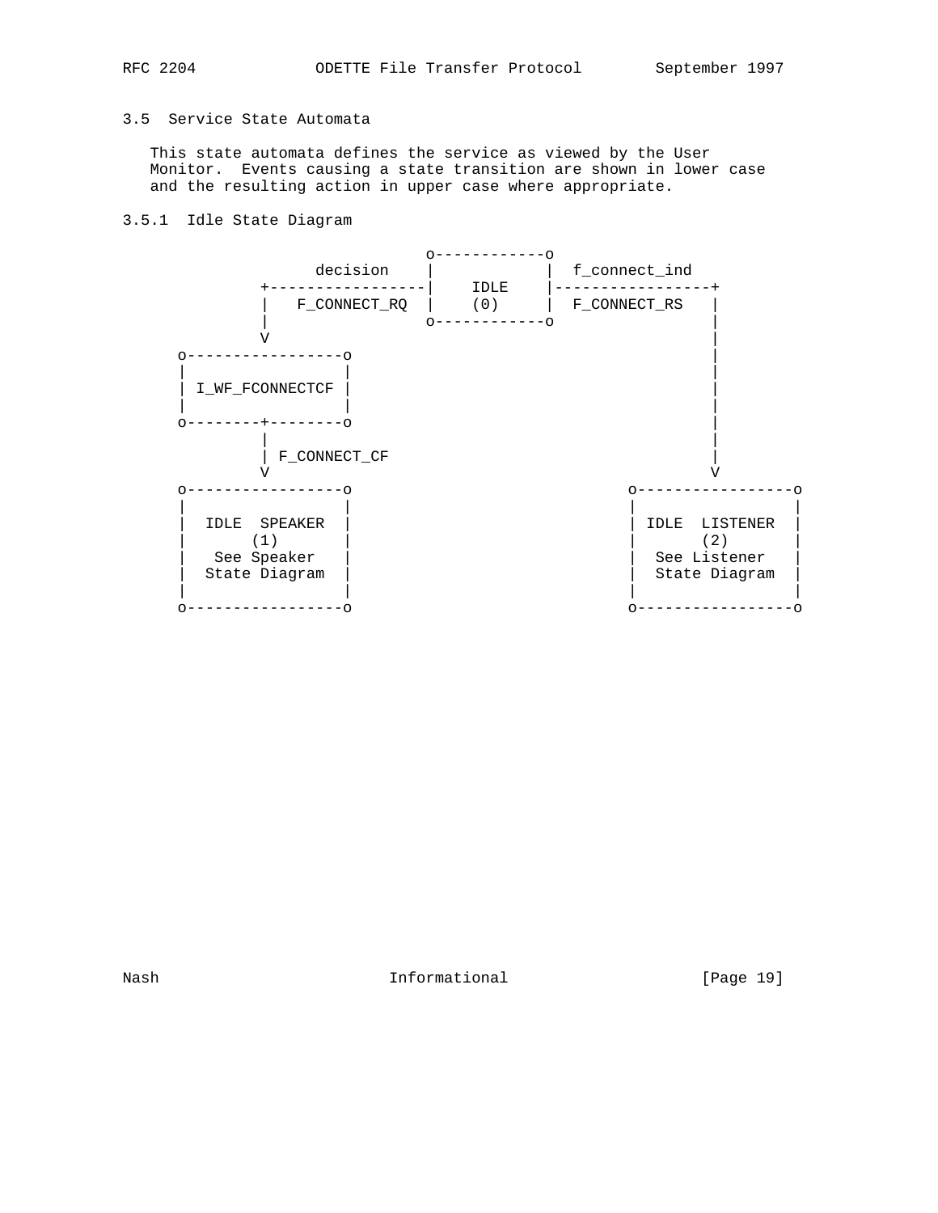### 3.5 Service State Automata

This state automata defines the service as viewed by the User Monitor. Events causing a state transition are shown in lower case and the resulting action in upper case where appropriate.

#### 3.5.1 Idle State Diagram

```
                               o------------o
                 decision      |            |  f_connect_ind
             +-----------------|    IDLE    |-----------------+
             |   F_CONNECT_RQ  |    (0)     |  F_CONNECT_RS   |
             |                 o------------o                 |
             V                                                |
    o-----------------o                                       |
    |                 |                                       |
    | I_WF_FCONNECTCF |                                       |
    |                 |                                       |
    o--------+--------o                                       |
             |                                                |
             | F_CONNECT_CF                                   |
             V                                                V
    o-----------------o                              o-----------------o
    |                 |                              |                 |
    |  IDLE  SPEAKER  |                              | IDLE  LISTENER  |
    |       (1)       |                              |       (2)       |
    |   See Speaker   |                              |  See Listener   |
    |  State Diagram  |                              |  State Diagram  |
    |                 |                              |                 |
    o-----------------o                              o-----------------o
```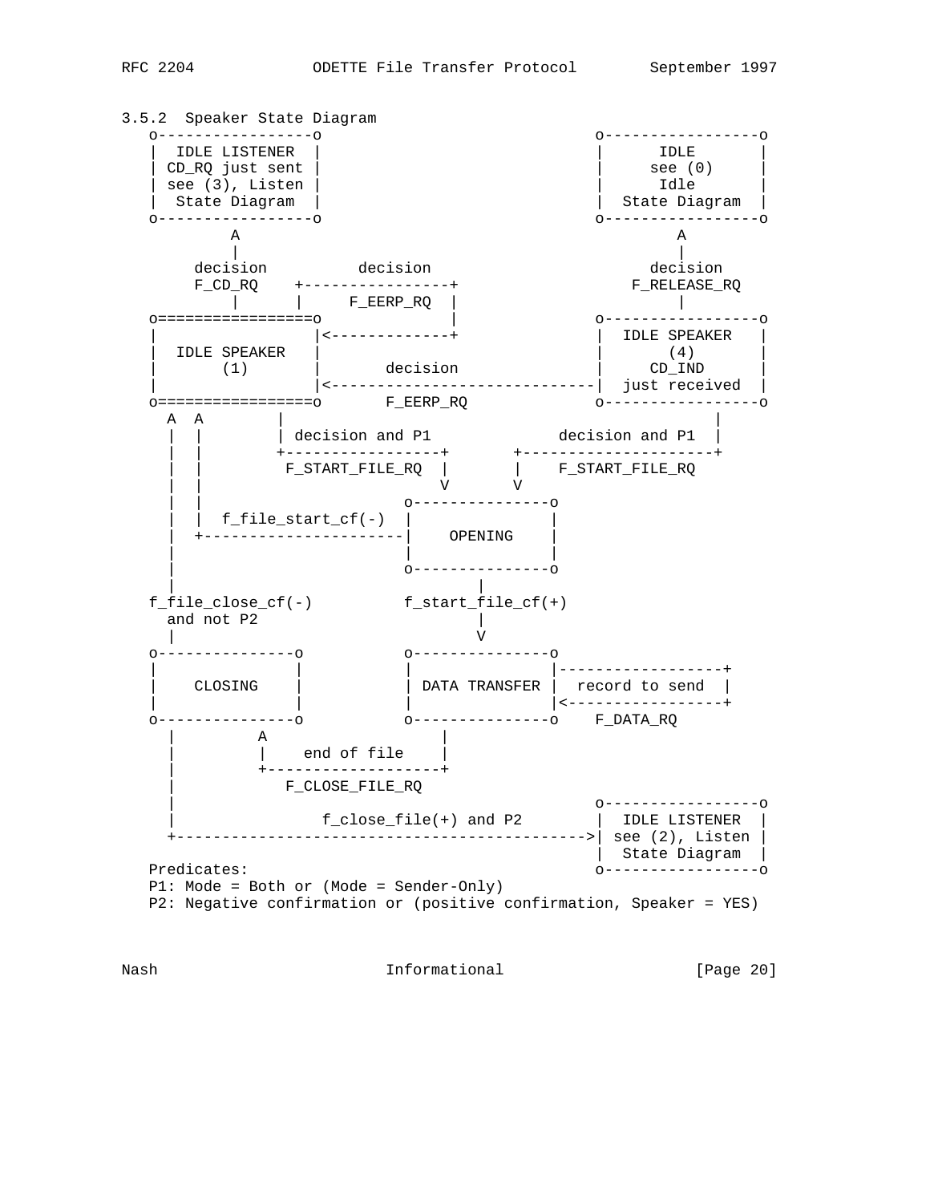### 3.5.2 Speaker State Diagram

```
   o-----------------o                               o-----------------o
   |  IDLE LISTENER  |                               |      IDLE       |
   | CD_RQ just sent |                               |     see (0)     |
   | see (3), Listen |                               |      Idle       |
   |  State Diagram  |                               |  State Diagram  |
   o-----------------o                               o-----------------o
           A                                                  A
           |                                                  |
       decision          decision                         decision
       F_CD_RQ    +----------------+                    F_RELEASE_RQ
           |      |     F_EERP_RQ  |                          |
   o=================o             |                 o-----------------o
   |                 |<-------------+                 |  IDLE SPEAKER   |
   |  IDLE SPEAKER   |                               |       (4)       |
   |       (1)       |       decision                |     CD_IND      |
   |                 |<------------------------------|  just received  |
   o=================o       F_EERP_RQ               o-----------------o
     A  A        |                                           |
     |  |        | decision and P1             decision and P1  |
     |  |        +-----------------+       +---------------------+
     |  |         F_START_FILE_RQ  |       |    F_START_FILE_RQ
     |  |                          V       V
     |  |                      o---------------o
     |  |  f_file_start_cf(-)  |               |
     |  +----------------------|    OPENING    |
     |                         |               |
     |                         o---------------o
     |                                 |
   f_file_close_cf(-)          f_start_file_cf(+)
     and not P2                        |
     |                                 V
   o---------------o           o---------------o
   |               |           |               |------------------+
   |    CLOSING    |           | DATA TRANSFER |  record to send  |
   |               |           |               |<-----------------+
   o---------------o           o---------------o    F_DATA_RQ
     |         A                       |
     |         |    end of file        |
     |         +-------------------+
     |            F_CLOSE_FILE_RQ
     |                                               o-----------------o
     |               f_close_file(+) and P2          |  IDLE LISTENER  |
     +------------------------------------------->| see (2), Listen |
                                                     |  State Diagram  |
   Predicates:                                       o-----------------o
   P1: Mode = Both or (Mode = Sender-Only)
   P2: Negative confirmation or (positive confirmation, Speaker = YES)
```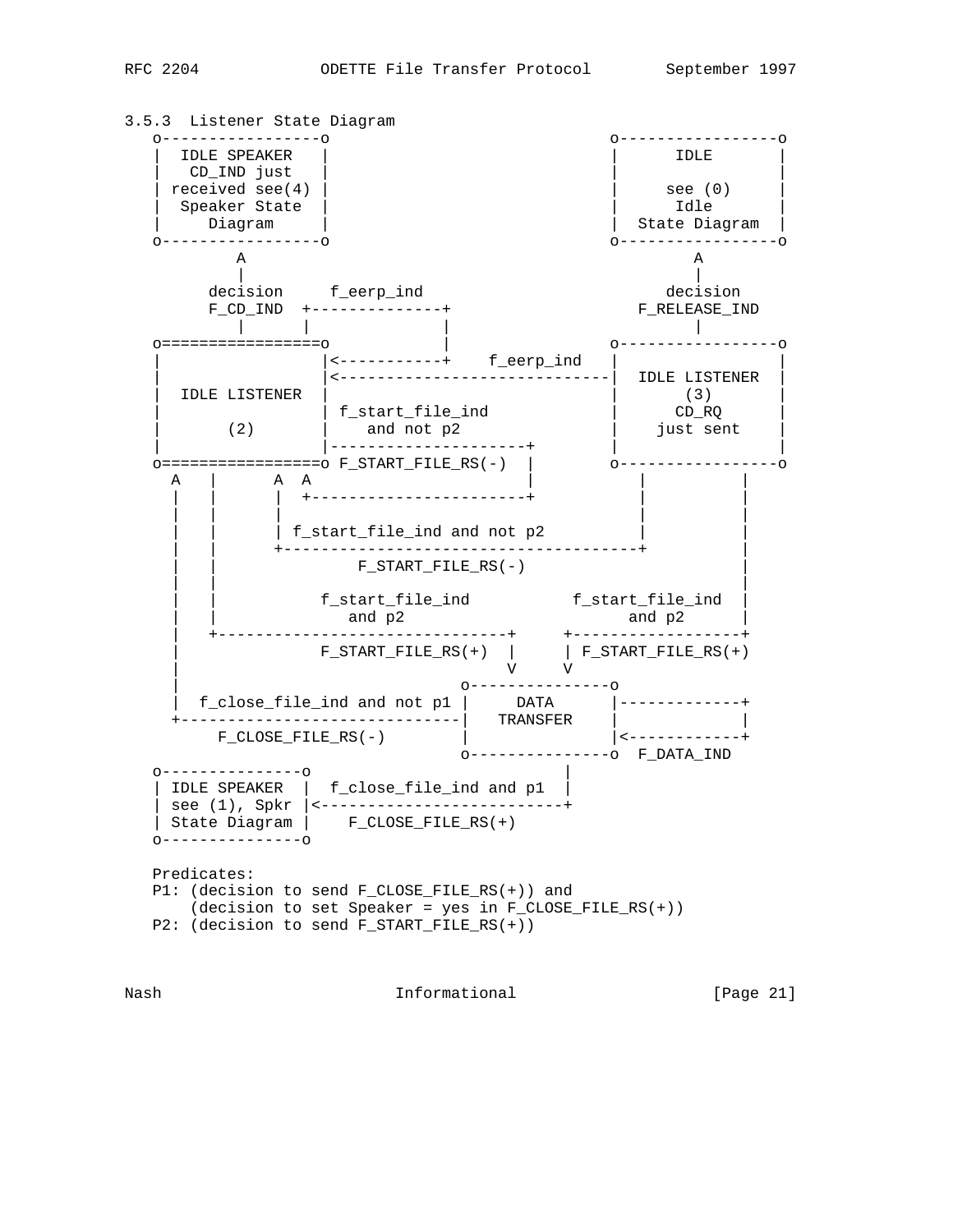### 3.5.3 Listener State Diagram

```
   o-----------------o                          o-----------------o
   |  IDLE SPEAKER   |                          |      IDLE       |
   |   CD_IND just   |                          |                 |
   | received see(4) |                          |     see (0)     |
   |  Speaker State  |                          |      Idle       |
   |     Diagram     |                          |  State Diagram  |
   o-----------------o                          o-----------------o
            A                                            A
            |                                            |
        decision     f_eerp_ind                      decision
        F_CD_IND  +--------------+                 F_RELEASE_IND
            |     |              |                       |
   o=================o           |              o-----------------o
   |                 |<----------+    f_eerp_ind   |                 |
   |                 |<----------------------------|  IDLE LISTENER  |
   |  IDLE LISTENER  |                             |       (3)       |
   |                 | f_start_file_ind            |      CD_RQ      |
   |       (2)       |    and not p2               |    just sent    |
   |                 |---------------------+       |                 |
   o=================o F_START_FILE_RS(-)  |       o-----------------o
     A   |      A  A                       |           |          |
     |   |      |  +-----------------------+           |          |
     |   |      |                                      |          |
     |   |      | f_start_file_ind and not p2          |          |
     |   |      +--------------------------------------+          |
     |   |              F_START_FILE_RS(-)                        |
     |   |                                                        |
     |   |           f_start_file_ind           f_start_file_ind  |
     |   |             and p2                        and p2       |
     |   +------------------------------+     +-------------------+
     |             F_START_FILE_RS(+)  |     | F_START_FILE_RS(+)
     |                                 V     V
     |                             o---------------o
     |  f_close_file_ind and not p1 |     DATA      |-------------+
     +-----------------------------|   TRANSFER    |             |
          F_CLOSE_FILE_RS(-)       |               |<------------+
                                   o---------------o  F_DATA_IND
   o---------------o                          |
   | IDLE SPEAKER  |  f_close_file_ind and p1 |
   | see (1), Spkr |<-------------------------+
   | State Diagram |    F_CLOSE_FILE_RS(+)
   o---------------o
```

Predicates:
P1: (decision to send F_CLOSE_FILE_RS(+)) and
    (decision to set Speaker = yes in F_CLOSE_FILE_RS(+))
P2: (decision to send F_START_FILE_RS(+))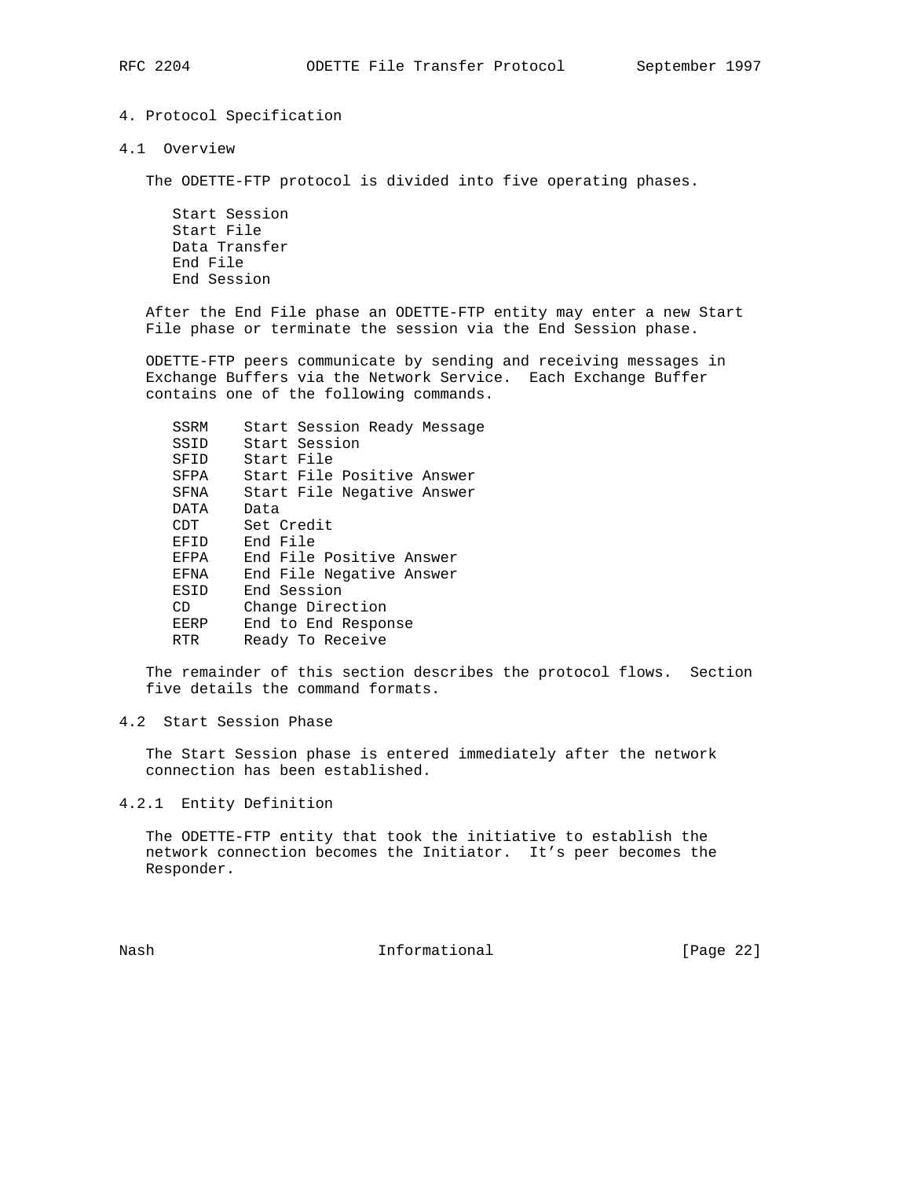# 4. Protocol Specification

## 4.1 Overview

The ODETTE-FTP protocol is divided into five operating phases.

- Start Session
- Start File
- Data Transfer
- End File
- End Session

After the End File phase an ODETTE-FTP entity may enter a new Start File phase or terminate the session via the End Session phase.

ODETTE-FTP peers communicate by sending and receiving messages in Exchange Buffers via the Network Service. Each Exchange Buffer contains one of the following commands.

```
SSRM    Start Session Ready Message
SSID    Start Session
SFID    Start File
SFPA    Start File Positive Answer
SFNA    Start File Negative Answer
DATA    Data
CDT     Set Credit
EFID    End File
EFPA    End File Positive Answer
EFNA    End File Negative Answer
ESID    End Session
CD      Change Direction
EERP    End to End Response
RTR     Ready To Receive
```

The remainder of this section describes the protocol flows. Section five details the command formats.

## 4.2 Start Session Phase

The Start Session phase is entered immediately after the network connection has been established.

### 4.2.1 Entity Definition

The ODETTE-FTP entity that took the initiative to establish the network connection becomes the Initiator. It's peer becomes the Responder.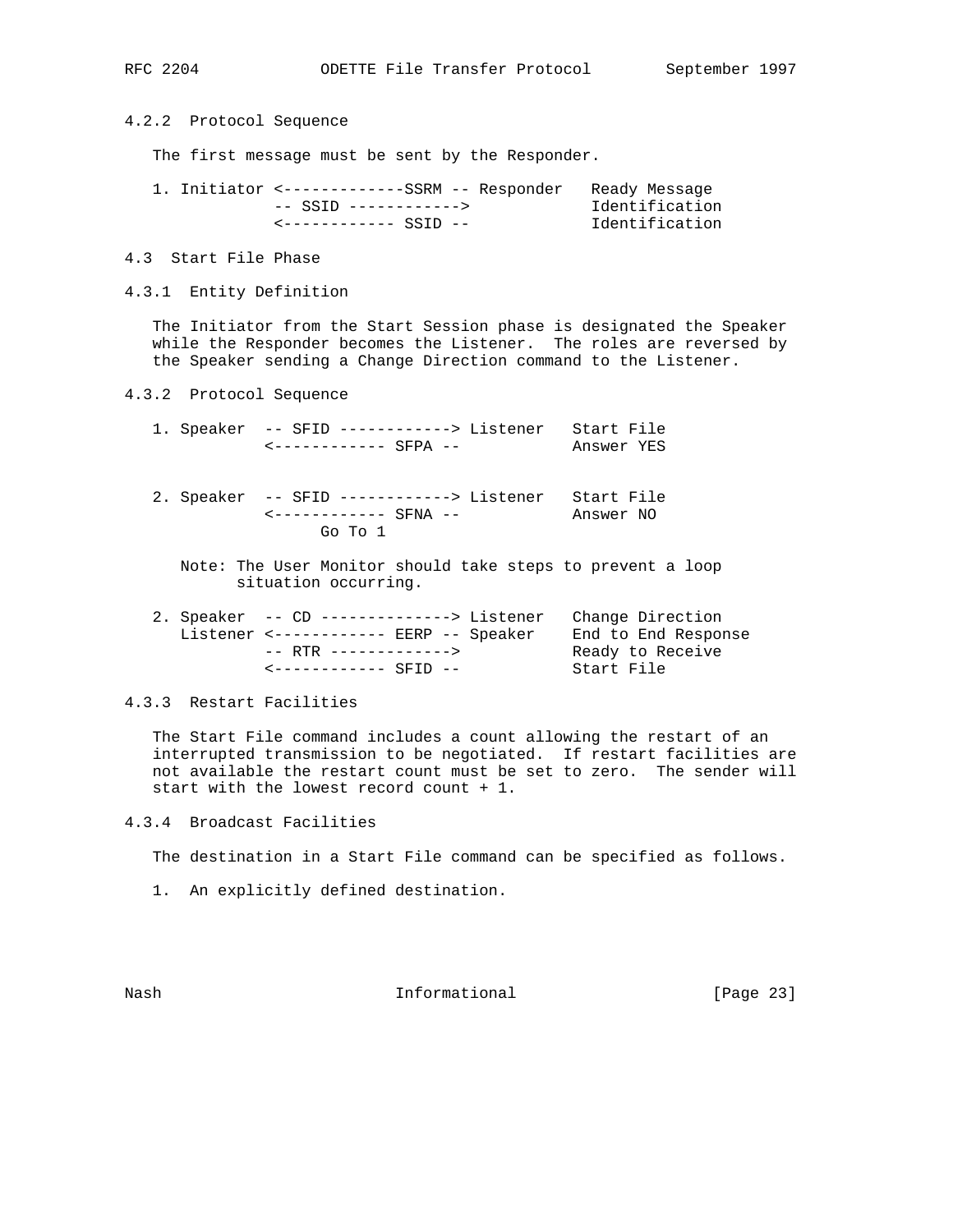### 4.2.2 Protocol Sequence

The first message must be sent by the Responder.

```
1. Initiator <-------------SSRM -- Responder   Ready Message
             -- SSID ------------>             Identification
             <------------ SSID --             Identification
```

## 4.3 Start File Phase

### 4.3.1 Entity Definition

The Initiator from the Start Session phase is designated the Speaker while the Responder becomes the Listener. The roles are reversed by the Speaker sending a Change Direction command to the Listener.

### 4.3.2 Protocol Sequence

```
1. Speaker  -- SFID ------------> Listener   Start File
           <------------ SFPA --            Answer YES


2. Speaker  -- SFID ------------> Listener   Start File
           <------------ SFNA --            Answer NO
                 Go To 1
```

Note: The User Monitor should take steps to prevent a loop situation occurring.

```
2. Speaker  -- CD --------------> Listener   Change Direction
   Listener <------------ EERP -- Speaker    End to End Response
           -- RTR ------------->            Ready to Receive
           <------------ SFID --            Start File
```

### 4.3.3 Restart Facilities

The Start File command includes a count allowing the restart of an interrupted transmission to be negotiated. If restart facilities are not available the restart count must be set to zero. The sender will start with the lowest record count + 1.

### 4.3.4 Broadcast Facilities

The destination in a Start File command can be specified as follows.

1. An explicitly defined destination.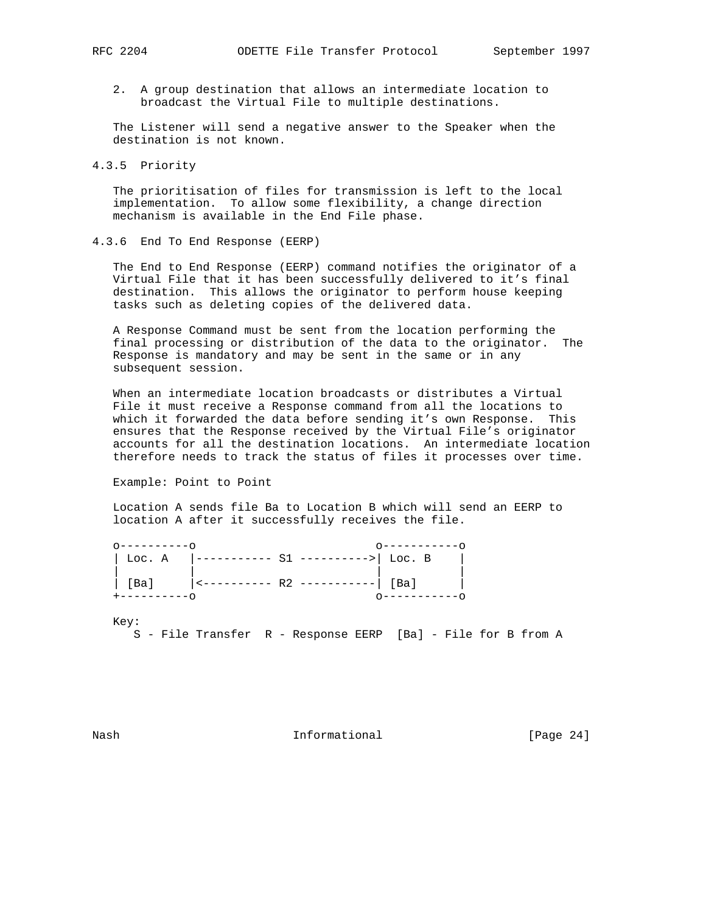2. A group destination that allows an intermediate location to broadcast the Virtual File to multiple destinations.

The Listener will send a negative answer to the Speaker when the destination is not known.

### 4.3.5 Priority

The prioritisation of files for transmission is left to the local implementation. To allow some flexibility, a change direction mechanism is available in the End File phase.

### 4.3.6 End To End Response (EERP)

The End to End Response (EERP) command notifies the originator of a Virtual File that it has been successfully delivered to it's final destination. This allows the originator to perform house keeping tasks such as deleting copies of the delivered data.

A Response Command must be sent from the location performing the final processing or distribution of the data to the originator. The Response is mandatory and may be sent in the same or in any subsequent session.

When an intermediate location broadcasts or distributes a Virtual File it must receive a Response command from all the locations to which it forwarded the data before sending it's own Response. This ensures that the Response received by the Virtual File's originator accounts for all the destination locations. An intermediate location therefore needs to track the status of files it processes over time.

Example: Point to Point

Location A sends file Ba to Location B which will send an EERP to location A after it successfully receives the file.

```
o----------o                          o-----------o
| Loc. A   |----------- S1 ---------->| Loc. B    |
|          |                          |           |
| [Ba]     |<---------- R2 -----------| [Ba]      |
+----------o                          o-----------o
```

Key:
   S - File Transfer  R - Response EERP  [Ba] - File for B from A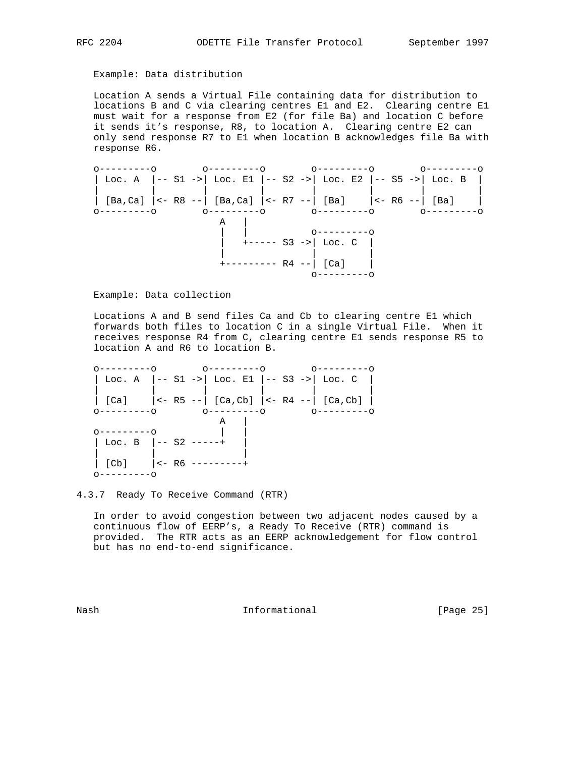Example: Data distribution

Location A sends a Virtual File containing data for distribution to locations B and C via clearing centres E1 and E2. Clearing centre E1 must wait for a response from E2 (for file Ba) and location C before it sends it's response, R8, to location A. Clearing centre E2 can only send response R7 to E1 when location B acknowledges file Ba with response R6.

```
o---------o       o---------o       o---------o       o---------o
| Loc. A  |-- S1 ->| Loc. E1 |-- S2 ->| Loc. E2 |-- S5 ->| Loc. B  |
|         |       |         |       |         |       |         |
| [Ba,Ca] |<- R8 --| [Ba,Ca] |<- R7 --| [Ba]    |<- R6 --| [Ba]    |
o---------o       o---------o       o---------o       o---------o
                     A   |
                     |   |           o---------o
                     |   +----- S3 ->| Loc. C  |
                     |               |         |
                     +--------- R4 --| [Ca]    |
                                     o---------o
```

Example: Data collection

Locations A and B send files Ca and Cb to clearing centre E1 which forwards both files to location C in a single Virtual File. When it receives response R4 from C, clearing centre E1 sends response R5 to location A and R6 to location B.

```
o---------o       o---------o       o---------o
| Loc. A  |-- S1 ->| Loc. E1 |-- S3 ->| Loc. C  |
|         |       |         |       |         |
| [Ca]    |<- R5 --| [Ca,Cb] |<- R4 --| [Ca,Cb] |
o---------o       o---------o       o---------o
                     A   |
o---------o          |   |
| Loc. B  |-- S2 -----+   |
|         |              |
| [Cb]    |<- R6 ---------+
o---------o
```

### 4.3.7 Ready To Receive Command (RTR)

In order to avoid congestion between two adjacent nodes caused by a continuous flow of EERP's, a Ready To Receive (RTR) command is provided. The RTR acts as an EERP acknowledgement for flow control but has no end-to-end significance.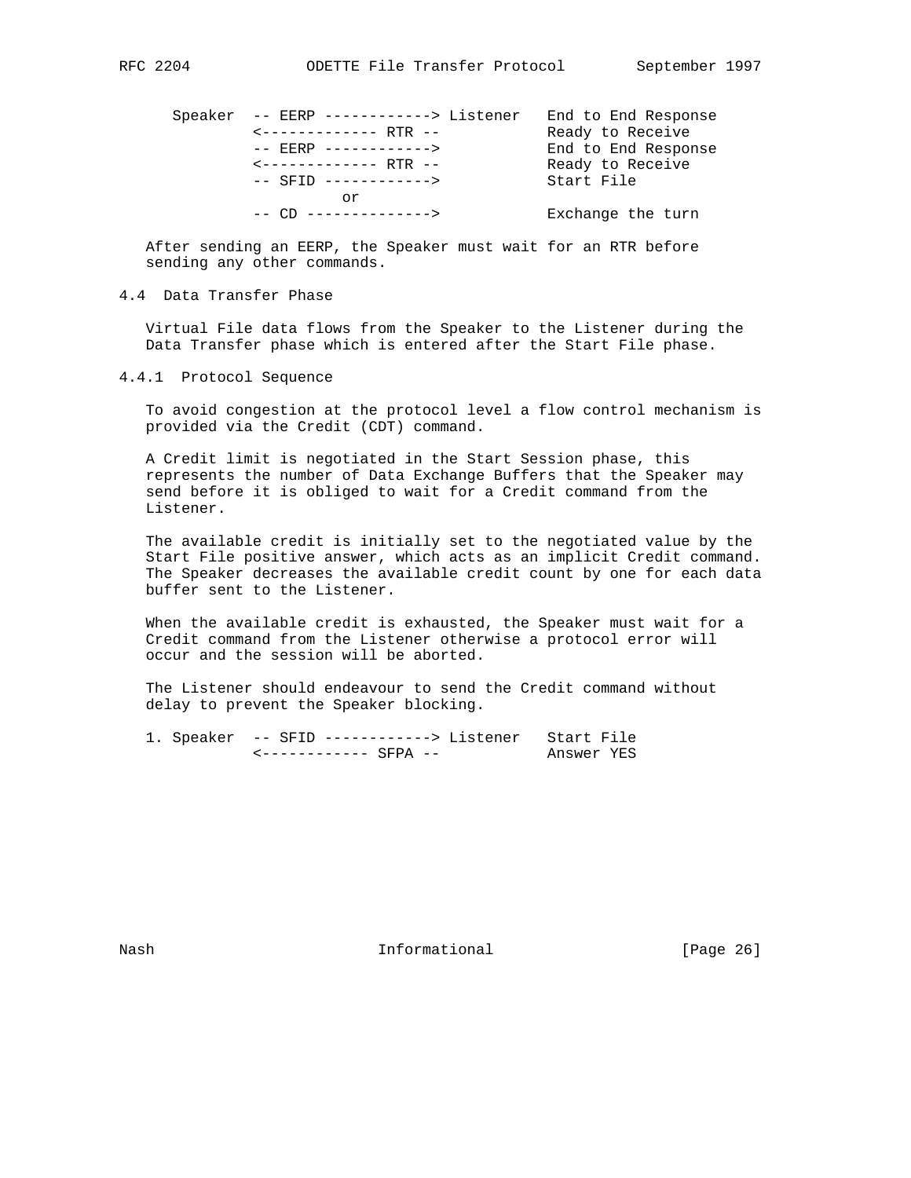```
      Speaker  -- EERP ------------> Listener   End to End Response
               <------------- RTR --            Ready to Receive
               -- EERP ------------>            End to End Response
               <------------- RTR --            Ready to Receive
               -- SFID ------------>            Start File
                         or
               -- CD -------------->            Exchange the turn
```

After sending an EERP, the Speaker must wait for an RTR before sending any other commands.

### 4.4 Data Transfer Phase

Virtual File data flows from the Speaker to the Listener during the Data Transfer phase which is entered after the Start File phase.

#### 4.4.1 Protocol Sequence

To avoid congestion at the protocol level a flow control mechanism is provided via the Credit (CDT) command.

A Credit limit is negotiated in the Start Session phase, this represents the number of Data Exchange Buffers that the Speaker may send before it is obliged to wait for a Credit command from the Listener.

The available credit is initially set to the negotiated value by the Start File positive answer, which acts as an implicit Credit command. The Speaker decreases the available credit count by one for each data buffer sent to the Listener.

When the available credit is exhausted, the Speaker must wait for a Credit command from the Listener otherwise a protocol error will occur and the session will be aborted.

The Listener should endeavour to send the Credit command without delay to prevent the Speaker blocking.

```
   1. Speaker  -- SFID ------------> Listener   Start File
               <------------ SFPA --            Answer YES
```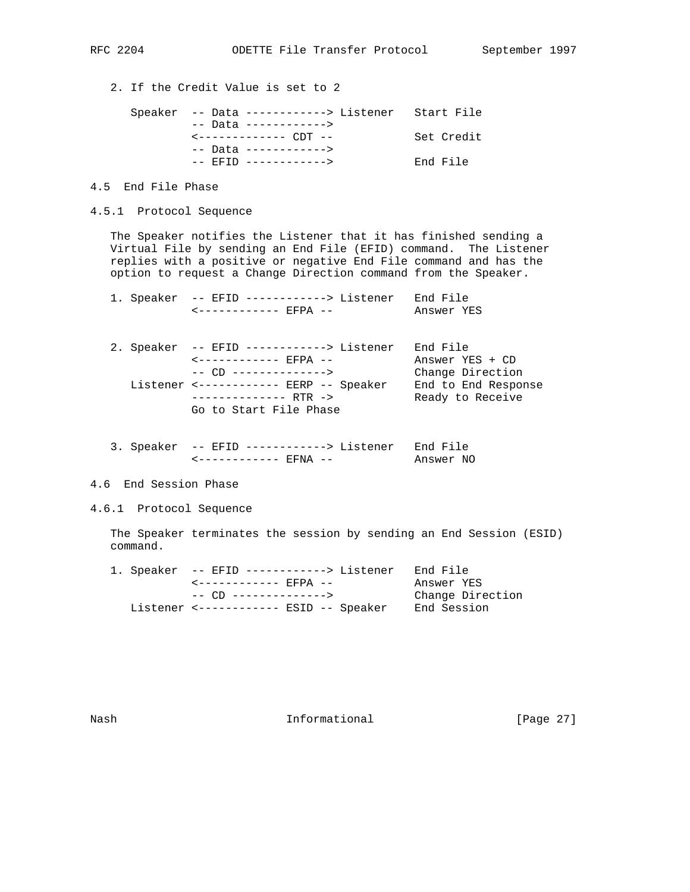2. If the Credit Value is set to 2

```
   Speaker  -- Data ------------> Listener   Start File
            -- Data ------------>
            <------------- CDT --            Set Credit
            -- Data ------------>
            -- EFID ------------>            End File
```

### 4.5 End File Phase

#### 4.5.1 Protocol Sequence

The Speaker notifies the Listener that it has finished sending a Virtual File by sending an End File (EFID) command. The Listener replies with a positive or negative End File command and has the option to request a Change Direction command from the Speaker.

```
1. Speaker  -- EFID ------------> Listener   End File
            <------------ EFPA --            Answer YES


2. Speaker  -- EFID ------------> Listener   End File
            <------------ EFPA --            Answer YES + CD
            -- CD -------------->            Change Direction
   Listener <------------ EERP -- Speaker    End to End Response
            -------------- RTR ->            Ready to Receive
            Go to Start File Phase


3. Speaker  -- EFID ------------> Listener   End File
            <------------ EFNA --            Answer NO
```

### 4.6 End Session Phase

#### 4.6.1 Protocol Sequence

The Speaker terminates the session by sending an End Session (ESID) command.

```
1. Speaker  -- EFID ------------> Listener   End File
            <------------ EFPA --            Answer YES
            -- CD -------------->            Change Direction
   Listener <------------ ESID -- Speaker    End Session
```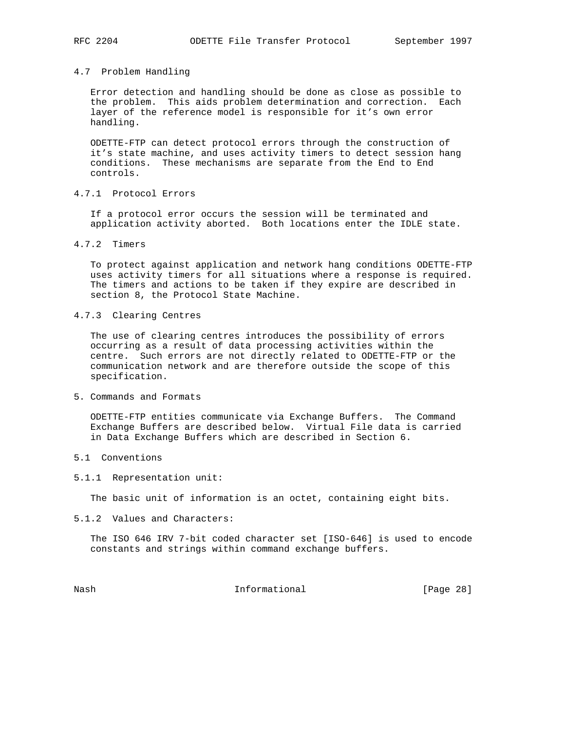### 4.7  Problem Handling

Error detection and handling should be done as close as possible to the problem.  This aids problem determination and correction.  Each layer of the reference model is responsible for it's own error handling.

ODETTE-FTP can detect protocol errors through the construction of it's state machine, and uses activity timers to detect session hang conditions.  These mechanisms are separate from the End to End controls.

#### 4.7.1  Protocol Errors

If a protocol error occurs the session will be terminated and application activity aborted.  Both locations enter the IDLE state.

#### 4.7.2  Timers

To protect against application and network hang conditions ODETTE-FTP uses activity timers for all situations where a response is required. The timers and actions to be taken if they expire are described in section 8, the Protocol State Machine.

#### 4.7.3  Clearing Centres

The use of clearing centres introduces the possibility of errors occurring as a result of data processing activities within the centre.  Such errors are not directly related to ODETTE-FTP or the communication network and are therefore outside the scope of this specification.

## 5. Commands and Formats

ODETTE-FTP entities communicate via Exchange Buffers.  The Command Exchange Buffers are described below.  Virtual File data is carried in Data Exchange Buffers which are described in Section 6.

### 5.1  Conventions

#### 5.1.1  Representation unit:

The basic unit of information is an octet, containing eight bits.

#### 5.1.2  Values and Characters:

The ISO 646 IRV 7-bit coded character set [ISO-646] is used to encode constants and strings within command exchange buffers.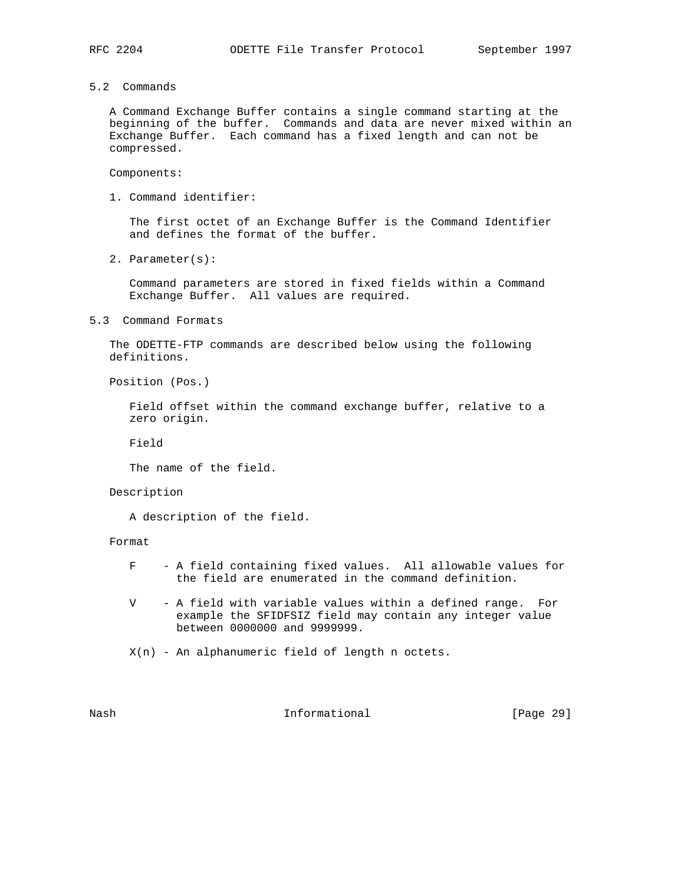## 5.2 Commands

A Command Exchange Buffer contains a single command starting at the beginning of the buffer. Commands and data are never mixed within an Exchange Buffer. Each command has a fixed length and can not be compressed.

Components:

1. Command identifier:

   The first octet of an Exchange Buffer is the Command Identifier and defines the format of the buffer.

2. Parameter(s):

   Command parameters are stored in fixed fields within a Command Exchange Buffer. All values are required.

## 5.3 Command Formats

The ODETTE-FTP commands are described below using the following definitions.

Position (Pos.)

   Field offset within the command exchange buffer, relative to a zero origin.

   Field

   The name of the field.

Description

   A description of the field.

Format

   F    - A field containing fixed values. All allowable values for the field are enumerated in the command definition.

   V    - A field with variable values within a defined range. For example the SFIDFSIZ field may contain any integer value between 0000000 and 9999999.

   X(n) - An alphanumeric field of length n octets.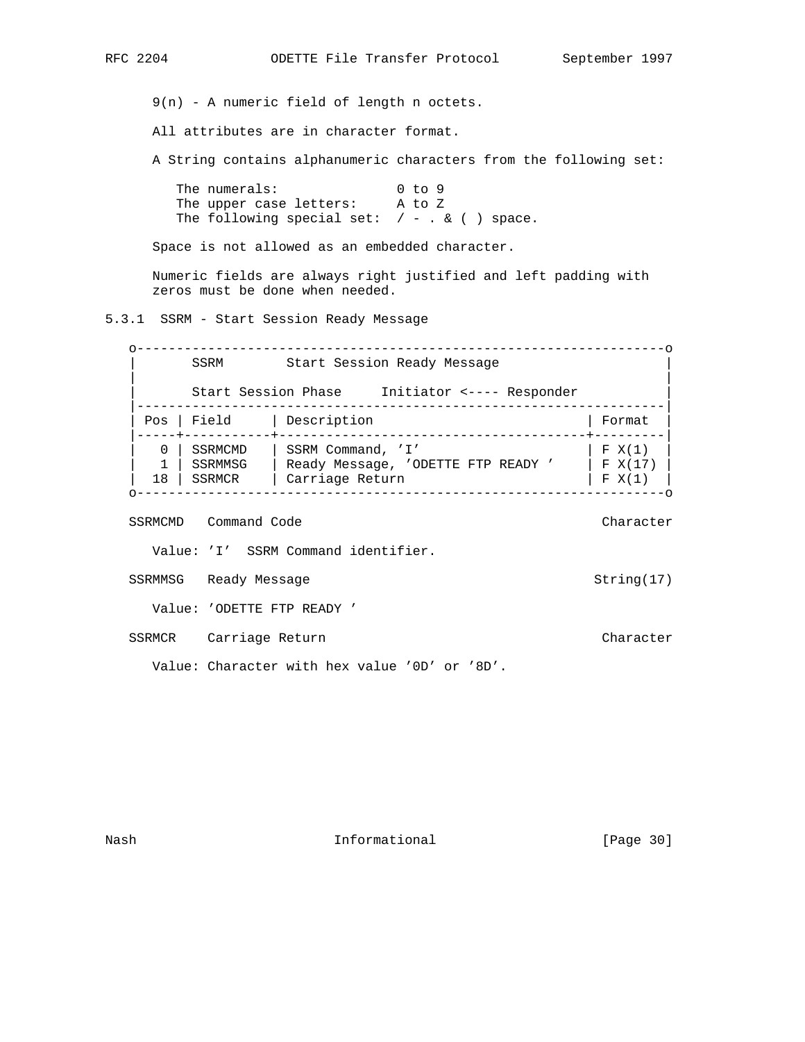9(n) - A numeric field of length n octets.

All attributes are in character format.

A String contains alphanumeric characters from the following set:

```
The numerals:               0 to 9
The upper case letters:     A to Z
The following special set:  / - . & ( ) space.
```

Space is not allowed as an embedded character.

Numeric fields are always right justified and left padding with zeros must be done when needed.

### 5.3.1 SSRM - Start Session Ready Message

**SSRM — Start Session Ready Message**

Start Session Phase — Initiator <---- Responder

| Pos | Field | Description | Format |
|---|---|---|---|
| 0 | SSRMCMD | SSRM Command, 'I' | F X(1) |
| 1 | SSRMMSG | Ready Message, 'ODETTE FTP READY ' | F X(17) |
| 18 | SSRMCR | Carriage Return | F X(1) |

SSRMCMD   Command Code                                   Character

Value: 'I'  SSRM Command identifier.

SSRMMSG   Ready Message                                  String(17)

Value: 'ODETTE FTP READY '

SSRMCR    Carriage Return                                Character

Value: Character with hex value '0D' or '8D'.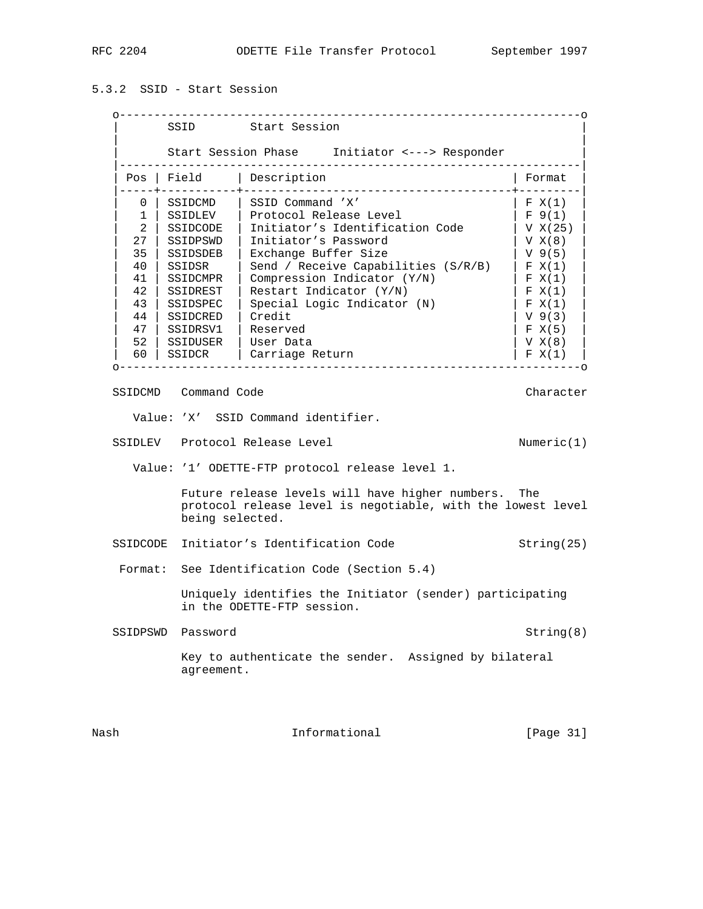### 5.3.2 SSID - Start Session

```
o-------------------------------------------------------------------o
|       SSID        Start Session                                   |
|                                                                   |
|       Start Session Phase     Initiator <---> Responder           |
|-------------------------------------------------------------------|
| Pos | Field     | Description                           | Format  |
|-----+-----------+---------------------------------------+---------|
|   0 | SSIDCMD   | SSID Command 'X'                      | F X(1)  |
|   1 | SSIDLEV   | Protocol Release Level                | F 9(1)  |
|   2 | SSIDCODE  | Initiator's Identification Code       | V X(25) |
|  27 | SSIDPSWD  | Initiator's Password                  | V X(8)  |
|  35 | SSIDSDEB  | Exchange Buffer Size                  | V 9(5)  |
|  40 | SSIDSR    | Send / Receive Capabilities (S/R/B)   | F X(1)  |
|  41 | SSIDCMPR  | Compression Indicator (Y/N)           | F X(1)  |
|  42 | SSIDREST  | Restart Indicator (Y/N)               | F X(1)  |
|  43 | SSIDSPEC  | Special Logic Indicator (N)           | F X(1)  |
|  44 | SSIDCRED  | Credit                                | V 9(3)  |
|  47 | SSIDRSV1  | Reserved                              | F X(5)  |
|  52 | SSIDUSER  | User Data                             | V X(8)  |
|  60 | SSIDCR    | Carriage Return                       | F X(1)  |
o-------------------------------------------------------------------o
```

```
SSIDCMD   Command Code                                      Character

   Value: 'X'  SSID Command identifier.

SSIDLEV   Protocol Release Level                           Numeric(1)

   Value: '1' ODETTE-FTP protocol release level 1.

          Future release levels will have higher numbers.  The
          protocol release level is negotiable, with the lowest level
          being selected.

SSIDCODE  Initiator's Identification Code                  String(25)

 Format:  See Identification Code (Section 5.4)

          Uniquely identifies the Initiator (sender) participating
          in the ODETTE-FTP session.

SSIDPSWD  Password                                          String(8)

          Key to authenticate the sender.  Assigned by bilateral
          agreement.
```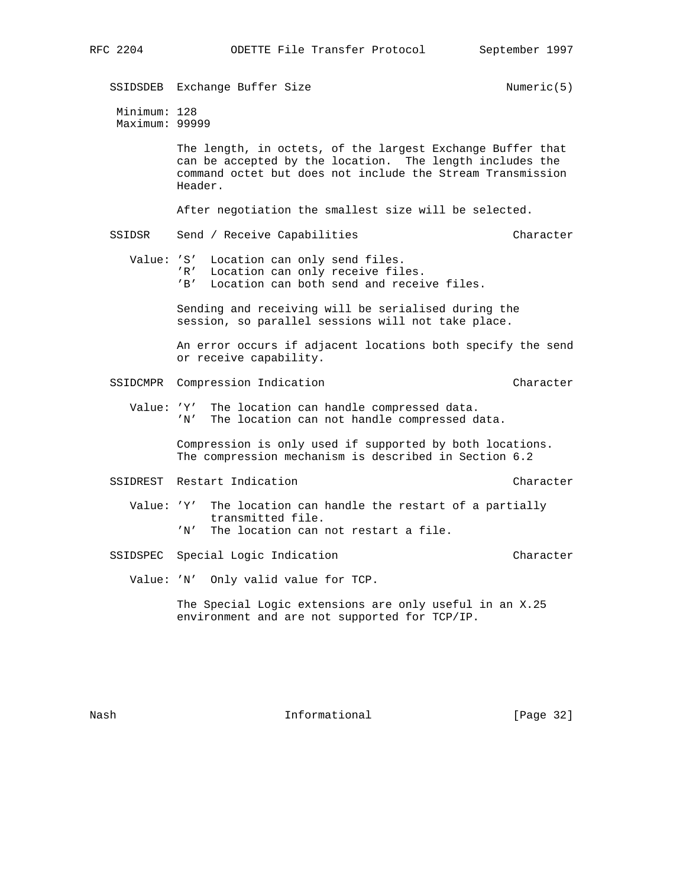SSIDSDEB   Exchange Buffer Size                              Numeric(5)

Minimum: 128
Maximum: 99999

The length, in octets, of the largest Exchange Buffer that can be accepted by the location. The length includes the command octet but does not include the Stream Transmission Header.

After negotiation the smallest size will be selected.

SSIDSR   Send / Receive Capabilities                              Character

Value: 'S'  Location can only send files.
'R'  Location can only receive files.
'B'  Location can both send and receive files.

Sending and receiving will be serialised during the session, so parallel sessions will not take place.

An error occurs if adjacent locations both specify the send or receive capability.

SSIDCMPR   Compression Indication                              Character

Value: 'Y'  The location can handle compressed data.
'N'  The location can not handle compressed data.

Compression is only used if supported by both locations. The compression mechanism is described in Section 6.2

SSIDREST   Restart Indication                              Character

Value: 'Y'  The location can handle the restart of a partially transmitted file.
'N'  The location can not restart a file.

SSIDSPEC   Special Logic Indication                              Character

Value: 'N'  Only valid value for TCP.

The Special Logic extensions are only useful in an X.25 environment and are not supported for TCP/IP.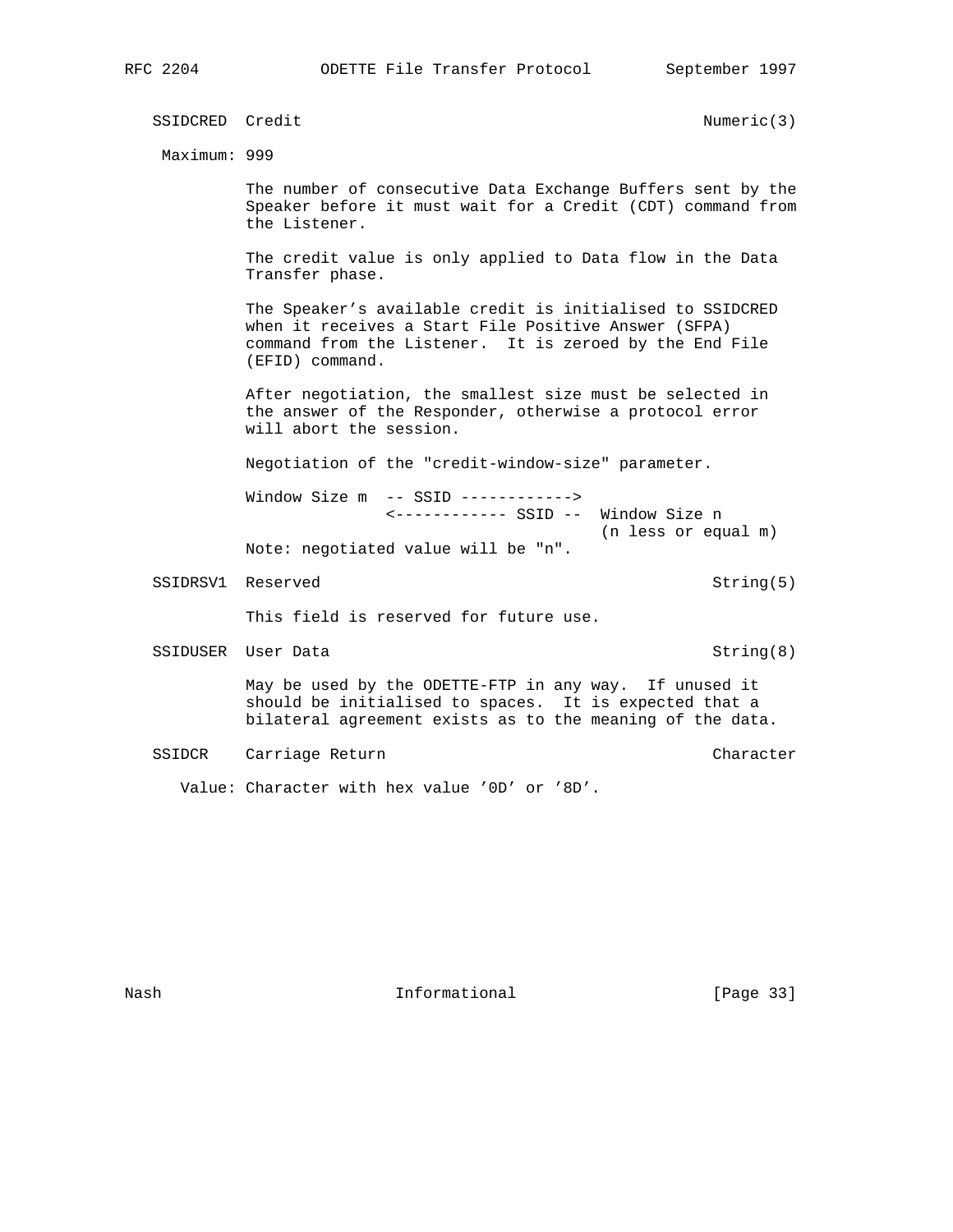SSIDCRED Credit Numeric(3)

Maximum: 999

The number of consecutive Data Exchange Buffers sent by the Speaker before it must wait for a Credit (CDT) command from the Listener.

The credit value is only applied to Data flow in the Data Transfer phase.

The Speaker's available credit is initialised to SSIDCRED when it receives a Start File Positive Answer (SFPA) command from the Listener. It is zeroed by the End File (EFID) command.

After negotiation, the smallest size must be selected in the answer of the Responder, otherwise a protocol error will abort the session.

Negotiation of the "credit-window-size" parameter.

```
Window Size m  -- SSID ------------>
               <------------ SSID --  Window Size n
                                      (n less or equal m)
Note: negotiated value will be "n".
```

SSIDRSV1 Reserved String(5)

This field is reserved for future use.

SSIDUSER User Data String(8)

May be used by the ODETTE-FTP in any way. If unused it should be initialised to spaces. It is expected that a bilateral agreement exists as to the meaning of the data.

SSIDCR Carriage Return Character

Value: Character with hex value '0D' or '8D'.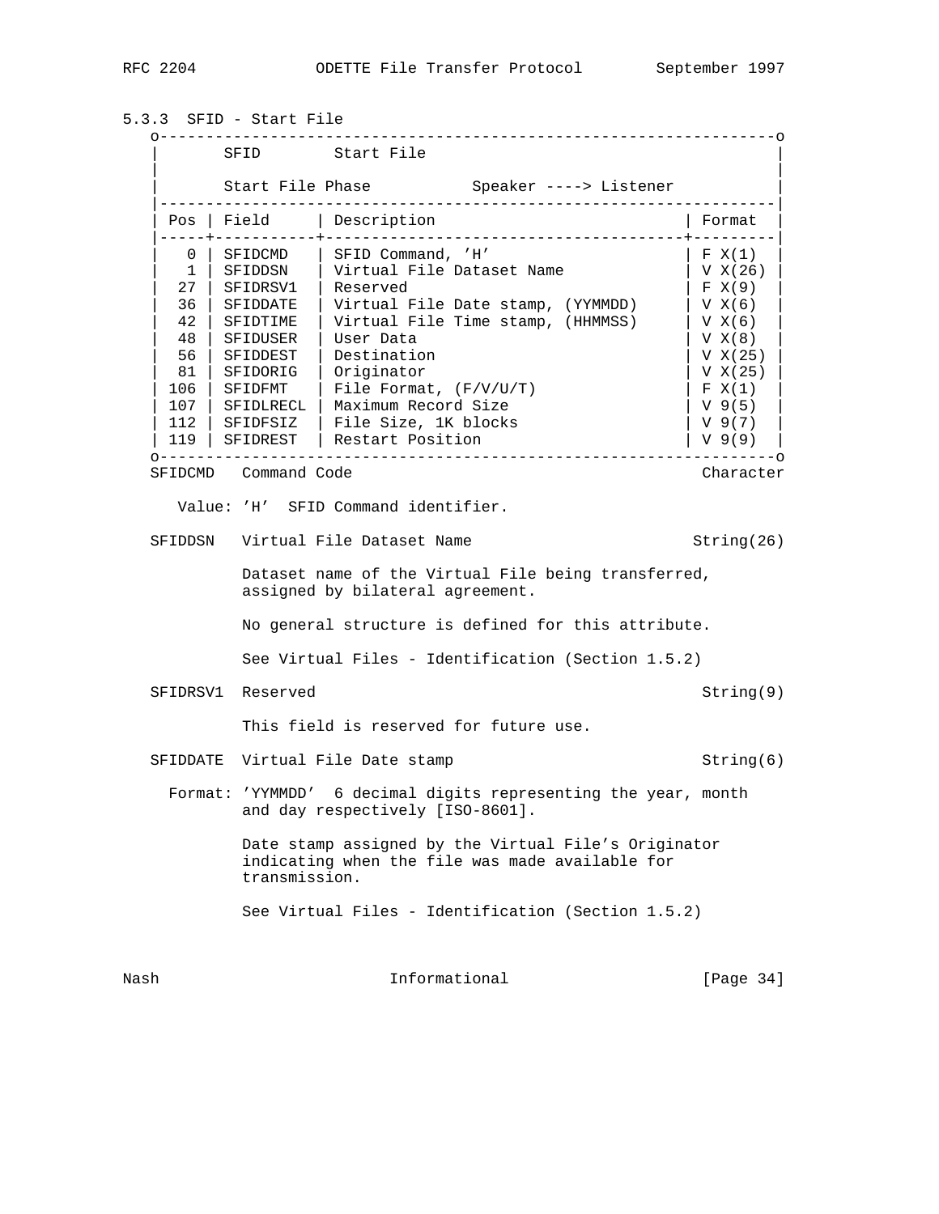### 5.3.3 SFID - Start File

| SFID Start File | | | |
|---|---|---|---|
| Start File Phase Speaker ----> Listener | | | |
| **Pos** | **Field** | **Description** | **Format** |
| 0 | SFIDCMD | SFID Command, 'H' | F X(1) |
| 1 | SFIDDSN | Virtual File Dataset Name | V X(26) |
| 27 | SFIDRSV1 | Reserved | F X(9) |
| 36 | SFIDDATE | Virtual File Date stamp, (YYMMDD) | V X(6) |
| 42 | SFIDTIME | Virtual File Time stamp, (HHMMSS) | V X(6) |
| 48 | SFIDUSER | User Data | V X(8) |
| 56 | SFIDDEST | Destination | V X(25) |
| 81 | SFIDORIG | Originator | V X(25) |
| 106 | SFIDFMT | File Format, (F/V/U/T) | F X(1) |
| 107 | SFIDLRECL | Maximum Record Size | V 9(5) |
| 112 | SFIDFSIZ | File Size, 1K blocks | V 9(7) |
| 119 | SFIDREST | Restart Position | V 9(9) |

**SFIDCMD** Command Code — Character

Value: 'H' SFID Command identifier.

**SFIDDSN** Virtual File Dataset Name — String(26)

Dataset name of the Virtual File being transferred, assigned by bilateral agreement.

No general structure is defined for this attribute.

See Virtual Files - Identification (Section 1.5.2)

**SFIDRSV1** Reserved — String(9)

This field is reserved for future use.

**SFIDDATE** Virtual File Date stamp — String(6)

Format: 'YYMMDD' 6 decimal digits representing the year, month and day respectively [ISO-8601].

Date stamp assigned by the Virtual File's Originator indicating when the file was made available for transmission.

See Virtual Files - Identification (Section 1.5.2)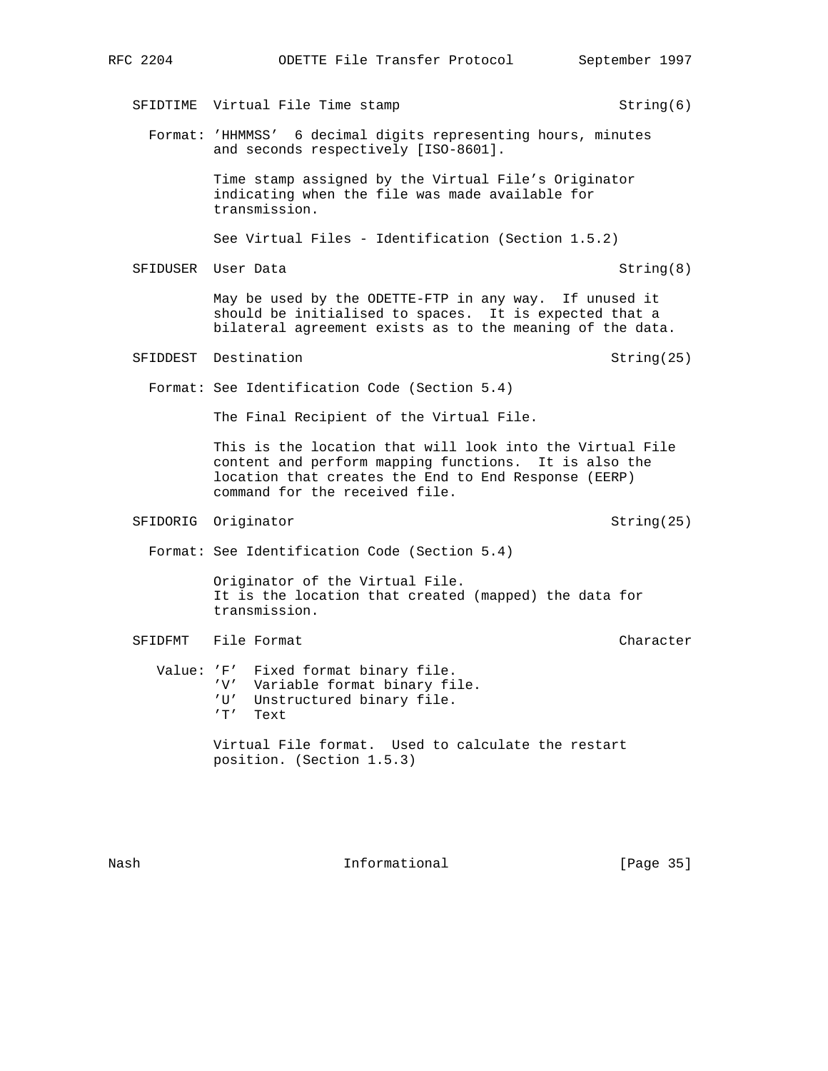SFIDTIME Virtual File Time stamp String(6)

Format: 'HHMMSS' 6 decimal digits representing hours, minutes and seconds respectively [ISO-8601].

Time stamp assigned by the Virtual File's Originator indicating when the file was made available for transmission.

See Virtual Files - Identification (Section 1.5.2)

SFIDUSER User Data String(8)

May be used by the ODETTE-FTP in any way. If unused it should be initialised to spaces. It is expected that a bilateral agreement exists as to the meaning of the data.

SFIDDEST Destination String(25)

Format: See Identification Code (Section 5.4)

The Final Recipient of the Virtual File.

This is the location that will look into the Virtual File content and perform mapping functions. It is also the location that creates the End to End Response (EERP) command for the received file.

SFIDORIG Originator String(25)

Format: See Identification Code (Section 5.4)

Originator of the Virtual File.
It is the location that created (mapped) the data for transmission.

SFIDFMT File Format Character

Value: 'F' Fixed format binary file.
'V' Variable format binary file.
'U' Unstructured binary file.
'T' Text

Virtual File format. Used to calculate the restart position. (Section 1.5.3)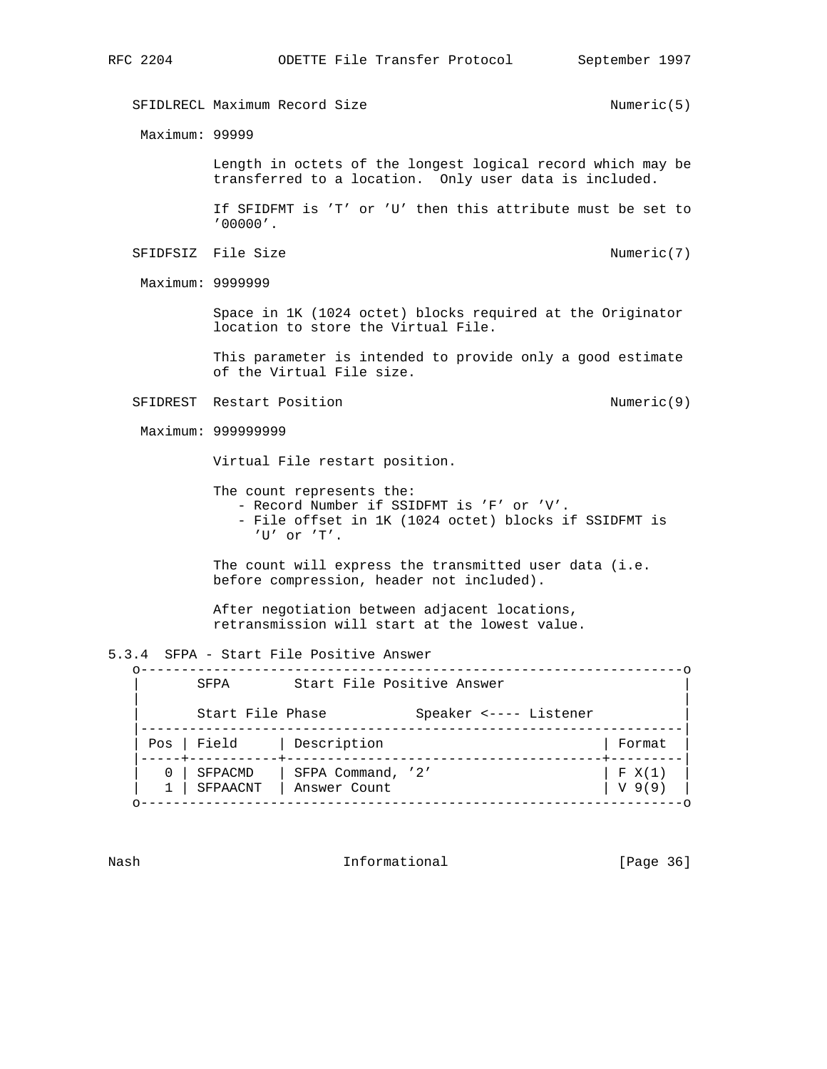SFIDLRECL Maximum Record Size Numeric(5)

Maximum: 99999

Length in octets of the longest logical record which may be transferred to a location. Only user data is included.

If SFIDFMT is 'T' or 'U' then this attribute must be set to '00000'.

SFIDFSIZ File Size Numeric(7)

Maximum: 9999999

Space in 1K (1024 octet) blocks required at the Originator location to store the Virtual File.

This parameter is intended to provide only a good estimate of the Virtual File size.

SFIDREST Restart Position Numeric(9)

Maximum: 999999999

Virtual File restart position.

The count represents the:
- Record Number if SSIDFMT is 'F' or 'V'.
- File offset in 1K (1024 octet) blocks if SSIDFMT is 'U' or 'T'.

The count will express the transmitted user data (i.e. before compression, header not included).

After negotiation between adjacent locations, retransmission will start at the lowest value.

### 5.3.4 SFPA - Start File Positive Answer

SFPA Start File Positive Answer

Start File Phase Speaker <---- Listener

| Pos | Field | Description | Format |
|---|---|---|---|
| 0 | SFPACMD | SFPA Command, '2' | F X(1) |
| 1 | SFPAACNT | Answer Count | V 9(9) |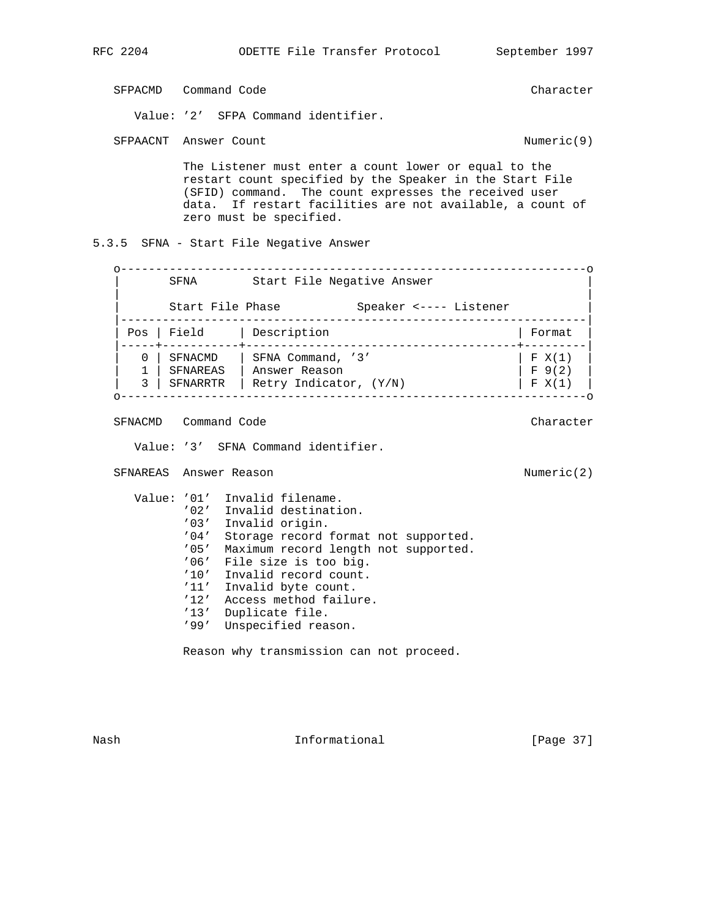SFPACMD   Command Code                                    Character

Value: '2'  SFPA Command identifier.

SFPAACNT  Answer Count                                    Numeric(9)

The Listener must enter a count lower or equal to the restart count specified by the Speaker in the Start File (SFID) command.  The count expresses the received user data.  If restart facilities are not available, a count of zero must be specified.

### 5.3.5  SFNA - Start File Negative Answer

SFNA        Start File Negative Answer

Start File Phase           Speaker <---- Listener

| Pos | Field | Description | Format |
|---|---|---|---|
| 0 | SFNACMD | SFNA Command, '3' | F X(1) |
| 1 | SFNAREAS | Answer Reason | F 9(2) |
| 3 | SFNARRTR | Retry Indicator, (Y/N) | F X(1) |

SFNACMD   Command Code                                    Character

Value: '3'  SFNA Command identifier.

SFNAREAS  Answer Reason                                   Numeric(2)

Value: '01'  Invalid filename.
'02'  Invalid destination.
'03'  Invalid origin.
'04'  Storage record format not supported.
'05'  Maximum record length not supported.
'06'  File size is too big.
'10'  Invalid record count.
'11'  Invalid byte count.
'12'  Access method failure.
'13'  Duplicate file.
'99'  Unspecified reason.

Reason why transmission can not proceed.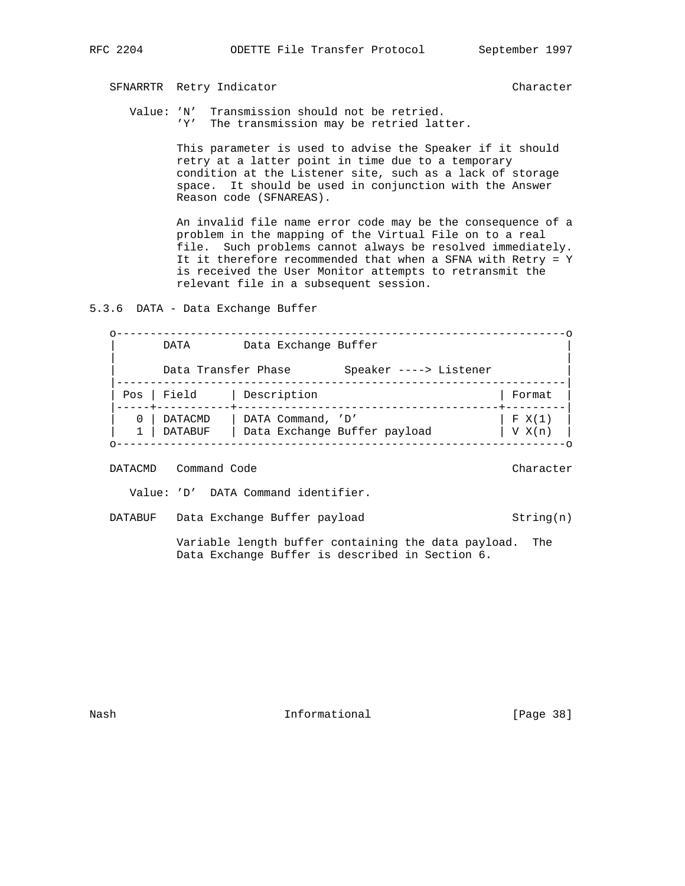SFNARRTR  Retry Indicator                                Character

Value: 'N'  Transmission should not be retried.
'Y'  The transmission may be retried latter.

This parameter is used to advise the Speaker if it should retry at a latter point in time due to a temporary condition at the Listener site, such as a lack of storage space. It should be used in conjunction with the Answer Reason code (SFNAREAS).

An invalid file name error code may be the consequence of a problem in the mapping of the Virtual File on to a real file. Such problems cannot always be resolved immediately. It it therefore recommended that when a SFNA with Retry = Y is received the User Monitor attempts to retransmit the relevant file in a subsequent session.

### 5.3.6  DATA - Data Exchange Buffer

```
o-------------------------------------------------------------------o
|       DATA        Data Exchange Buffer                            |
|                                                                   |
|       Data Transfer Phase        Speaker ----> Listener           |
|-------------------------------------------------------------------|
| Pos | Field     | Description                           | Format  |
|-----+-----------+---------------------------------------+---------|
|   0 | DATACMD   | DATA Command, 'D'                     | F X(1)  |
|   1 | DATABUF   | Data Exchange Buffer payload          | V X(n)  |
o-------------------------------------------------------------------o
```

DATACMD   Command Code                                   Character

Value: 'D'  DATA Command identifier.

DATABUF   Data Exchange Buffer payload                   String(n)

Variable length buffer containing the data payload. The Data Exchange Buffer is described in Section 6.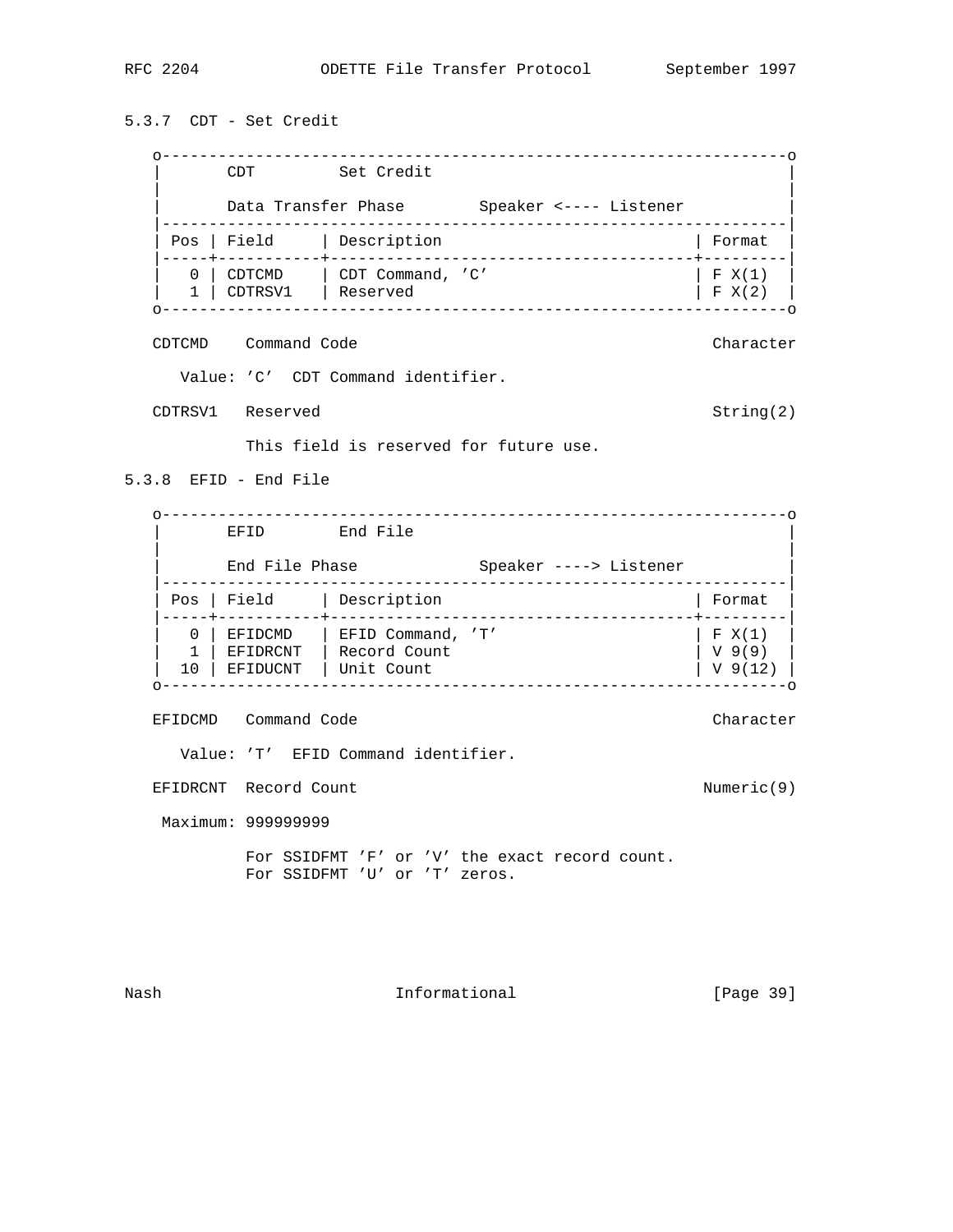### 5.3.7 CDT - Set Credit

| CDT | Set Credit | |
|---|---|---|
| Data Transfer Phase | Speaker <---- Listener | |

| Pos | Field | Description | Format |
|---|---|---|---|
| 0 | CDTCMD | CDT Command, 'C' | F X(1) |
| 1 | CDTRSV1 | Reserved | F X(2) |

CDTCMD    Command Code    Character

Value: 'C'  CDT Command identifier.

CDTRSV1   Reserved    String(2)

This field is reserved for future use.

### 5.3.8 EFID - End File

| EFID | End File | |
|---|---|---|
| End File Phase | Speaker ----> Listener | |

| Pos | Field | Description | Format |
|---|---|---|---|
| 0 | EFIDCMD | EFID Command, 'T' | F X(1) |
| 1 | EFIDRCNT | Record Count | V 9(9) |
| 10 | EFIDUCNT | Unit Count | V 9(12) |

EFIDCMD   Command Code    Character

Value: 'T'  EFID Command identifier.

EFIDRCNT  Record Count    Numeric(9)

Maximum: 999999999

For SSIDFMT 'F' or 'V' the exact record count.
For SSIDFMT 'U' or 'T' zeros.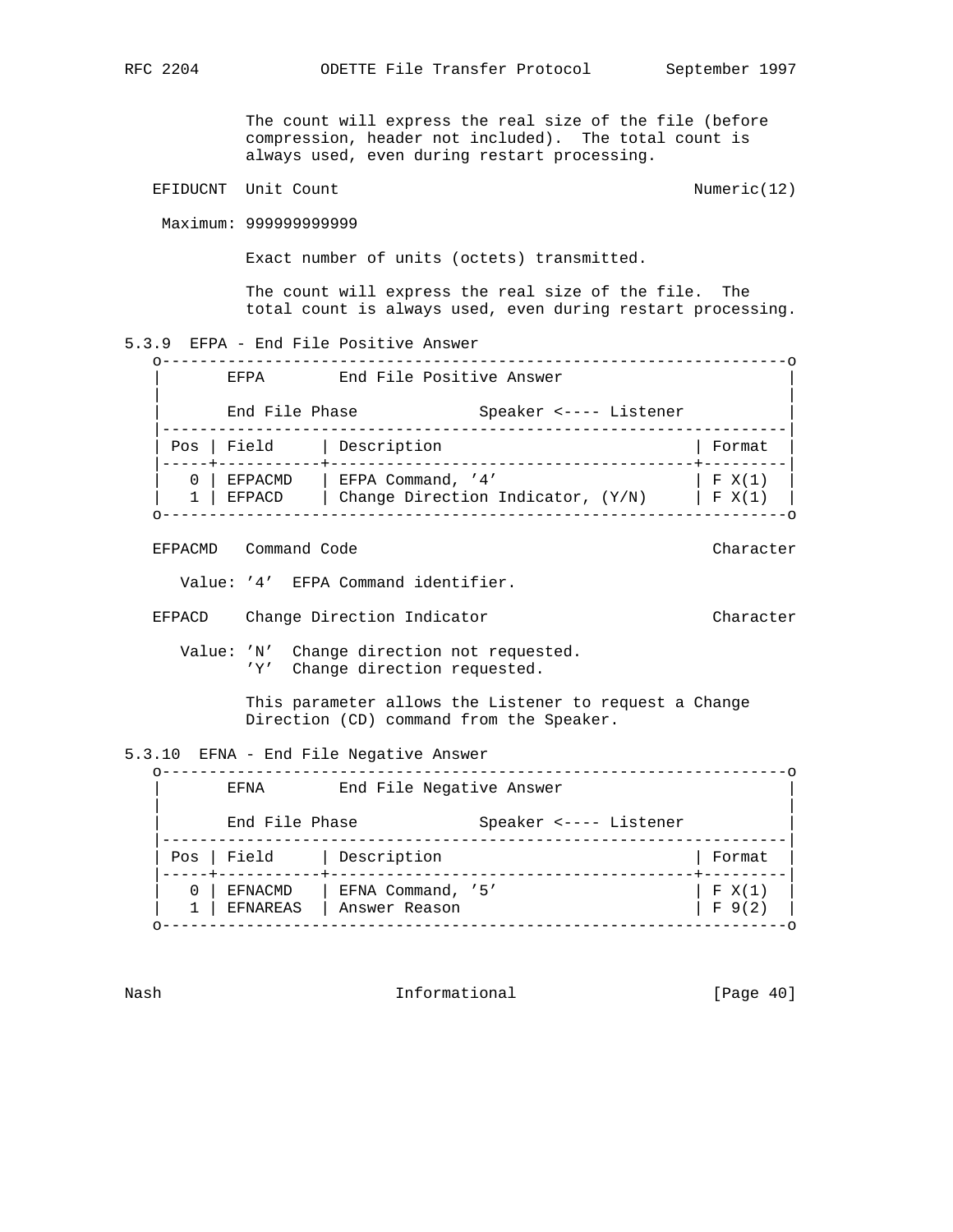The count will express the real size of the file (before compression, header not included). The total count is always used, even during restart processing.

EFIDUCNT Unit Count — Numeric(12)

Maximum: 999999999999

Exact number of units (octets) transmitted.

The count will express the real size of the file. The total count is always used, even during restart processing.

### 5.3.9 EFPA - End File Positive Answer

EFPA — End File Positive Answer

End File Phase — Speaker <---- Listener

| Pos | Field | Description | Format |
|---|---|---|---|
| 0 | EFPACMD | EFPA Command, '4' | F X(1) |
| 1 | EFPACD | Change Direction Indicator, (Y/N) | F X(1) |

EFPACMD Command Code — Character

Value: '4' EFPA Command identifier.

EFPACD Change Direction Indicator — Character

Value: 'N' Change direction not requested.
'Y' Change direction requested.

This parameter allows the Listener to request a Change Direction (CD) command from the Speaker.

### 5.3.10 EFNA - End File Negative Answer

EFNA — End File Negative Answer

End File Phase — Speaker <---- Listener

| Pos | Field | Description | Format |
|---|---|---|---|
| 0 | EFNACMD | EFNA Command, '5' | F X(1) |
| 1 | EFNAREAS | Answer Reason | F 9(2) |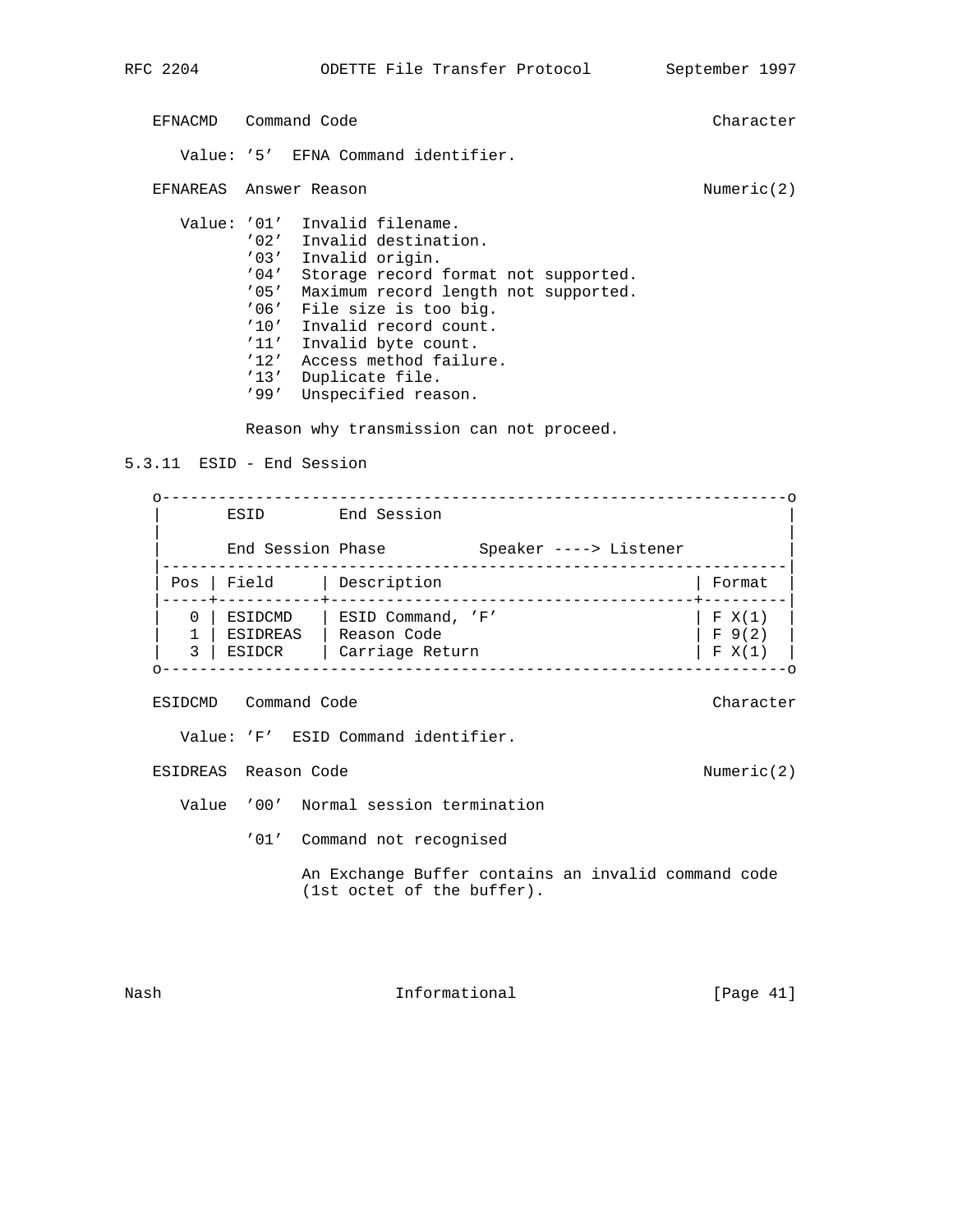EFNACMD   Command Code                                        Character

Value: '5'  EFNA Command identifier.

EFNAREAS  Answer Reason                                       Numeric(2)

Value: '01'  Invalid filename.
       '02'  Invalid destination.
       '03'  Invalid origin.
       '04'  Storage record format not supported.
       '05'  Maximum record length not supported.
       '06'  File size is too big.
       '10'  Invalid record count.
       '11'  Invalid byte count.
       '12'  Access method failure.
       '13'  Duplicate file.
       '99'  Unspecified reason.

Reason why transmission can not proceed.

### 5.3.11  ESID - End Session

ESID        End Session

End Session Phase          Speaker ----> Listener

| Pos | Field | Description | Format |
|---|---|---|---|
| 0 | ESIDCMD | ESID Command, 'F' | F X(1) |
| 1 | ESIDREAS | Reason Code | F 9(2) |
| 3 | ESIDCR | Carriage Return | F X(1) |

ESIDCMD   Command Code                                        Character

Value: 'F'  ESID Command identifier.

ESIDREAS  Reason Code                                         Numeric(2)

Value  '00'  Normal session termination

'01'  Command not recognised

An Exchange Buffer contains an invalid command code (1st octet of the buffer).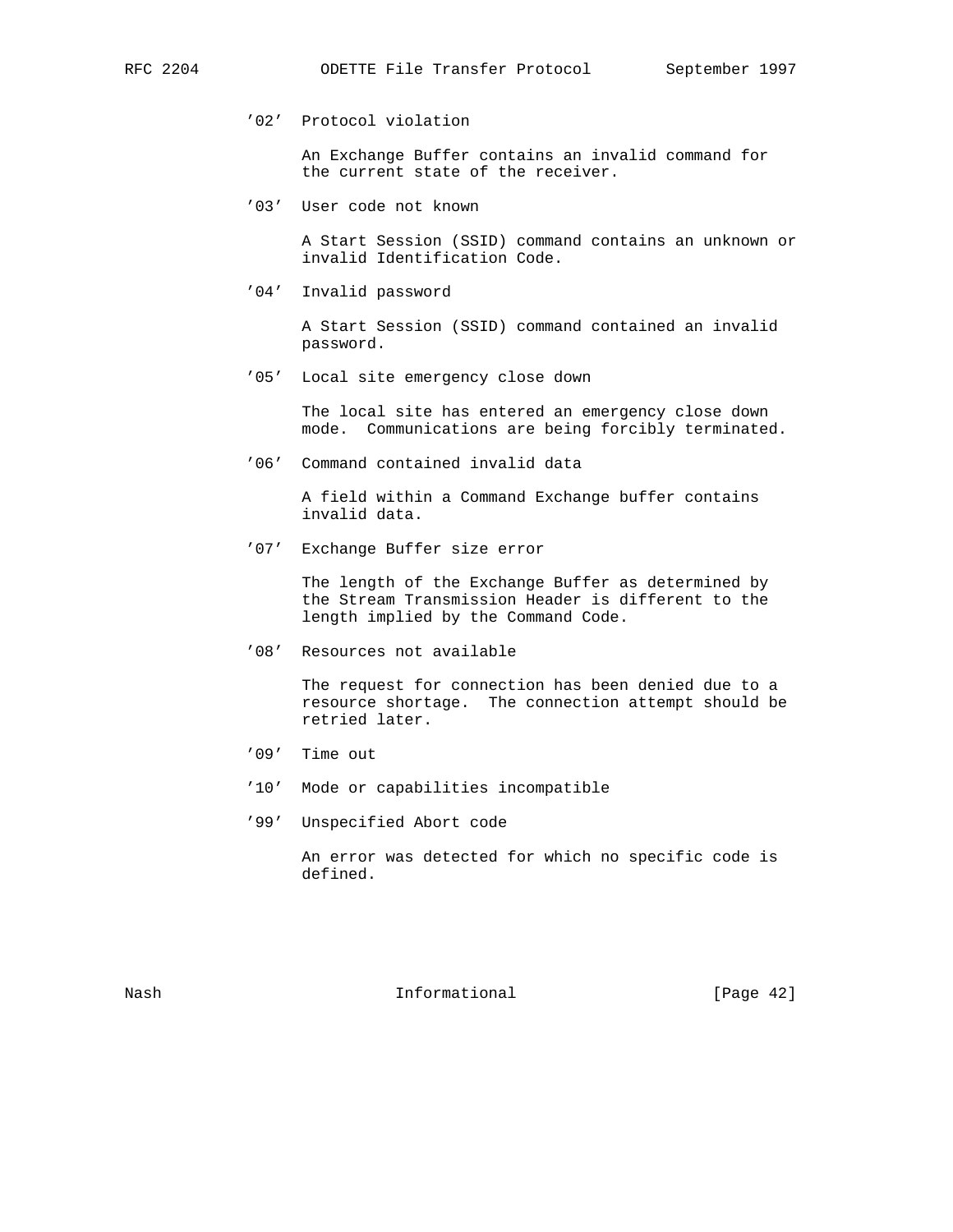'02' Protocol violation

An Exchange Buffer contains an invalid command for the current state of the receiver.

'03' User code not known

A Start Session (SSID) command contains an unknown or invalid Identification Code.

'04' Invalid password

A Start Session (SSID) command contained an invalid password.

'05' Local site emergency close down

The local site has entered an emergency close down mode. Communications are being forcibly terminated.

'06' Command contained invalid data

A field within a Command Exchange buffer contains invalid data.

'07' Exchange Buffer size error

The length of the Exchange Buffer as determined by the Stream Transmission Header is different to the length implied by the Command Code.

'08' Resources not available

The request for connection has been denied due to a resource shortage. The connection attempt should be retried later.

'09' Time out

'10' Mode or capabilities incompatible

'99' Unspecified Abort code

An error was detected for which no specific code is defined.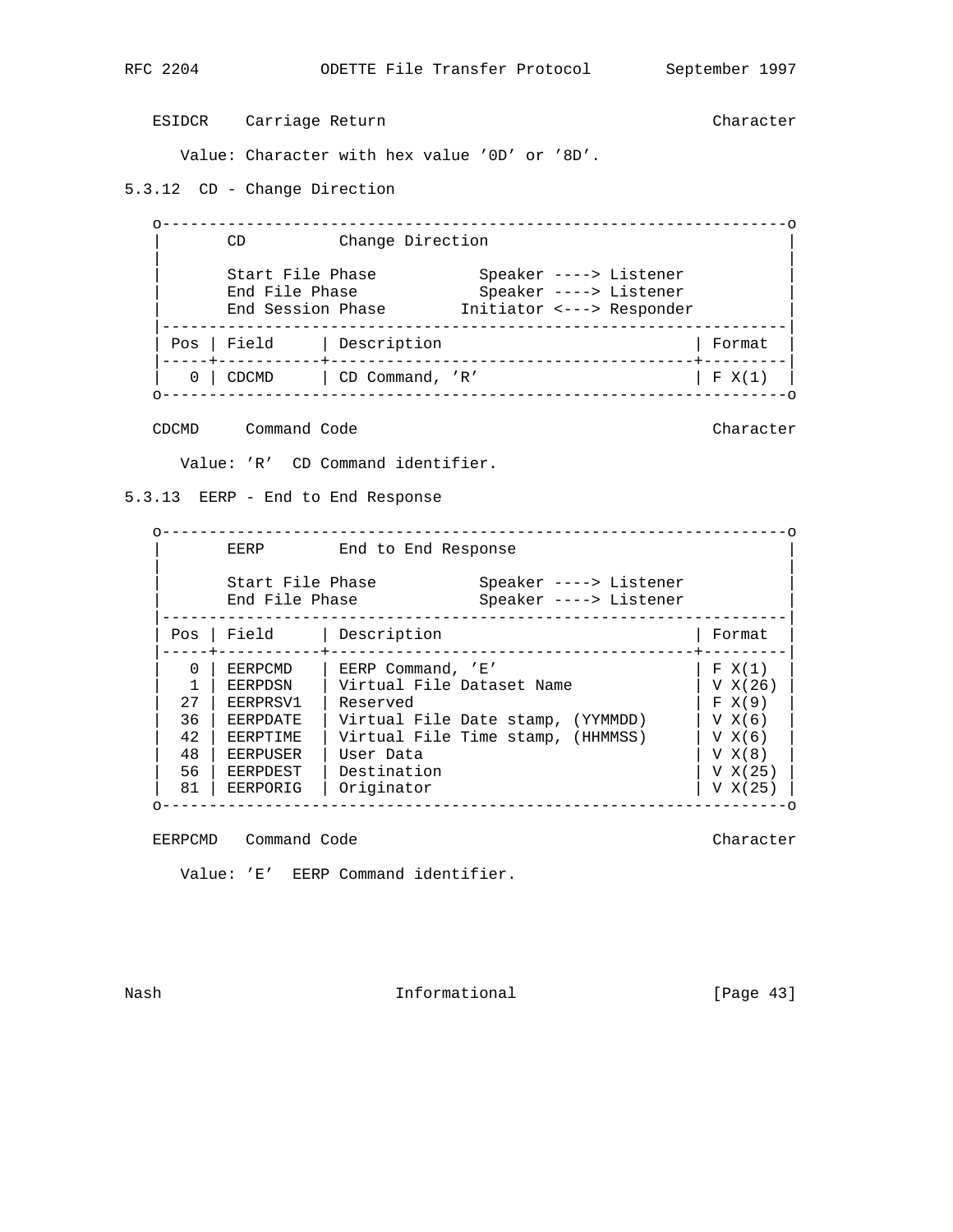ESIDCR    Carriage Return                                      Character

Value: Character with hex value '0D' or '8D'.

### 5.3.12  CD - Change Direction

CD          Change Direction

| | |
|---|---|
| Start File Phase | Speaker ----> Listener |
| End File Phase | Speaker ----> Listener |
| End Session Phase | Initiator <---> Responder |

| Pos | Field | Description | Format |
|---|---|---|---|
| 0 | CDCMD | CD Command, 'R' | F X(1) |

CDCMD     Command Code                                         Character

Value: 'R'  CD Command identifier.

### 5.3.13  EERP - End to End Response

EERP        End to End Response

| | |
|---|---|
| Start File Phase | Speaker ----> Listener |
| End File Phase | Speaker ----> Listener |

| Pos | Field | Description | Format |
|---|---|---|---|
| 0 | EERPCMD | EERP Command, 'E' | F X(1) |
| 1 | EERPDSN | Virtual File Dataset Name | V X(26) |
| 27 | EERPRSV1 | Reserved | F X(9) |
| 36 | EERPDATE | Virtual File Date stamp, (YYMMDD) | V X(6) |
| 42 | EERPTIME | Virtual File Time stamp, (HHMMSS) | V X(6) |
| 48 | EERPUSER | User Data | V X(8) |
| 56 | EERPDEST | Destination | V X(25) |
| 81 | EERPORIG | Originator | V X(25) |

EERPCMD   Command Code                                         Character

Value: 'E'  EERP Command identifier.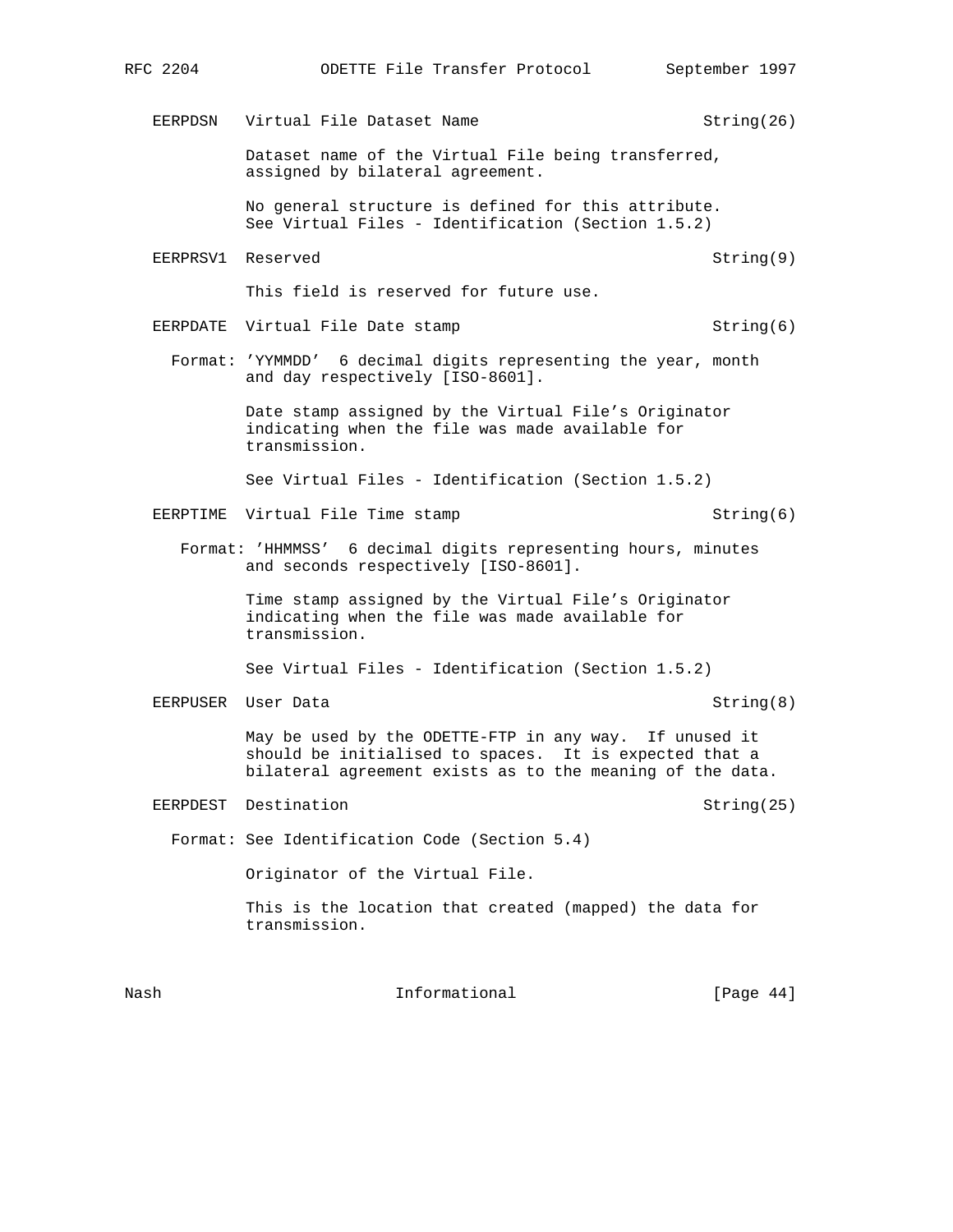```
   EERPDSN   Virtual File Dataset Name                        String(26)

             Dataset name of the Virtual File being transferred,
             assigned by bilateral agreement.

             No general structure is defined for this attribute.
             See Virtual Files - Identification (Section 1.5.2)

   EERPRSV1  Reserved                                          String(9)

             This field is reserved for future use.

   EERPDATE  Virtual File Date stamp                           String(6)

     Format: 'YYMMDD'  6 decimal digits representing the year, month
             and day respectively [ISO-8601].

             Date stamp assigned by the Virtual File's Originator
             indicating when the file was made available for
             transmission.

             See Virtual Files - Identification (Section 1.5.2)

   EERPTIME  Virtual File Time stamp                           String(6)

      Format: 'HHMMSS'  6 decimal digits representing hours, minutes
             and seconds respectively [ISO-8601].

             Time stamp assigned by the Virtual File's Originator
             indicating when the file was made available for
             transmission.

             See Virtual Files - Identification (Section 1.5.2)

   EERPUSER  User Data                                         String(8)

             May be used by the ODETTE-FTP in any way.  If unused it
             should be initialised to spaces.  It is expected that a
             bilateral agreement exists as to the meaning of the data.

   EERPDEST  Destination                                      String(25)

     Format: See Identification Code (Section 5.4)

             Originator of the Virtual File.

             This is the location that created (mapped) the data for
             transmission.
```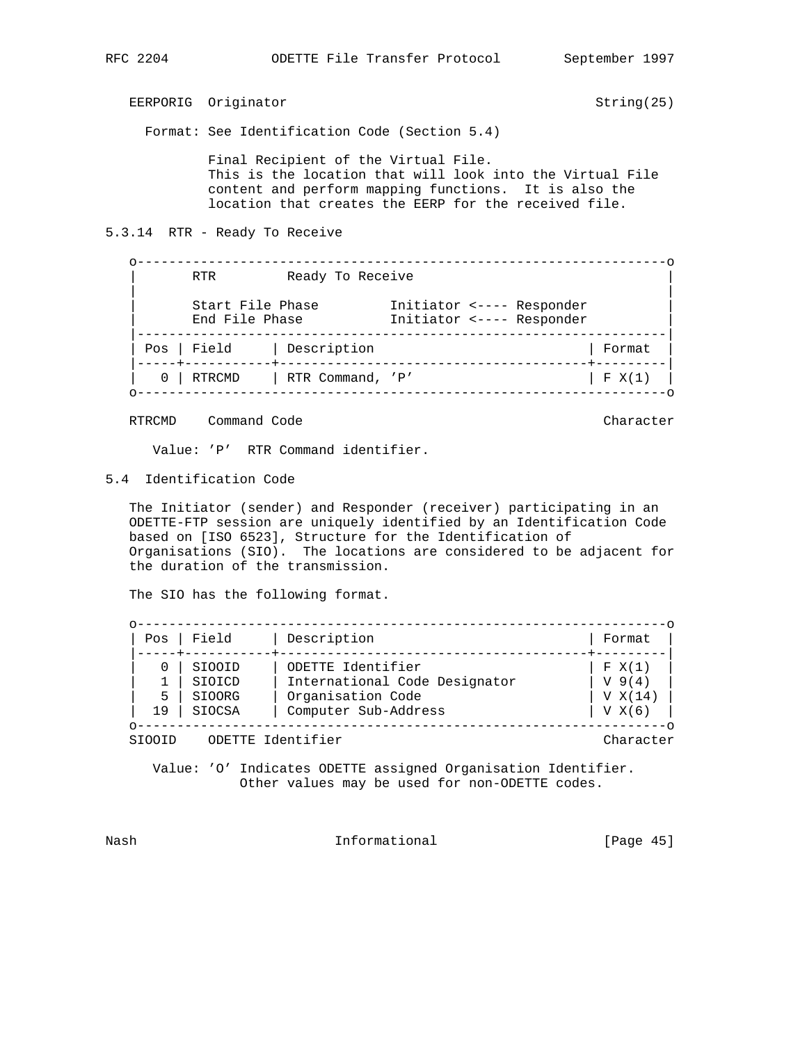EERPORIG  Originator                                    String(25)

Format: See Identification Code (Section 5.4)

Final Recipient of the Virtual File.
This is the location that will look into the Virtual File content and perform mapping functions.  It is also the location that creates the EERP for the received file.

### 5.3.14  RTR - Ready To Receive

```
o-------------------------------------------------------------------o
|       RTR         Ready To Receive                                |
|                                                                   |
|       Start File Phase         Initiator <---- Responder          |
|       End File Phase           Initiator <---- Responder          |
|-------------------------------------------------------------------|
| Pos | Field     | Description                           | Format  |
|-----+-----------+---------------------------------------+---------|
|   0 | RTRCMD    | RTR Command, 'P'                      | F X(1)  |
o-------------------------------------------------------------------o
```

RTRCMD    Command Code                                  Character

Value: 'P'  RTR Command identifier.

## 5.4  Identification Code

The Initiator (sender) and Responder (receiver) participating in an ODETTE-FTP session are uniquely identified by an Identification Code based on [ISO 6523], Structure for the Identification of Organisations (SIO).  The locations are considered to be adjacent for the duration of the transmission.

The SIO has the following format.

```
o-------------------------------------------------------------------o
| Pos | Field     | Description                           | Format  |
|-----+-----------+---------------------------------------+---------|
|   0 | SIOOID    | ODETTE Identifier                     | F X(1)  |
|   1 | SIOICD    | International Code Designator         | V 9(4)  |
|   5 | SIOORG    | Organisation Code                     | V X(14) |
|  19 | SIOCSA    | Computer Sub-Address                  | V X(6)  |
o-------------------------------------------------------------------o
```

SIOOID    ODETTE Identifier                             Character

Value: 'O' Indicates ODETTE assigned Organisation Identifier.
Other values may be used for non-ODETTE codes.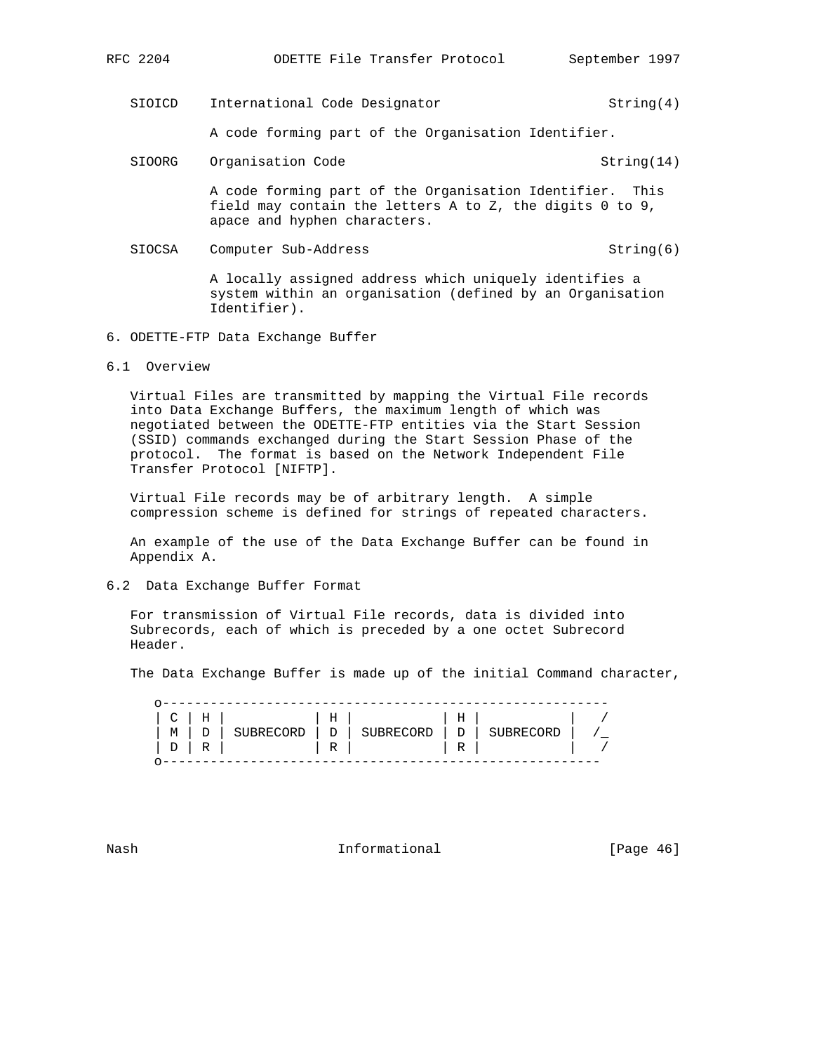SIOICD    International Code Designator                  String(4)

A code forming part of the Organisation Identifier.

SIOORG    Organisation Code                              String(14)

A code forming part of the Organisation Identifier.  This field may contain the letters A to Z, the digits 0 to 9, apace and hyphen characters.

SIOCSA    Computer Sub-Address                           String(6)

A locally assigned address which uniquely identifies a system within an organisation (defined by an Organisation Identifier).

# 6. ODETTE-FTP Data Exchange Buffer

## 6.1  Overview

Virtual Files are transmitted by mapping the Virtual File records into Data Exchange Buffers, the maximum length of which was negotiated between the ODETTE-FTP entities via the Start Session (SSID) commands exchanged during the Start Session Phase of the protocol.  The format is based on the Network Independent File Transfer Protocol [NIFTP].

Virtual File records may be of arbitrary length.  A simple compression scheme is defined for strings of repeated characters.

An example of the use of the Data Exchange Buffer can be found in Appendix A.

## 6.2  Data Exchange Buffer Format

For transmission of Virtual File records, data is divided into Subrecords, each of which is preceded by a one octet Subrecord Header.

The Data Exchange Buffer is made up of the initial Command character,

```
o--------------------------------------------------------
| C | H |           | H |           | H |           |   /
| M | D | SUBRECORD | D | SUBRECORD | D | SUBRECORD |  /_
| D | R |           | R |           | R |           |   /
o-------------------------------------------------------
```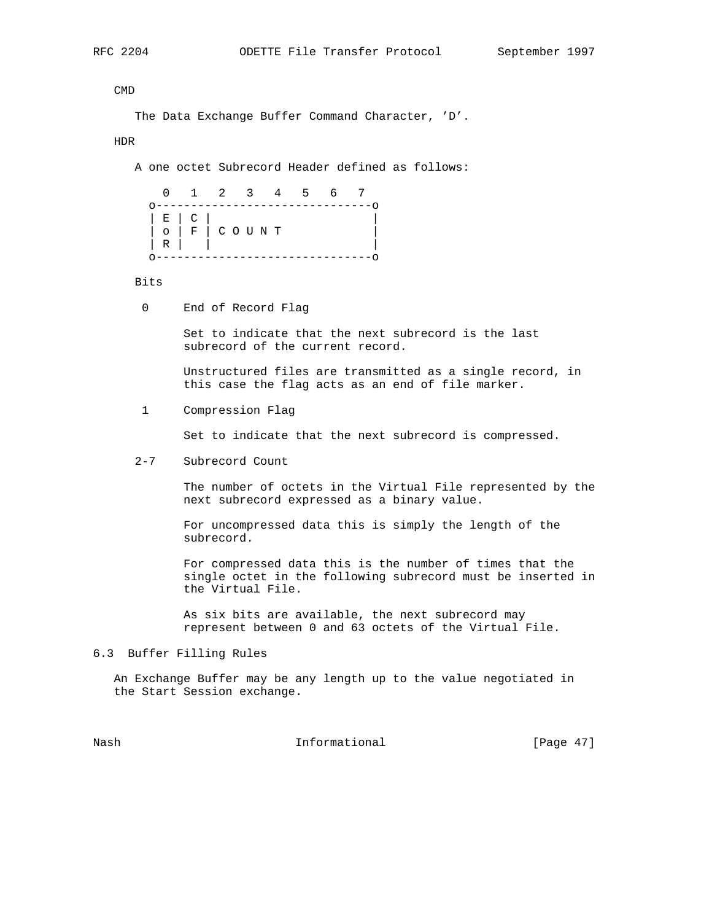CMD

The Data Exchange Buffer Command Character, 'D'.

HDR

A one octet Subrecord Header defined as follows:

```
   0   1   2   3   4   5   6   7
 o-------------------------------o
 | E | C |                       |
 | o | F | C O U N T             |
 | R |   |                       |
 o-------------------------------o
```

Bits

0     End of Record Flag

Set to indicate that the next subrecord is the last subrecord of the current record.

Unstructured files are transmitted as a single record, in this case the flag acts as an end of file marker.

1     Compression Flag

Set to indicate that the next subrecord is compressed.

2-7    Subrecord Count

The number of octets in the Virtual File represented by the next subrecord expressed as a binary value.

For uncompressed data this is simply the length of the subrecord.

For compressed data this is the number of times that the single octet in the following subrecord must be inserted in the Virtual File.

As six bits are available, the next subrecord may represent between 0 and 63 octets of the Virtual File.

## 6.3 Buffer Filling Rules

An Exchange Buffer may be any length up to the value negotiated in the Start Session exchange.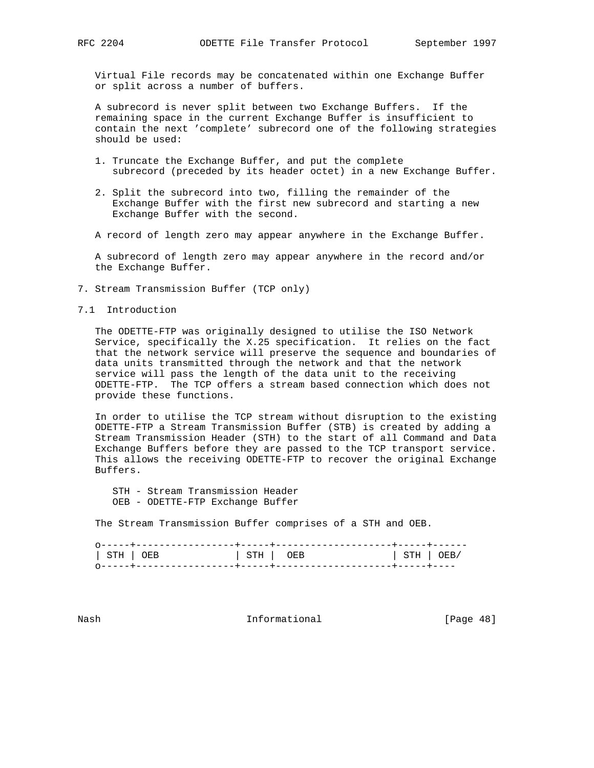Virtual File records may be concatenated within one Exchange Buffer or split across a number of buffers.

A subrecord is never split between two Exchange Buffers. If the remaining space in the current Exchange Buffer is insufficient to contain the next 'complete' subrecord one of the following strategies should be used:

1. Truncate the Exchange Buffer, and put the complete subrecord (preceded by its header octet) in a new Exchange Buffer.

2. Split the subrecord into two, filling the remainder of the Exchange Buffer with the first new subrecord and starting a new Exchange Buffer with the second.

A record of length zero may appear anywhere in the Exchange Buffer.

A subrecord of length zero may appear anywhere in the record and/or the Exchange Buffer.

# 7. Stream Transmission Buffer (TCP only)

## 7.1 Introduction

The ODETTE-FTP was originally designed to utilise the ISO Network Service, specifically the X.25 specification. It relies on the fact that the network service will preserve the sequence and boundaries of data units transmitted through the network and that the network service will pass the length of the data unit to the receiving ODETTE-FTP. The TCP offers a stream based connection which does not provide these functions.

In order to utilise the TCP stream without disruption to the existing ODETTE-FTP a Stream Transmission Buffer (STB) is created by adding a Stream Transmission Header (STH) to the start of all Command and Data Exchange Buffers before they are passed to the TCP transport service. This allows the receiving ODETTE-FTP to recover the original Exchange Buffers.

STH - Stream Transmission Header
OEB - ODETTE-FTP Exchange Buffer

The Stream Transmission Buffer comprises of a STH and OEB.

```
o-----+-----------------+-----+--------------------+-----+------
| STH | OEB             | STH |  OEB               | STH | OEB/
o-----+-----------------+-----+--------------------+-----+----
```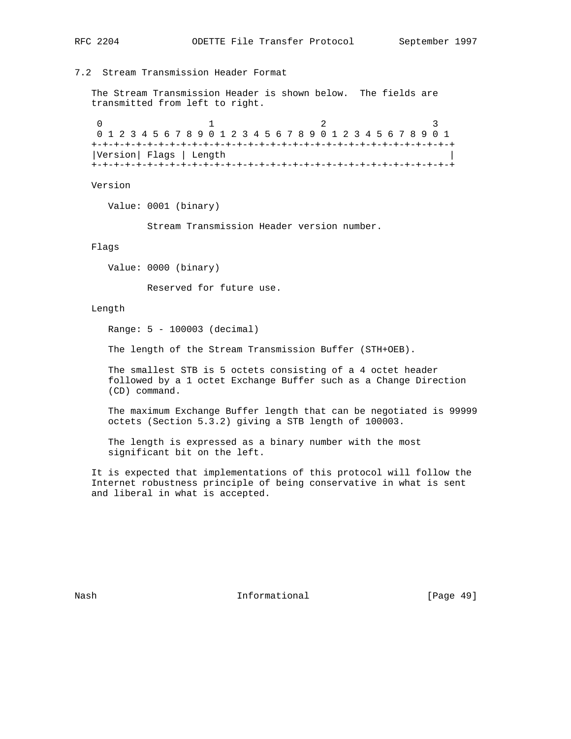### 7.2 Stream Transmission Header Format

The Stream Transmission Header is shown below. The fields are transmitted from left to right.

```
 0                   1                   2                   3
 0 1 2 3 4 5 6 7 8 9 0 1 2 3 4 5 6 7 8 9 0 1 2 3 4 5 6 7 8 9 0 1
+-+-+-+-+-+-+-+-+-+-+-+-+-+-+-+-+-+-+-+-+-+-+-+-+-+-+-+-+-+-+-+-+
|Version| Flags | Length                                        |
+-+-+-+-+-+-+-+-+-+-+-+-+-+-+-+-+-+-+-+-+-+-+-+-+-+-+-+-+-+-+-+-+
```

Version

Value: 0001 (binary)

Stream Transmission Header version number.

Flags

Value: 0000 (binary)

Reserved for future use.

Length

Range: 5 - 100003 (decimal)

The length of the Stream Transmission Buffer (STH+OEB).

The smallest STB is 5 octets consisting of a 4 octet header followed by a 1 octet Exchange Buffer such as a Change Direction (CD) command.

The maximum Exchange Buffer length that can be negotiated is 99999 octets (Section 5.3.2) giving a STB length of 100003.

The length is expressed as a binary number with the most significant bit on the left.

It is expected that implementations of this protocol will follow the Internet robustness principle of being conservative in what is sent and liberal in what is accepted.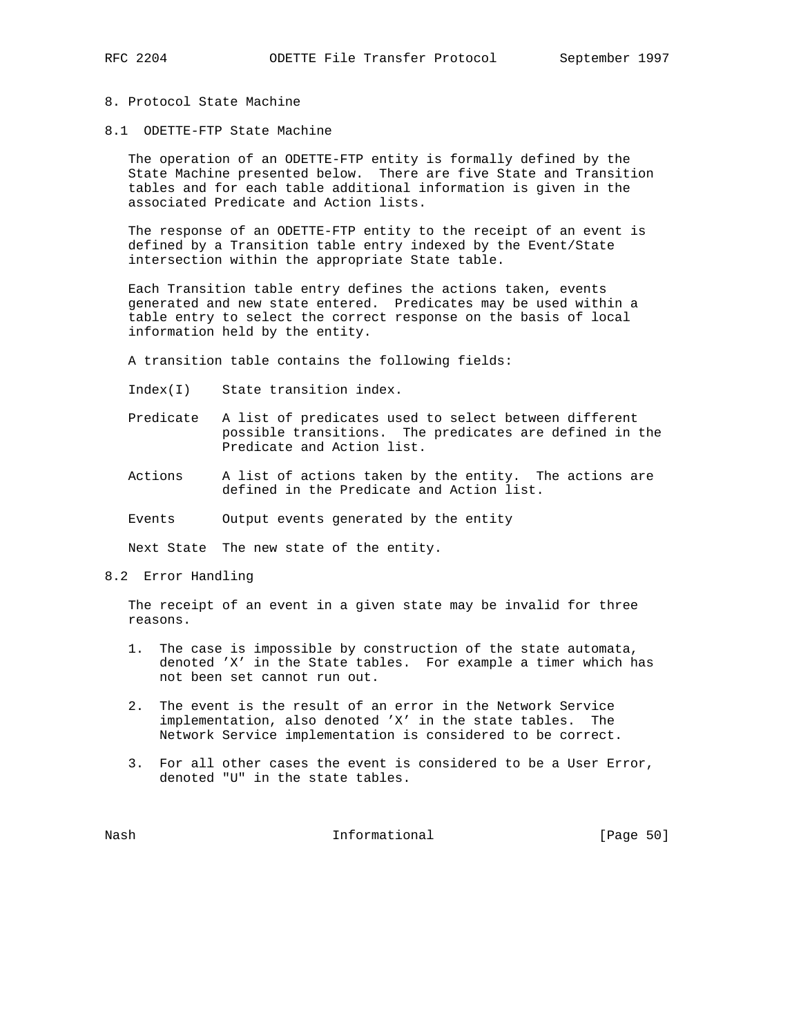# 8. Protocol State Machine

## 8.1 ODETTE-FTP State Machine

The operation of an ODETTE-FTP entity is formally defined by the State Machine presented below. There are five State and Transition tables and for each table additional information is given in the associated Predicate and Action lists.

The response of an ODETTE-FTP entity to the receipt of an event is defined by a Transition table entry indexed by the Event/State intersection within the appropriate State table.

Each Transition table entry defines the actions taken, events generated and new state entered. Predicates may be used within a table entry to select the correct response on the basis of local information held by the entity.

A transition table contains the following fields:

- Index(I) State transition index.
- Predicate A list of predicates used to select between different possible transitions. The predicates are defined in the Predicate and Action list.
- Actions A list of actions taken by the entity. The actions are defined in the Predicate and Action list.
- Events Output events generated by the entity
- Next State The new state of the entity.

## 8.2 Error Handling

The receipt of an event in a given state may be invalid for three reasons.

1. The case is impossible by construction of the state automata, denoted 'X' in the State tables. For example a timer which has not been set cannot run out.
2. The event is the result of an error in the Network Service implementation, also denoted 'X' in the state tables. The Network Service implementation is considered to be correct.
3. For all other cases the event is considered to be a User Error, denoted "U" in the state tables.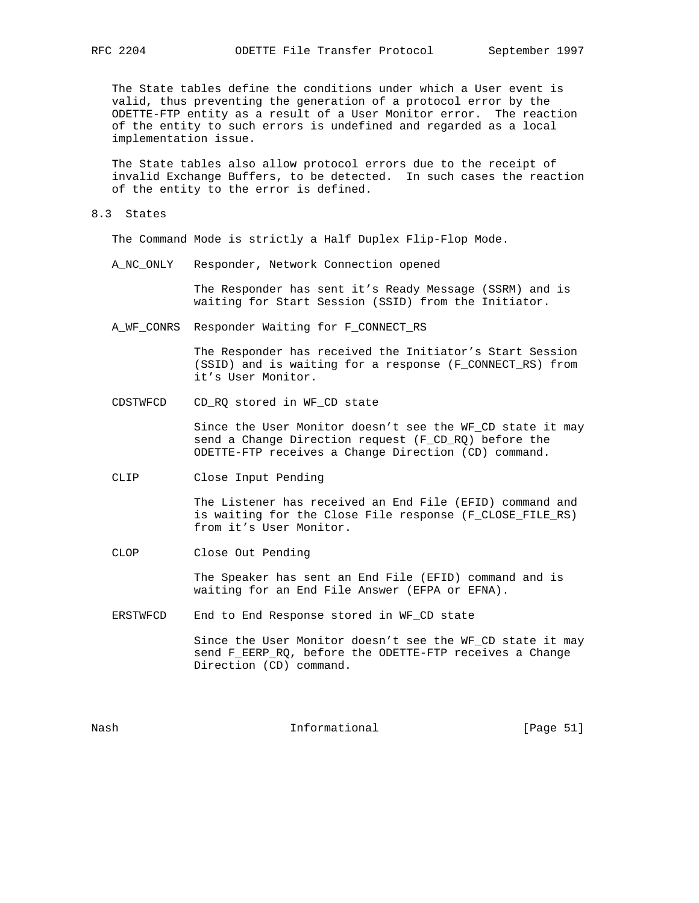The State tables define the conditions under which a User event is valid, thus preventing the generation of a protocol error by the ODETTE-FTP entity as a result of a User Monitor error. The reaction of the entity to such errors is undefined and regarded as a local implementation issue.

The State tables also allow protocol errors due to the receipt of invalid Exchange Buffers, to be detected. In such cases the reaction of the entity to the error is defined.

## 8.3 States

The Command Mode is strictly a Half Duplex Flip-Flop Mode.

A_NC_ONLY   Responder, Network Connection opened

The Responder has sent it's Ready Message (SSRM) and is waiting for Start Session (SSID) from the Initiator.

A_WF_CONRS   Responder Waiting for F_CONNECT_RS

The Responder has received the Initiator's Start Session (SSID) and is waiting for a response (F_CONNECT_RS) from it's User Monitor.

CDSTWFCD   CD_RQ stored in WF_CD state

Since the User Monitor doesn't see the WF_CD state it may send a Change Direction request (F_CD_RQ) before the ODETTE-FTP receives a Change Direction (CD) command.

CLIP   Close Input Pending

The Listener has received an End File (EFID) command and is waiting for the Close File response (F_CLOSE_FILE_RS) from it's User Monitor.

CLOP   Close Out Pending

The Speaker has sent an End File (EFID) command and is waiting for an End File Answer (EFPA or EFNA).

ERSTWFCD   End to End Response stored in WF_CD state

Since the User Monitor doesn't see the WF_CD state it may send F_EERP_RQ, before the ODETTE-FTP receives a Change Direction (CD) command.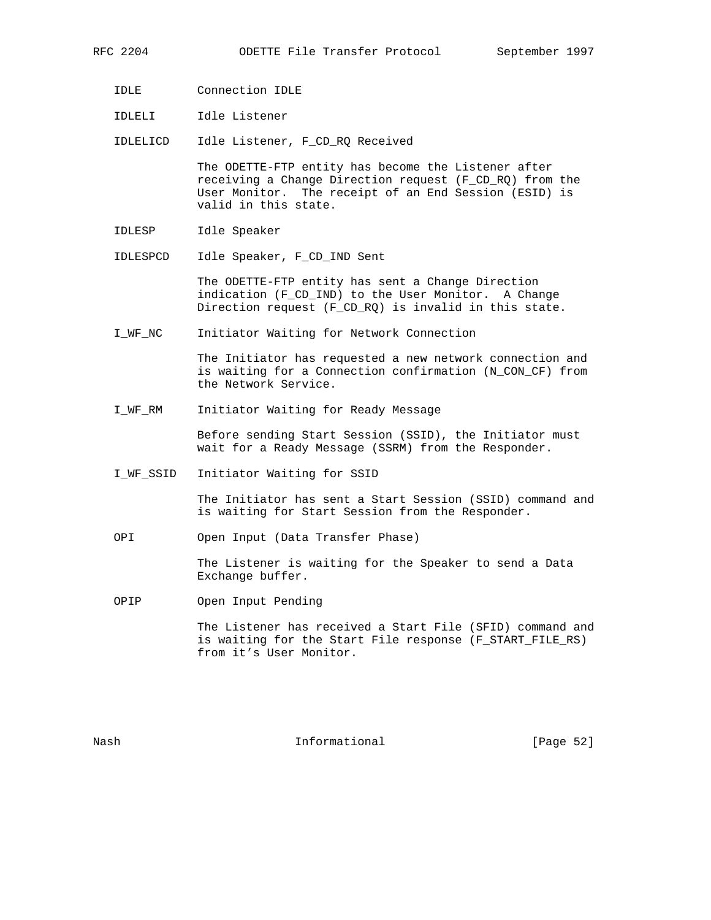IDLE        Connection IDLE

IDLELI      Idle Listener

IDLELICD    Idle Listener, F_CD_RQ Received

The ODETTE-FTP entity has become the Listener after receiving a Change Direction request (F_CD_RQ) from the User Monitor. The receipt of an End Session (ESID) is valid in this state.

IDLESP      Idle Speaker

IDLESPCD    Idle Speaker, F_CD_IND Sent

The ODETTE-FTP entity has sent a Change Direction indication (F_CD_IND) to the User Monitor. A Change Direction request (F_CD_RQ) is invalid in this state.

I_WF_NC     Initiator Waiting for Network Connection

The Initiator has requested a new network connection and is waiting for a Connection confirmation (N_CON_CF) from the Network Service.

I_WF_RM     Initiator Waiting for Ready Message

Before sending Start Session (SSID), the Initiator must wait for a Ready Message (SSRM) from the Responder.

I_WF_SSID   Initiator Waiting for SSID

The Initiator has sent a Start Session (SSID) command and is waiting for Start Session from the Responder.

OPI         Open Input (Data Transfer Phase)

The Listener is waiting for the Speaker to send a Data Exchange buffer.

OPIP        Open Input Pending

The Listener has received a Start File (SFID) command and is waiting for the Start File response (F_START_FILE_RS) from it's User Monitor.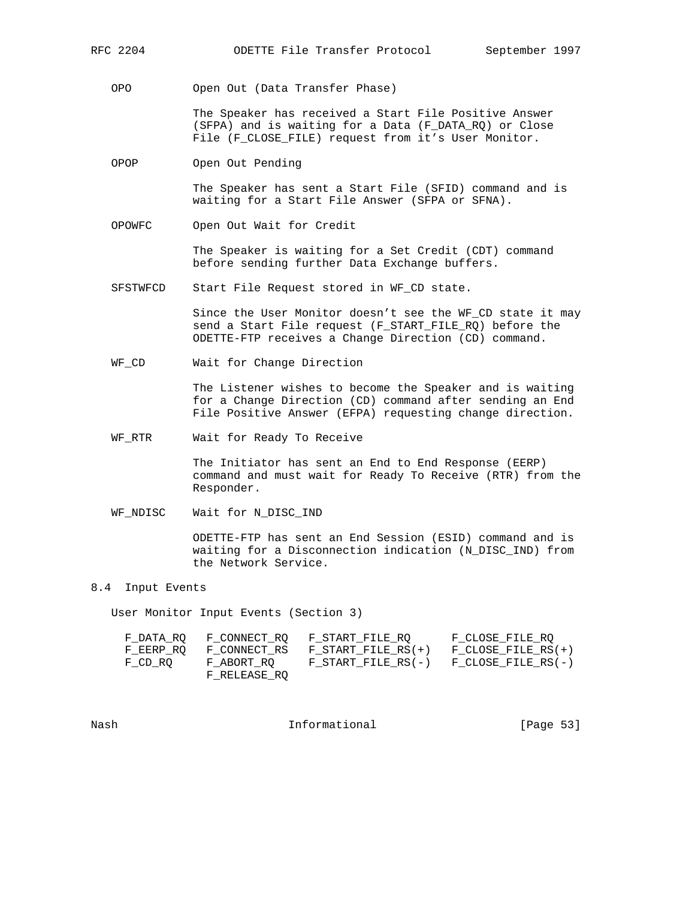OPO Open Out (Data Transfer Phase)

The Speaker has received a Start File Positive Answer (SFPA) and is waiting for a Data (F_DATA_RQ) or Close File (F_CLOSE_FILE) request from it's User Monitor.

OPOP Open Out Pending

The Speaker has sent a Start File (SFID) command and is waiting for a Start File Answer (SFPA or SFNA).

OPOWFC Open Out Wait for Credit

The Speaker is waiting for a Set Credit (CDT) command before sending further Data Exchange buffers.

SFSTWFCD Start File Request stored in WF_CD state.

Since the User Monitor doesn't see the WF_CD state it may send a Start File request (F_START_FILE_RQ) before the ODETTE-FTP receives a Change Direction (CD) command.

WF_CD Wait for Change Direction

The Listener wishes to become the Speaker and is waiting for a Change Direction (CD) command after sending an End File Positive Answer (EFPA) requesting change direction.

WF_RTR Wait for Ready To Receive

The Initiator has sent an End to End Response (EERP) command and must wait for Ready To Receive (RTR) from the Responder.

WF_NDISC Wait for N_DISC_IND

ODETTE-FTP has sent an End Session (ESID) command and is waiting for a Disconnection indication (N_DISC_IND) from the Network Service.

## 8.4 Input Events

User Monitor Input Events (Section 3)

```
F_DATA_RQ   F_CONNECT_RQ   F_START_FILE_RQ      F_CLOSE_FILE_RQ
F_EERP_RQ   F_CONNECT_RS   F_START_FILE_RS(+)   F_CLOSE_FILE_RS(+)
F_CD_RQ     F_ABORT_RQ     F_START_FILE_RS(-)   F_CLOSE_FILE_RS(-)
            F_RELEASE_RQ
```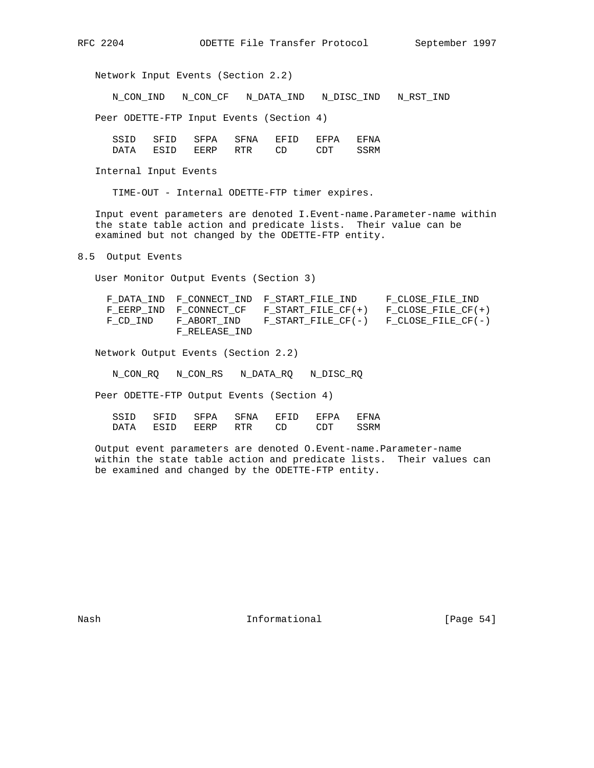Network Input Events (Section 2.2)

```
N_CON_IND   N_CON_CF   N_DATA_IND   N_DISC_IND   N_RST_IND
```

Peer ODETTE-FTP Input Events (Section 4)

```
SSID   SFID   SFPA   SFNA   EFID   EFPA   EFNA
DATA   ESID   EERP   RTR    CD     CDT    SSRM
```

Internal Input Events

TIME-OUT - Internal ODETTE-FTP timer expires.

Input event parameters are denoted I.Event-name.Parameter-name within the state table action and predicate lists. Their value can be examined but not changed by the ODETTE-FTP entity.

## 8.5 Output Events

User Monitor Output Events (Section 3)

```
F_DATA_IND  F_CONNECT_IND  F_START_FILE_IND     F_CLOSE_FILE_IND
F_EERP_IND  F_CONNECT_CF   F_START_FILE_CF(+)   F_CLOSE_FILE_CF(+)
F_CD_IND    F_ABORT_IND    F_START_FILE_CF(-)   F_CLOSE_FILE_CF(-)
            F_RELEASE_IND
```

Network Output Events (Section 2.2)

```
N_CON_RQ   N_CON_RS   N_DATA_RQ   N_DISC_RQ
```

Peer ODETTE-FTP Output Events (Section 4)

```
SSID   SFID   SFPA   SFNA   EFID   EFPA   EFNA
DATA   ESID   EERP   RTR    CD     CDT    SSRM
```

Output event parameters are denoted O.Event-name.Parameter-name within the state table action and predicate lists. Their values can be examined and changed by the ODETTE-FTP entity.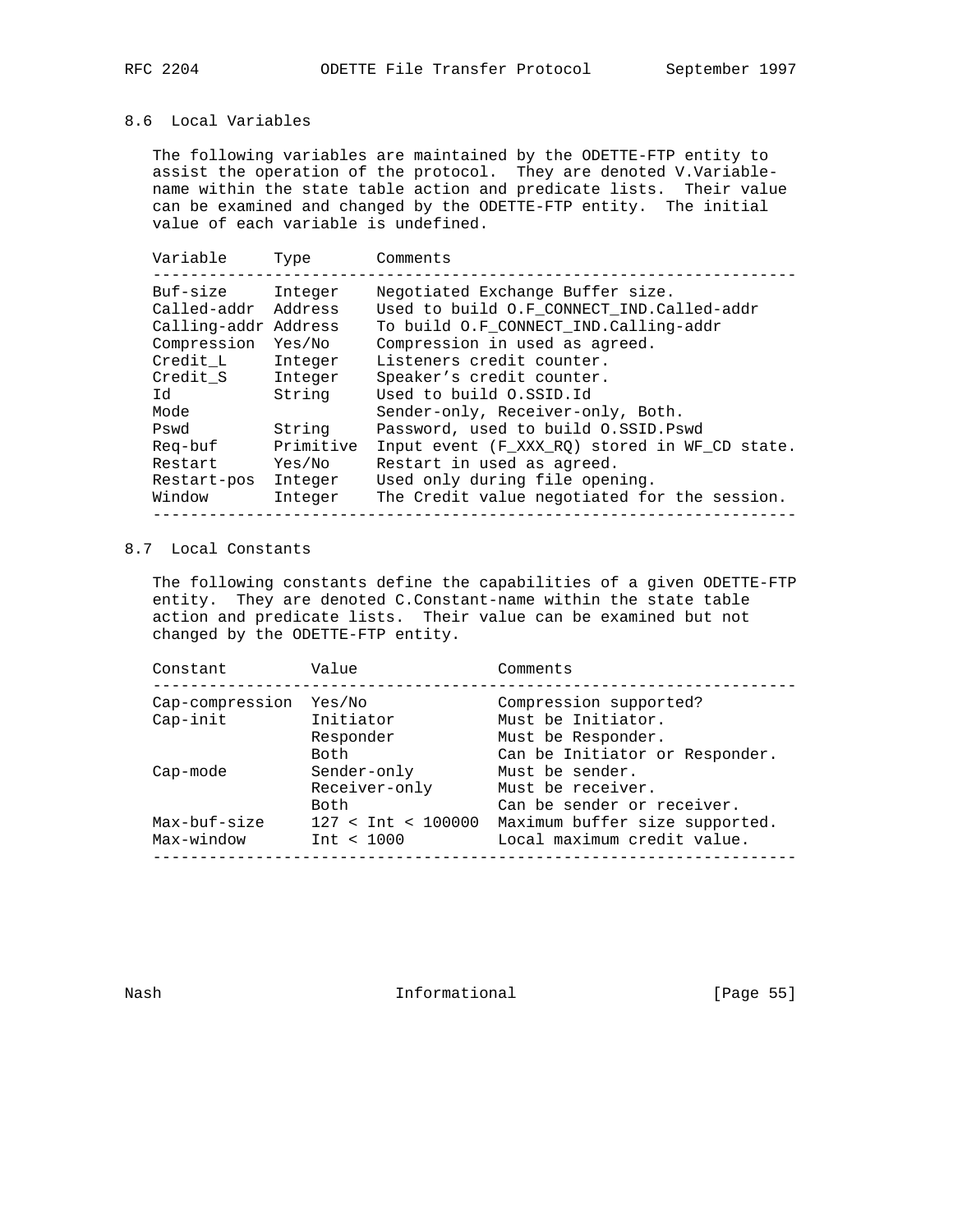## 8.6 Local Variables

The following variables are maintained by the ODETTE-FTP entity to assist the operation of the protocol. They are denoted V.Variable-name within the state table action and predicate lists. Their value can be examined and changed by the ODETTE-FTP entity. The initial value of each variable is undefined.

| Variable | Type | Comments |
|---|---|---|
| Buf-size | Integer | Negotiated Exchange Buffer size. |
| Called-addr | Address | Used to build O.F_CONNECT_IND.Called-addr |
| Calling-addr | Address | To build O.F_CONNECT_IND.Calling-addr |
| Compression | Yes/No | Compression in used as agreed. |
| Credit_L | Integer | Listeners credit counter. |
| Credit_S | Integer | Speaker's credit counter. |
| Id | String | Used to build O.SSID.Id |
| Mode | | Sender-only, Receiver-only, Both. |
| Pswd | String | Password, used to build O.SSID.Pswd |
| Req-buf | Primitive | Input event (F_XXX_RQ) stored in WF_CD state. |
| Restart | Yes/No | Restart in used as agreed. |
| Restart-pos | Integer | Used only during file opening. |
| Window | Integer | The Credit value negotiated for the session. |

## 8.7 Local Constants

The following constants define the capabilities of a given ODETTE-FTP entity. They are denoted C.Constant-name within the state table action and predicate lists. Their value can be examined but not changed by the ODETTE-FTP entity.

| Constant | Value | Comments |
|---|---|---|
| Cap-compression | Yes/No | Compression supported? |
| Cap-init | Initiator | Must be Initiator. |
| | Responder | Must be Responder. |
| | Both | Can be Initiator or Responder. |
| Cap-mode | Sender-only | Must be sender. |
| | Receiver-only | Must be receiver. |
| | Both | Can be sender or receiver. |
| Max-buf-size | 127 < Int < 100000 | Maximum buffer size supported. |
| Max-window | Int < 1000 | Local maximum credit value. |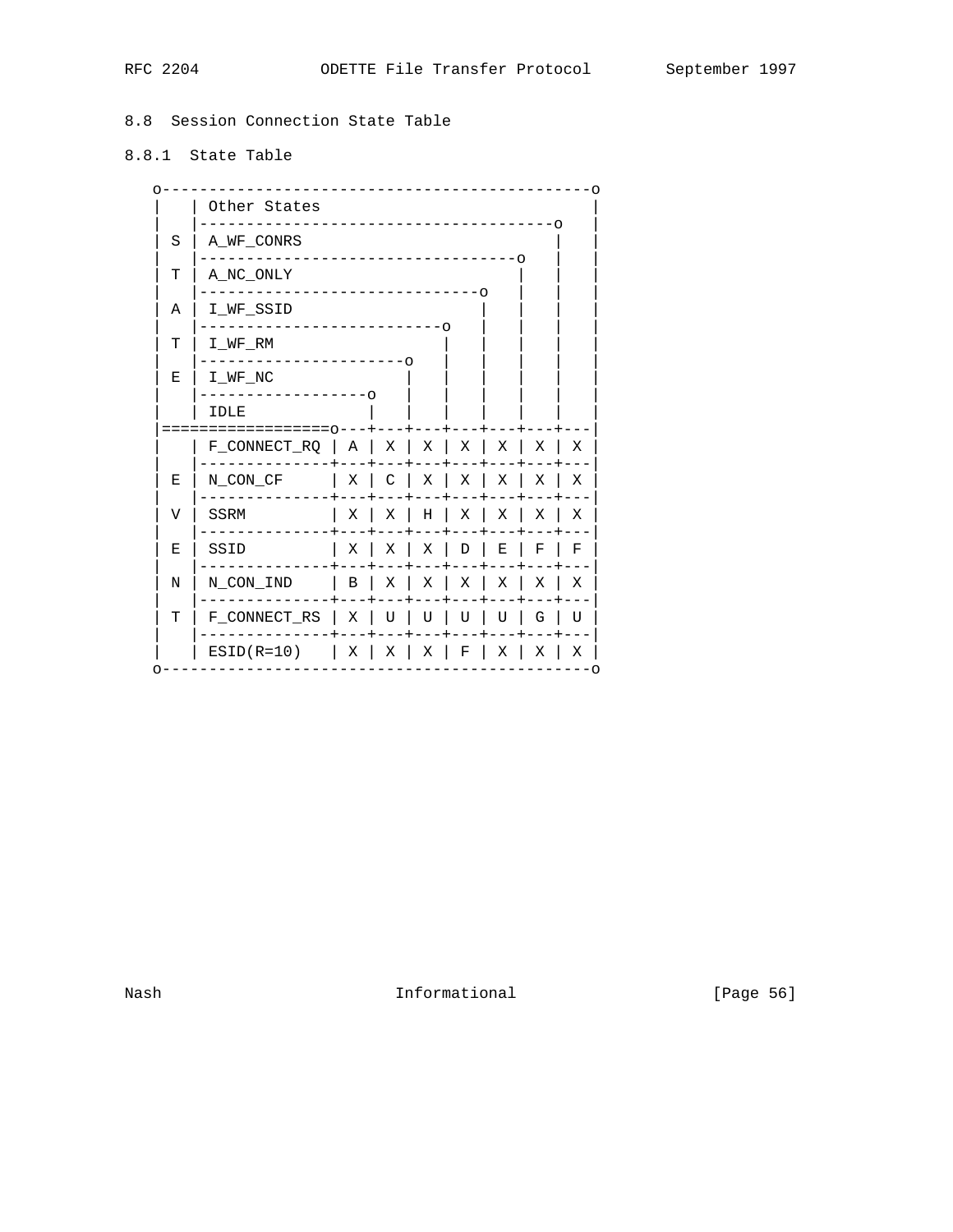### 8.8 Session Connection State Table

#### 8.8.1 State Table

```
o-----------------------------------------------o
|   | Other States                              |
|   |-----------------------------------------o |
| S | A_WF_CONRS                              | |
|   |-------------------------------------o   | |
| T | A_NC_ONLY                           |   | |
|   |---------------------------------o   |   | |
| A | I_WF_SSID                       |   |   | |
|   |-----------------------------o   |   |   | |
| T | I_WF_RM                     |   |   |   | |
|   |-------------------------o   |   |   |   | |
| E | I_WF_NC                 |   |   |   |   | |
|   |---------------------o   |   |   |   |   | |
|   | IDLE                |   |   |   |   |   | |
|=================o---+---+---+---+---+---+---|
|   | F_CONNECT_RQ | A | X | X | X | X | X | X |
|   |--------------+---+---+---+---+---+---+---|
| E | N_CON_CF     | X | C | X | X | X | X | X |
|   |--------------+---+---+---+---+---+---+---|
| V | SSRM         | X | X | H | X | X | X | X |
|   |--------------+---+---+---+---+---+---+---|
| E | SSID         | X | X | X | D | E | F | F |
|   |--------------+---+---+---+---+---+---+---|
| N | N_CON_IND    | B | X | X | X | X | X | X |
|   |--------------+---+---+---+---+---+---+---|
| T | F_CONNECT_RS | X | U | U | U | U | G | U |
|   |--------------+---+---+---+---+---+---+---|
|   | ESID(R=10)   | X | X | X | F | X | X | X |
o-----------------------------------------------o
```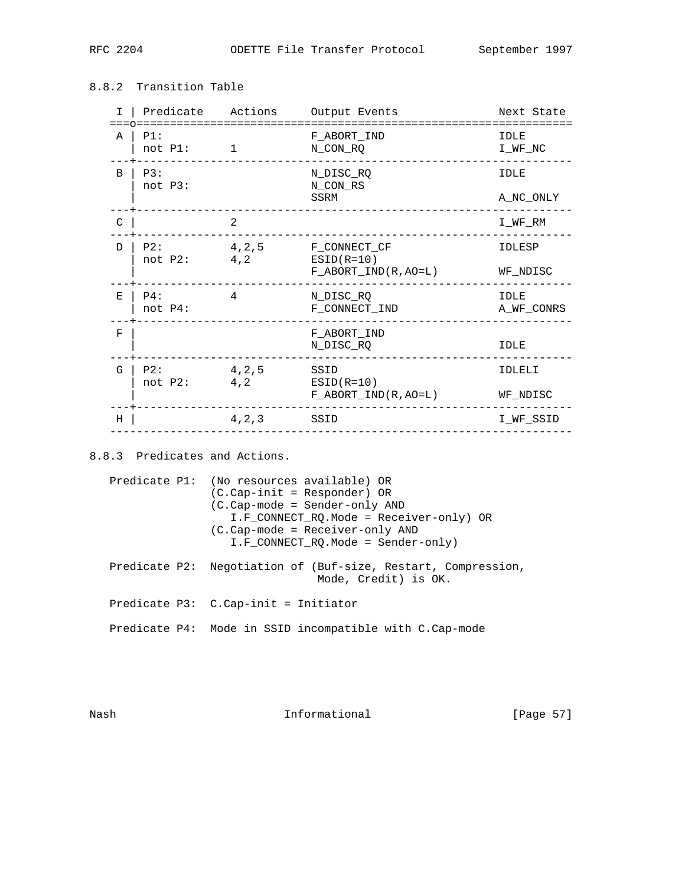### 8.8.2 Transition Table

| I | Predicate | Actions | Output Events | Next State |
|---|---|---|---|---|
| A | P1: | | F_ABORT_IND | IDLE |
| | not P1: | 1 | N_CON_RQ | I_WF_NC |
| B | P3: | | N_DISC_RQ | IDLE |
| | not P3: | | N_CON_RS | |
| | | | SSRM | A_NC_ONLY |
| C | | 2 | | I_WF_RM |
| D | P2: | 4,2,5 | F_CONNECT_CF | IDLESP |
| | not P2: | 4,2 | ESID(R=10) | |
| | | | F_ABORT_IND(R,AO=L) | WF_NDISC |
| E | P4: | 4 | N_DISC_RQ | IDLE |
| | not P4: | | F_CONNECT_IND | A_WF_CONRS |
| F | | | F_ABORT_IND | |
| | | | N_DISC_RQ | IDLE |
| G | P2: | 4,2,5 | SSID | IDLELI |
| | not P2: | 4,2 | ESID(R=10) | |
| | | | F_ABORT_IND(R,AO=L) | WF_NDISC |
| H | | 4,2,3 | SSID | I_WF_SSID |

### 8.8.3 Predicates and Actions.

```
Predicate P1:  (No resources available) OR
               (C.Cap-init = Responder) OR
               (C.Cap-mode = Sender-only AND
                  I.F_CONNECT_RQ.Mode = Receiver-only) OR
               (C.Cap-mode = Receiver-only AND
                  I.F_CONNECT_RQ.Mode = Sender-only)

Predicate P2:  Negotiation of (Buf-size, Restart, Compression,
                              Mode, Credit) is OK.

Predicate P3:  C.Cap-init = Initiator

Predicate P4:  Mode in SSID incompatible with C.Cap-mode
```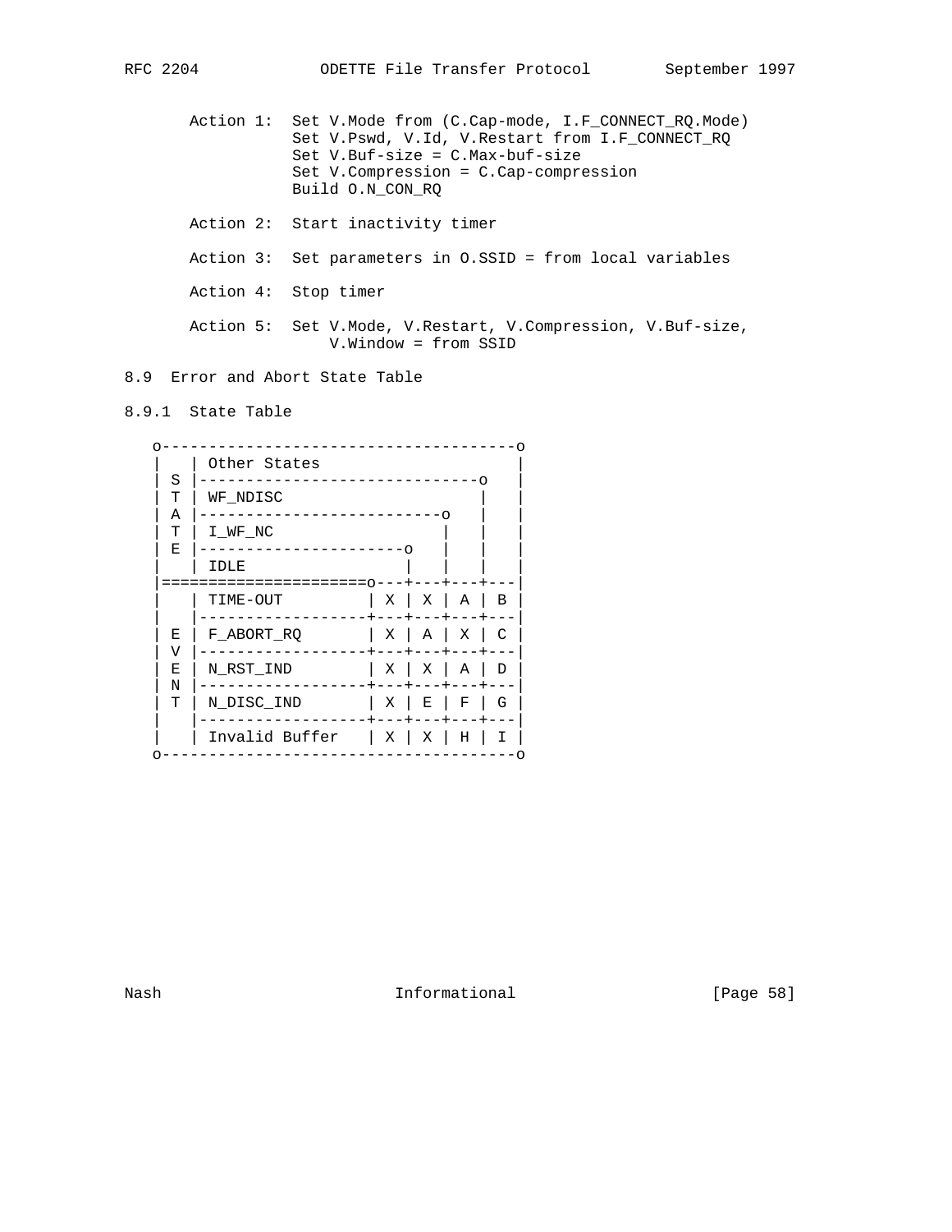Action 1: Set V.Mode from (C.Cap-mode, I.F_CONNECT_RQ.Mode)
Set V.Pswd, V.Id, V.Restart from I.F_CONNECT_RQ
Set V.Buf-size = C.Max-buf-size
Set V.Compression = C.Cap-compression
Build O.N_CON_RQ

Action 2: Start inactivity timer

Action 3: Set parameters in O.SSID = from local variables

Action 4: Stop timer

Action 5: Set V.Mode, V.Restart, V.Compression, V.Buf-size, V.Window = from SSID

### 8.9 Error and Abort State Table

#### 8.9.1 State Table

| EVENT \ STATE | IDLE | I_WF_NC | WF_NDISC | Other States |
|---|---|---|---|---|
| TIME-OUT | X | X | A | B |
| F_ABORT_RQ | X | A | X | C |
| N_RST_IND | X | X | A | D |
| N_DISC_IND | X | E | F | G |
| Invalid Buffer | X | X | H | I |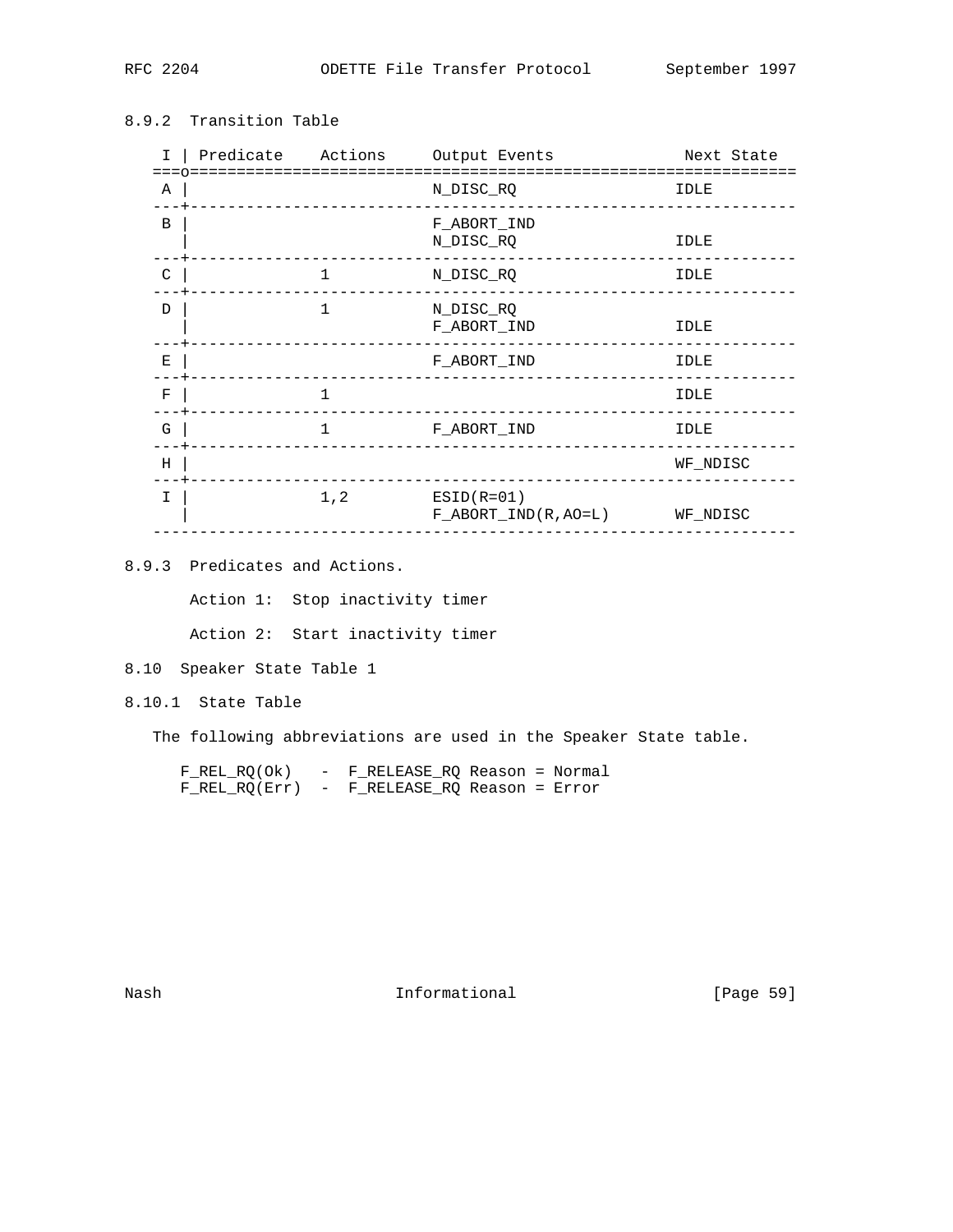### 8.9.2 Transition Table

| I | Predicate | Actions | Output Events | Next State |
|---|---|---|---|---|
| A | | | N_DISC_RQ | IDLE |
| B | | | F_ABORT_IND<br>N_DISC_RQ | IDLE |
| C | | 1 | N_DISC_RQ | IDLE |
| D | | 1 | N_DISC_RQ<br>F_ABORT_IND | IDLE |
| E | | | F_ABORT_IND | IDLE |
| F | | 1 | | IDLE |
| G | | 1 | F_ABORT_IND | IDLE |
| H | | | | WF_NDISC |
| I | | 1,2 | ESID(R=01)<br>F_ABORT_IND(R,AO=L) | WF_NDISC |

### 8.9.3 Predicates and Actions.

Action 1: Stop inactivity timer

Action 2: Start inactivity timer

## 8.10 Speaker State Table 1

### 8.10.1 State Table

The following abbreviations are used in the Speaker State table.

```
F_REL_RQ(Ok)   -  F_RELEASE_RQ Reason = Normal
F_REL_RQ(Err)  -  F_RELEASE_RQ Reason = Error
```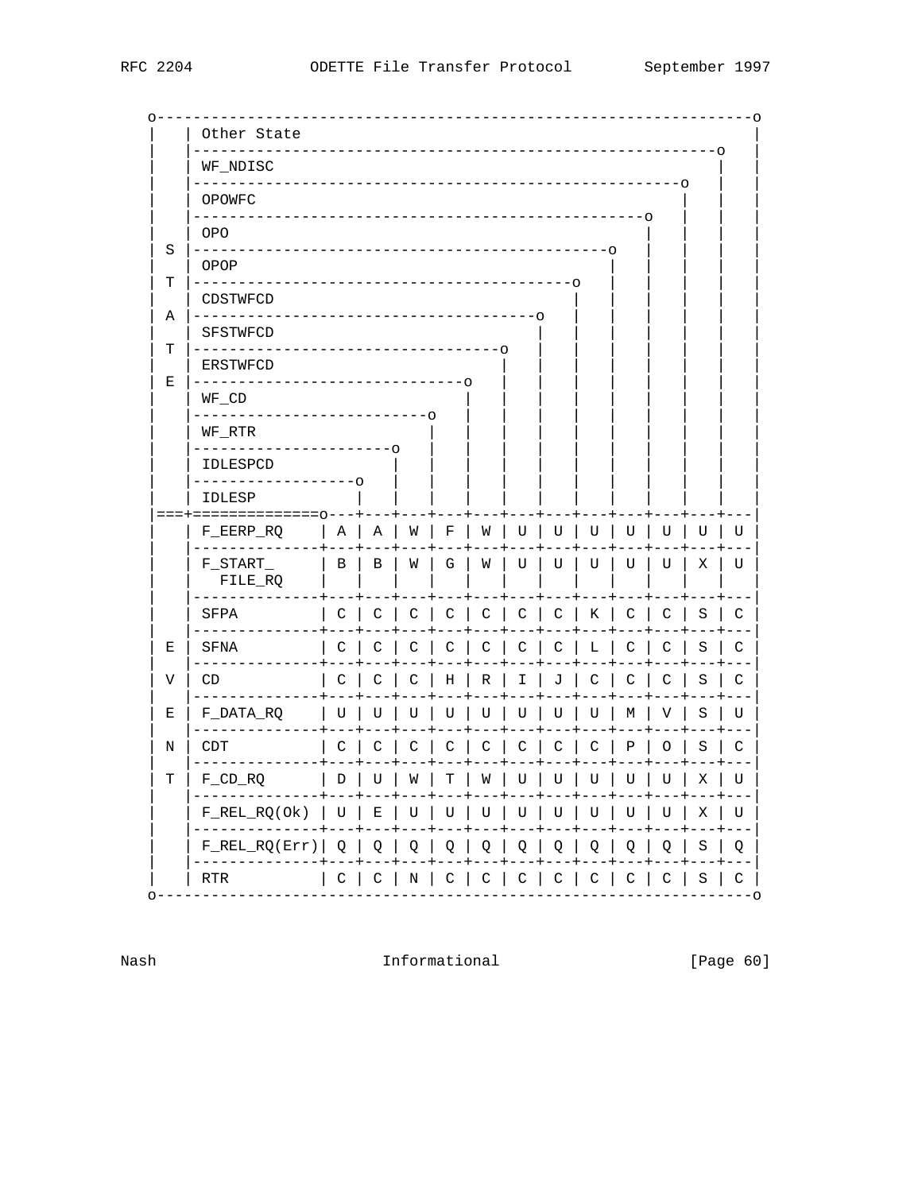```
   o-------------------------------------------------------------------o
   |    | Other State                                                  |
   |    |--------------------------------------------------------o     |
   |    | WF_NDISC                                               |     |
   |    |---------------------------------------------------o    |     |
   |    | OPOWFC                                            |    |     |
   |    |----------------------------------------------o    |    |     |
   |    | OPO                                          |    |    |     |
   | S  |-----------------------------------------o    |    |    |     |
   |    | OPOP                                    |    |    |    |     |
   | T  |------------------------------------o    |    |    |    |     |
   |    | CDSTWFCD                           |    |    |    |    |     |
   | A  |-------------------------------o    |    |    |    |    |     |
   |    | SFSTWFCD                      |    |    |    |    |    |     |
   | T  |---------------------------o   |    |    |    |    |    |     |
   |    | ERSTWFCD                  |   |    |    |    |    |    |     |
   | E  |-----------------------o   |   |    |    |    |    |    |     |
   |    | WF_CD                 |   |   |    |    |    |    |    |     |
   |    |-------------------o   |   |   |    |    |    |    |    |     |
   |    | WF_RTR            |   |   |   |    |    |    |    |    |     |
   |    |---------------o   |   |   |   |    |    |    |    |    |     |
   |    | IDLESPCD      |   |   |   |   |    |    |    |    |    |     |
   |    |-----------o   |   |   |   |   |    |    |    |    |    |     |
   |    | IDLESP    |   |   |   |   |   |    |    |    |    |    |     |
   |===+==============o---+---+---+---+---+---+---+---+---+---+---+---|
   |    | F_EERP_RQ     | A | A | W | F | W | U | U | U | U | U | U | U |
   |    |---------------+---+---+---+---+---+---+---+---+---+---+---+---|
   |    | F_START_      | B | B | W | G | W | U | U | U | U | U | X | U |
   |    |   FILE_RQ     |   |   |   |   |   |   |   |   |   |   |   |   |
   |    |---------------+---+---+---+---+---+---+---+---+---+---+---+---|
   |    | SFPA          | C | C | C | C | C | C | C | K | C | C | S | C |
   |    |---------------+---+---+---+---+---+---+---+---+---+---+---+---|
   | E  | SFNA          | C | C | C | C | C | C | C | L | C | C | S | C |
   |    |---------------+---+---+---+---+---+---+---+---+---+---+---+---|
   | V  | CD            | C | C | C | H | R | I | J | C | C | C | S | C |
   |    |---------------+---+---+---+---+---+---+---+---+---+---+---+---|
   | E  | F_DATA_RQ     | U | U | U | U | U | U | U | U | M | V | S | U |
   |    |---------------+---+---+---+---+---+---+---+---+---+---+---+---|
   | N  | CDT           | C | C | C | C | C | C | C | C | P | O | S | C |
   |    |---------------+---+---+---+---+---+---+---+---+---+---+---+---|
   | T  | F_CD_RQ       | D | U | W | T | W | U | U | U | U | U | X | U |
   |    |---------------+---+---+---+---+---+---+---+---+---+---+---+---|
   |    | F_REL_RQ(Ok)  | U | E | U | U | U | U | U | U | U | U | X | U |
   |    |---------------+---+---+---+---+---+---+---+---+---+---+---+---|
   |    | F_REL_RQ(Err)| Q | Q | Q | Q | Q | Q | Q | Q | Q | Q | S | Q |
   |    |---------------+---+---+---+---+---+---+---+---+---+---+---+---|
   |    | RTR           | C | C | N | C | C | C | C | C | C | C | S | C |
   o-------------------------------------------------------------------o
```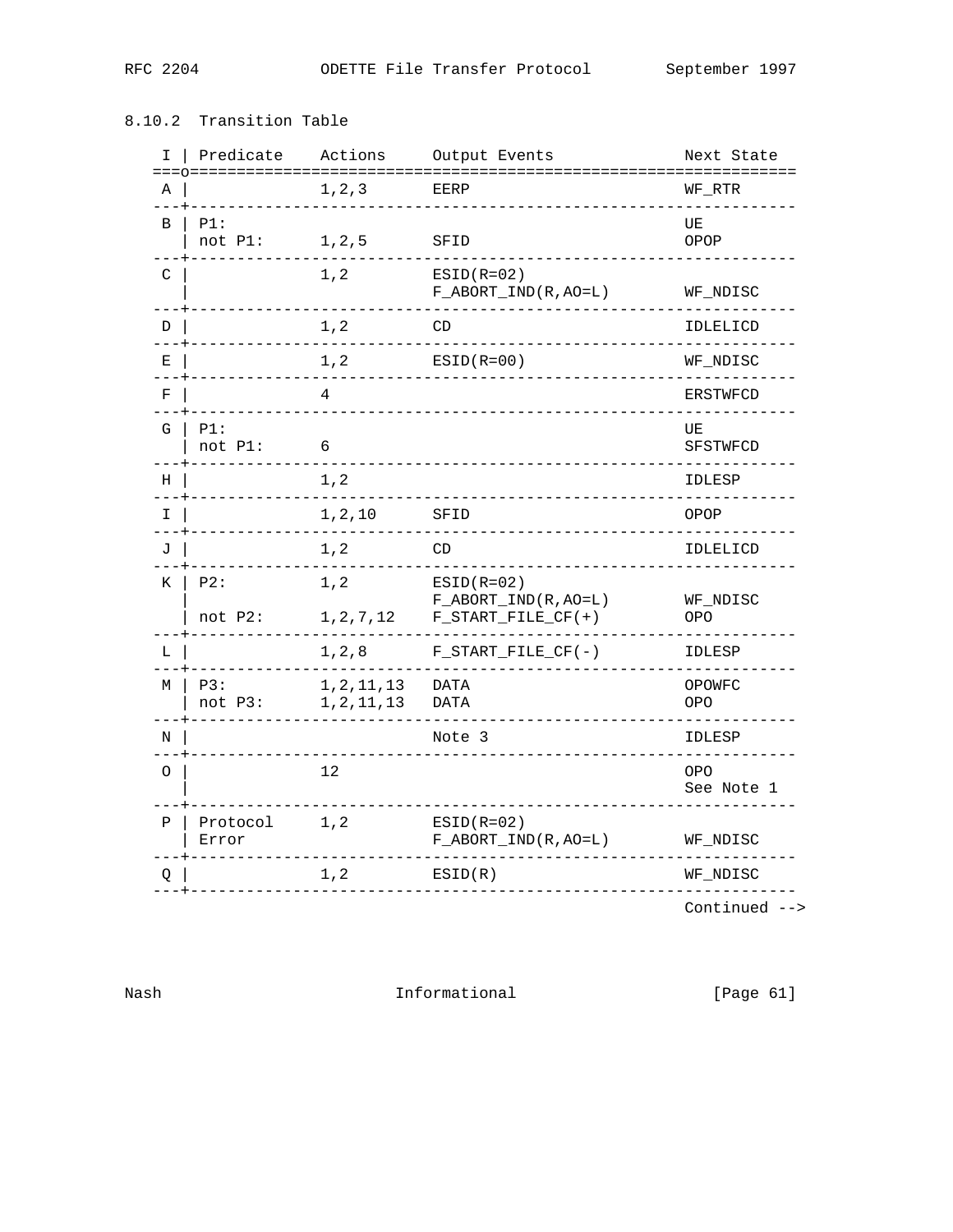### 8.10.2 Transition Table

| I | Predicate | Actions | Output Events | Next State |
|---|---|---|---|---|
| A | | 1,2,3 | EERP | WF_RTR |
| B | P1: | | | UE |
| | not P1: | 1,2,5 | SFID | OPOP |
| C | | 1,2 | ESID(R=02) F_ABORT_IND(R,AO=L) | WF_NDISC |
| D | | 1,2 | CD | IDLELICD |
| E | | 1,2 | ESID(R=00) | WF_NDISC |
| F | | 4 | | ERSTWFCD |
| G | P1: | | | UE |
| | not P1: | 6 | | SFSTWFCD |
| H | | 1,2 | | IDLESP |
| I | | 1,2,10 | SFID | OPOP |
| J | | 1,2 | CD | IDLELICD |
| K | P2: | 1,2 | ESID(R=02) F_ABORT_IND(R,AO=L) | WF_NDISC |
| | not P2: | 1,2,7,12 | F_START_FILE_CF(+) | OPO |
| L | | 1,2,8 | F_START_FILE_CF(-) | IDLESP |
| M | P3: | 1,2,11,13 | DATA | OPOWFC |
| | not P3: | 1,2,11,13 | DATA | OPO |
| N | | | Note 3 | IDLESP |
| O | | 12 | | OPO See Note 1 |
| P | Protocol Error | 1,2 | ESID(R=02) F_ABORT_IND(R,AO=L) | WF_NDISC |
| Q | | 1,2 | ESID(R) | WF_NDISC |

Continued -->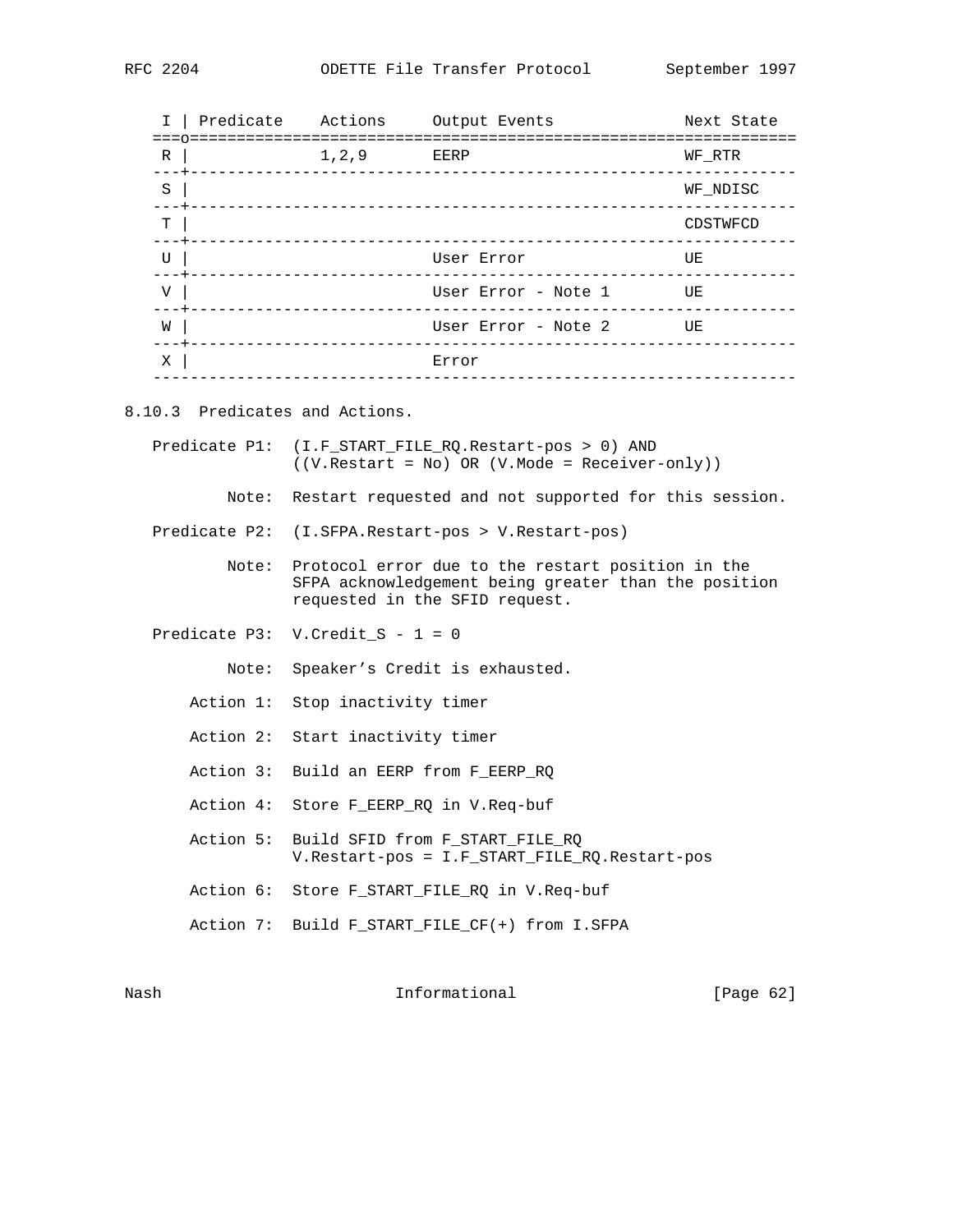| I | Predicate | Actions | Output Events | Next State |
|---|---|---|---|---|
| R | | 1,2,9 | EERP | WF_RTR |
| S | | | | WF_NDISC |
| T | | | | CDSTWFCD |
| U | | | User Error | UE |
| V | | | User Error - Note 1 | UE |
| W | | | User Error - Note 2 | UE |
| X | | | Error | |

8.10.3 Predicates and Actions.

Predicate P1: (I.F_START_FILE_RQ.Restart-pos > 0) AND ((V.Restart = No) OR (V.Mode = Receiver-only))

Note: Restart requested and not supported for this session.

Predicate P2: (I.SFPA.Restart-pos > V.Restart-pos)

Note: Protocol error due to the restart position in the SFPA acknowledgement being greater than the position requested in the SFID request.

Predicate P3: V.Credit_S - 1 = 0

Note: Speaker's Credit is exhausted.

Action 1: Stop inactivity timer

Action 2: Start inactivity timer

Action 3: Build an EERP from F_EERP_RQ

Action 4: Store F_EERP_RQ in V.Req-buf

Action 5: Build SFID from F_START_FILE_RQ
V.Restart-pos = I.F_START_FILE_RQ.Restart-pos

Action 6: Store F_START_FILE_RQ in V.Req-buf

Action 7: Build F_START_FILE_CF(+) from I.SFPA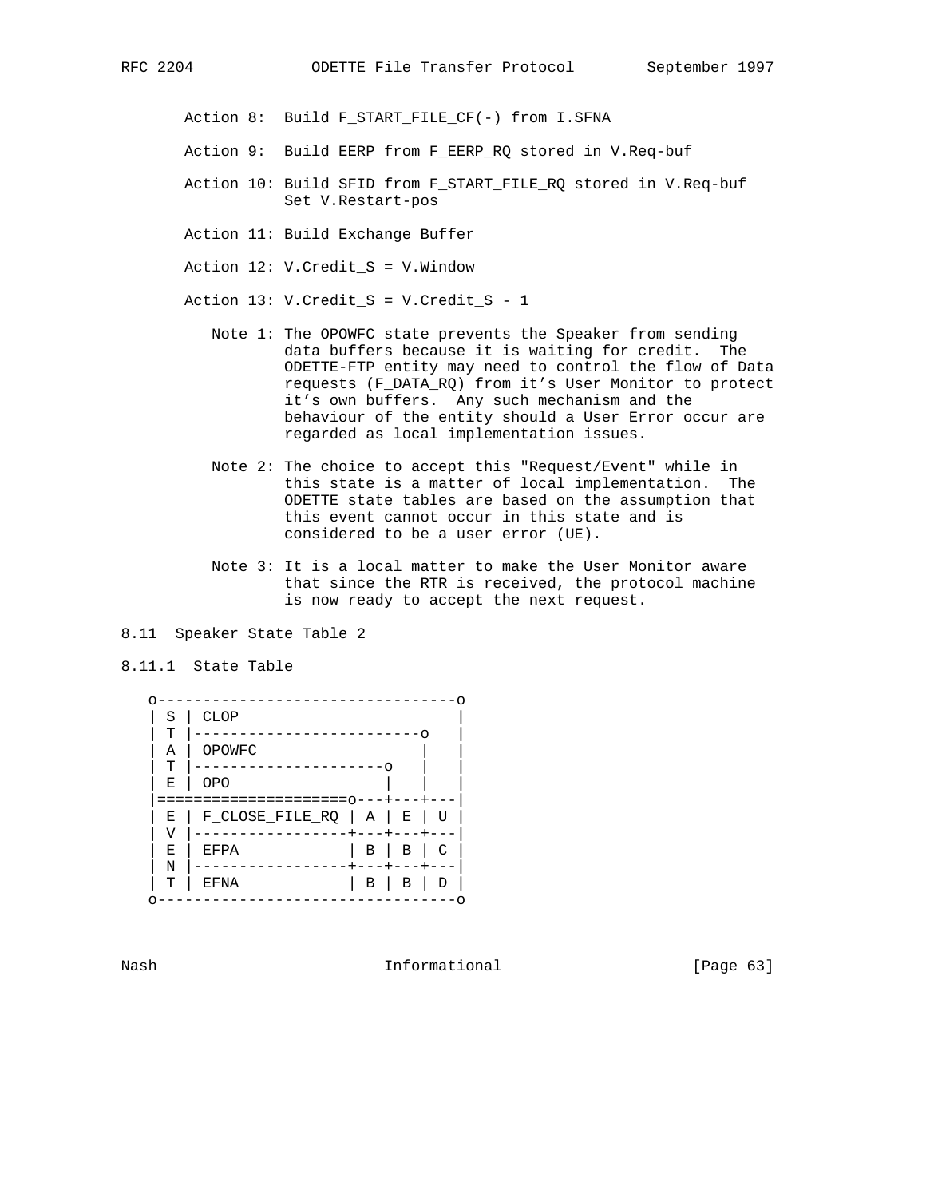Action 8: Build F_START_FILE_CF(-) from I.SFNA

Action 9: Build EERP from F_EERP_RQ stored in V.Req-buf

Action 10: Build SFID from F_START_FILE_RQ stored in V.Req-buf
Set V.Restart-pos

Action 11: Build Exchange Buffer

Action 12: V.Credit_S = V.Window

Action 13: V.Credit_S = V.Credit_S - 1

Note 1: The OPOWFC state prevents the Speaker from sending data buffers because it is waiting for credit. The ODETTE-FTP entity may need to control the flow of Data requests (F_DATA_RQ) from it's User Monitor to protect it's own buffers. Any such mechanism and the behaviour of the entity should a User Error occur are regarded as local implementation issues.

Note 2: The choice to accept this "Request/Event" while in this state is a matter of local implementation. The ODETTE state tables are based on the assumption that this event cannot occur in this state and is considered to be a user error (UE).

Note 3: It is a local matter to make the User Monitor aware that since the RTR is received, the protocol machine is now ready to accept the next request.

### 8.11 Speaker State Table 2

#### 8.11.1 State Table

```
o---------------------------------o
| S | CLOP                        |
| T |-------------------------o   |
| A | OPOWFC                  |   |
| T |---------------------o   |   |
| E | OPO                 |   |   |
|====================o---+---+---|
| E | F_CLOSE_FILE_RQ | A | E | U |
| V |-----------------+---+---+---|
| E | EFPA            | B | B | C |
| N |-----------------+---+---+---|
| T | EFNA            | B | B | D |
o---------------------------------o
```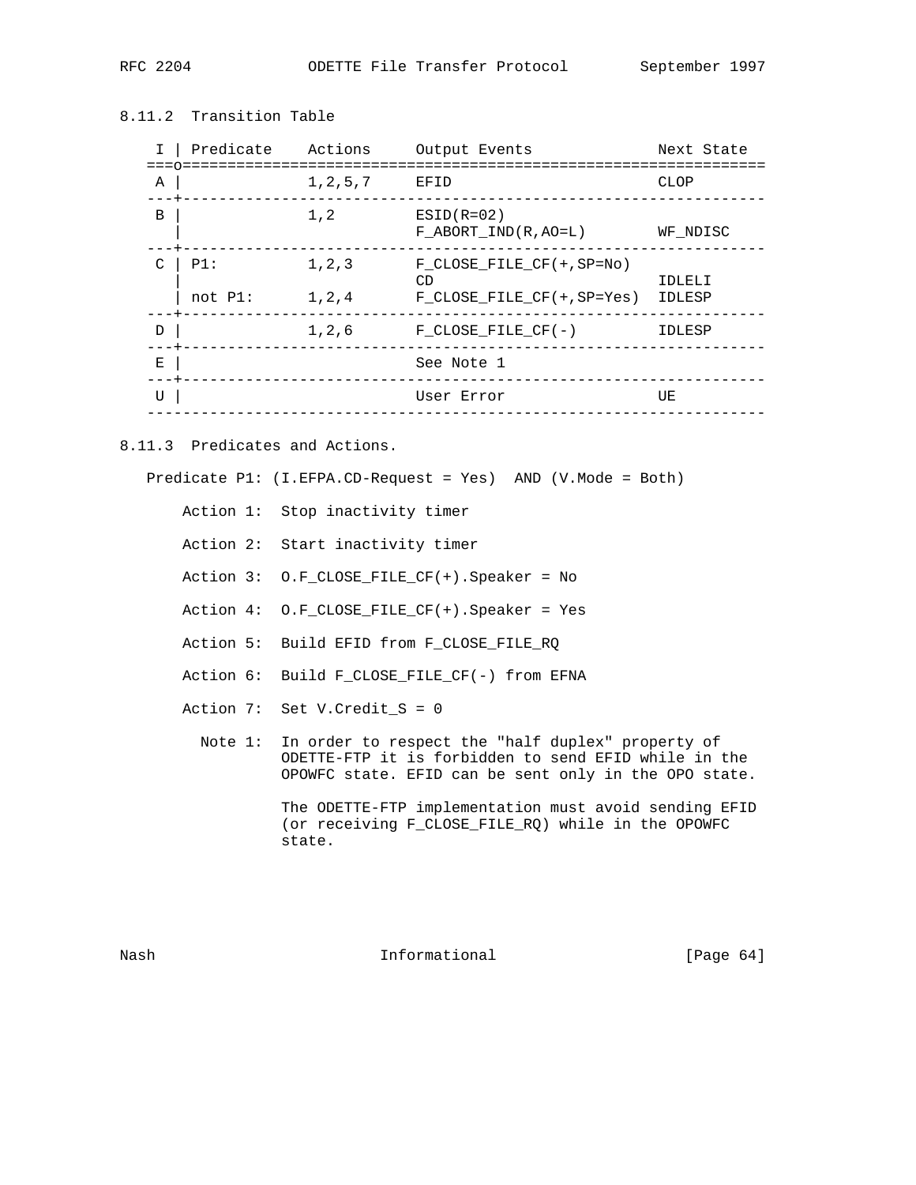### 8.11.2 Transition Table

| I | Predicate | Actions | Output Events | Next State |
|---|---|---|---|---|
| A | | 1,2,5,7 | EFID | CLOP |
| B | | 1,2 | ESID(R=02) F_ABORT_IND(R,AO=L) | WF_NDISC |
| C | P1: | 1,2,3 | F_CLOSE_FILE_CF(+,SP=No) CD | IDLELI |
| | not P1: | 1,2,4 | F_CLOSE_FILE_CF(+,SP=Yes) | IDLESP |
| D | | 1,2,6 | F_CLOSE_FILE_CF(-) | IDLESP |
| E | | | See Note 1 | |
| U | | | User Error | UE |

### 8.11.3 Predicates and Actions.

Predicate P1: (I.EFPA.CD-Request = Yes) AND (V.Mode = Both)

Action 1: Stop inactivity timer

Action 2: Start inactivity timer

Action 3: O.F_CLOSE_FILE_CF(+).Speaker = No

Action 4: O.F_CLOSE_FILE_CF(+).Speaker = Yes

Action 5: Build EFID from F_CLOSE_FILE_RQ

Action 6: Build F_CLOSE_FILE_CF(-) from EFNA

Action 7: Set V.Credit_S = 0

Note 1: In order to respect the "half duplex" property of ODETTE-FTP it is forbidden to send EFID while in the OPOWFC state. EFID can be sent only in the OPO state.

The ODETTE-FTP implementation must avoid sending EFID (or receiving F_CLOSE_FILE_RQ) while in the OPOWFC state.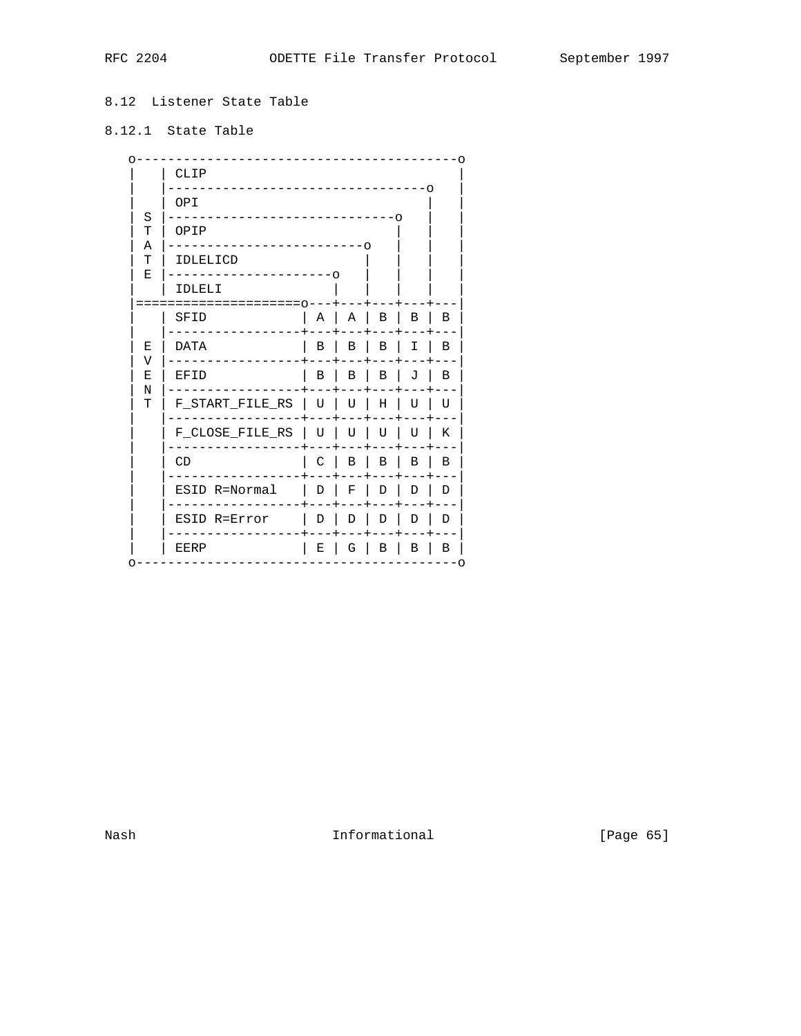## 8.12 Listener State Table

### 8.12.1 State Table

```
o-----------------------------------------o
|   | CLIP                                |
|   |---------------------------------o   |
|   | OPI                             |   |
| S |-----------------------------o   |   |
| T | OPIP                        |   |   |
| A |-------------------------o   |   |   |
| T | IDLELICD                |   |   |   |
| E |---------------------o   |   |   |   |
|   | IDLELI              |   |   |   |   |
|====================o---+---+---+---+---|
|   | SFID           | A | A | B | B | B |
|   |----------------+---+---+---+---+---|
| E | DATA           | B | B | B | I | B |
| V |----------------+---+---+---+---+---|
| E | EFID           | B | B | B | J | B |
| N |----------------+---+---+---+---+---|
| T | F_START_FILE_RS | U | U | H | U | U |
|   |----------------+---+---+---+---+---|
|   | F_CLOSE_FILE_RS | U | U | U | U | K |
|   |----------------+---+---+---+---+---|
|   | CD             | C | B | B | B | B |
|   |----------------+---+---+---+---+---|
|   | ESID R=Normal  | D | F | D | D | D |
|   |----------------+---+---+---+---+---|
|   | ESID R=Error   | D | D | D | D | D |
|   |----------------+---+---+---+---+---|
|   | EERP           | E | G | B | B | B |
o-----------------------------------------o
```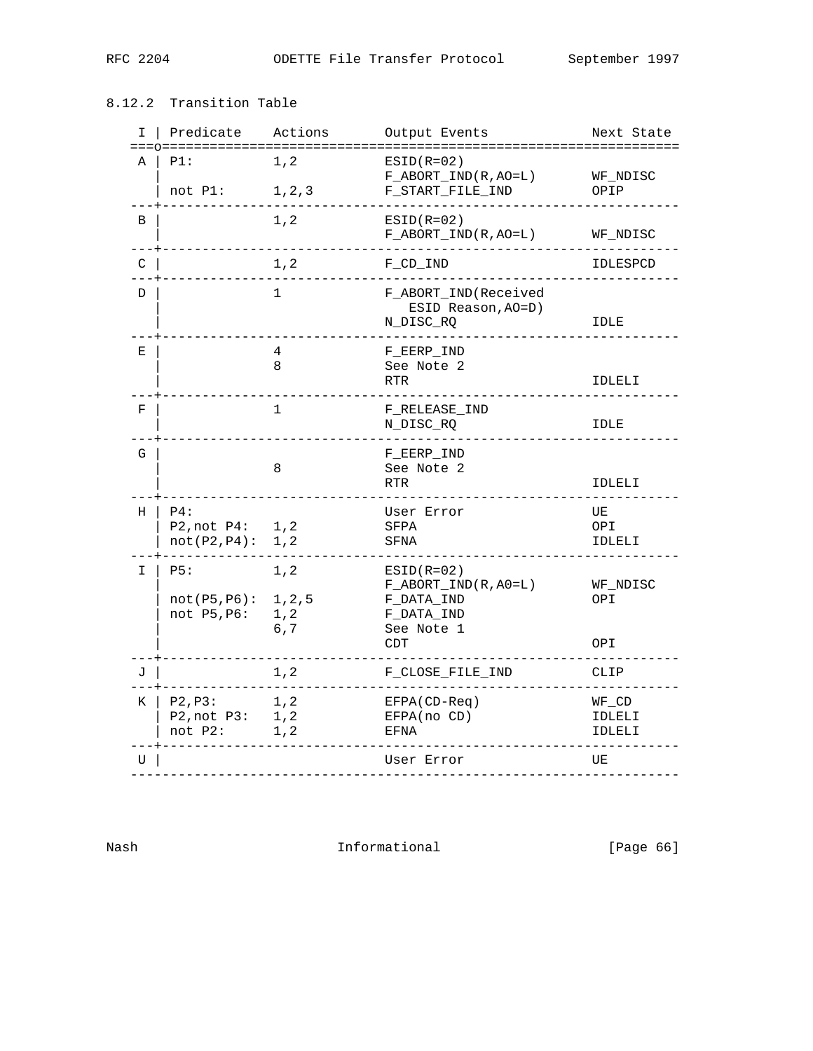### 8.12.2 Transition Table

| I | Predicate | Actions | Output Events | Next State |
|---|---|---|---|---|
| A | P1: | 1,2 | ESID(R=02) F_ABORT_IND(R,AO=L) | WF_NDISC |
| | not P1: | 1,2,3 | F_START_FILE_IND | OPIP |
| B | | 1,2 | ESID(R=02) F_ABORT_IND(R,AO=L) | WF_NDISC |
| C | | 1,2 | F_CD_IND | IDLESPCD |
| D | | 1 | F_ABORT_IND(Received ESID Reason,AO=D) N_DISC_RQ | IDLE |
| E | | 4 8 | F_EERP_IND See Note 2 RTR | IDLELI |
| F | | 1 | F_RELEASE_IND N_DISC_RQ | IDLE |
| G | | 8 | F_EERP_IND See Note 2 RTR | IDLELI |
| H | P4: | | User Error | UE |
| | P2,not P4: | 1,2 | SFPA | OPI |
| | not(P2,P4): | 1,2 | SFNA | IDLELI |
| I | P5: | 1,2 | ESID(R=02) F_ABORT_IND(R,A0=L) | WF_NDISC |
| | not(P5,P6): | 1,2,5 | F_DATA_IND | OPI |
| | not P5,P6: | 1,2 6,7 | F_DATA_IND See Note 1 CDT | OPI |
| J | | 1,2 | F_CLOSE_FILE_IND | CLIP |
| K | P2,P3: | 1,2 | EFPA(CD-Req) | WF_CD |
| | P2,not P3: | 1,2 | EFPA(no CD) | IDLELI |
| | not P2: | 1,2 | EFNA | IDLELI |
| U | | | User Error | UE |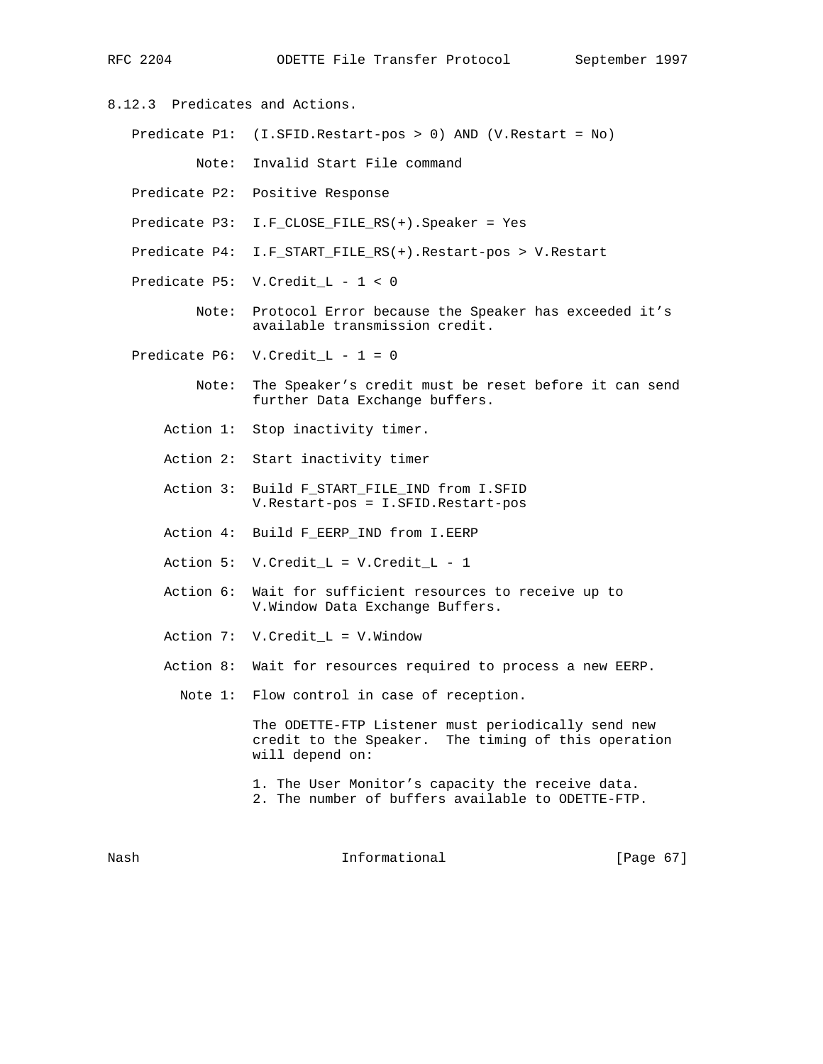### 8.12.3 Predicates and Actions.

Predicate P1: (I.SFID.Restart-pos > 0) AND (V.Restart = No)

Note: Invalid Start File command

Predicate P2: Positive Response

Predicate P3: I.F_CLOSE_FILE_RS(+).Speaker = Yes

Predicate P4: I.F_START_FILE_RS(+).Restart-pos > V.Restart

Predicate P5: V.Credit_L - 1 < 0

Note: Protocol Error because the Speaker has exceeded it’s available transmission credit.

Predicate P6: V.Credit_L - 1 = 0

Note: The Speaker’s credit must be reset before it can send further Data Exchange buffers.

Action 1: Stop inactivity timer.

Action 2: Start inactivity timer

Action 3: Build F_START_FILE_IND from I.SFID
V.Restart-pos = I.SFID.Restart-pos

Action 4: Build F_EERP_IND from I.EERP

Action 5: V.Credit_L = V.Credit_L - 1

Action 6: Wait for sufficient resources to receive up to V.Window Data Exchange Buffers.

Action 7: V.Credit_L = V.Window

Action 8: Wait for resources required to process a new EERP.

Note 1: Flow control in case of reception.

The ODETTE-FTP Listener must periodically send new credit to the Speaker. The timing of this operation will depend on:

1. The User Monitor’s capacity the receive data.
2. The number of buffers available to ODETTE-FTP.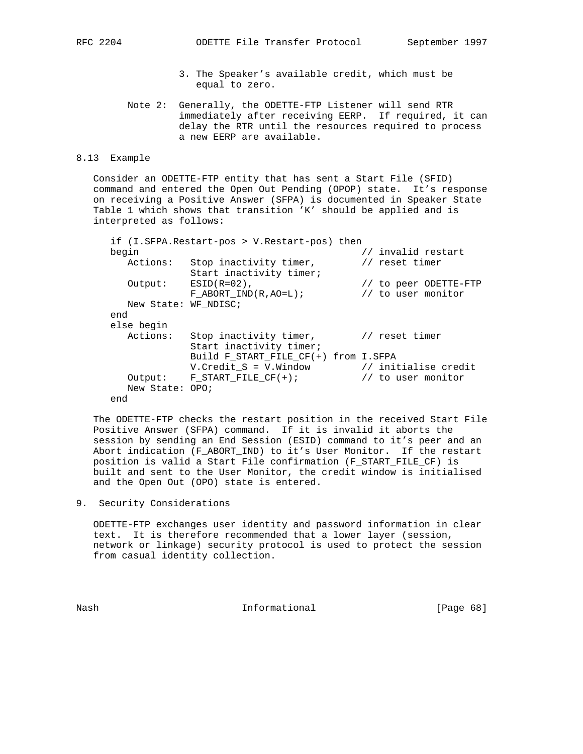3. The Speaker's available credit, which must be equal to zero.

Note 2: Generally, the ODETTE-FTP Listener will send RTR immediately after receiving EERP. If required, it can delay the RTR until the resources required to process a new EERP are available.

### 8.13 Example

Consider an ODETTE-FTP entity that has sent a Start File (SFID) command and entered the Open Out Pending (OPOP) state. It's response on receiving a Positive Answer (SFPA) is documented in Speaker State Table 1 which shows that transition 'K' should be applied and is interpreted as follows:

```
if (I.SFPA.Restart-pos > V.Restart-pos) then
begin                                         // invalid restart
   Actions:   Stop inactivity timer,         // reset timer
              Start inactivity timer;
   Output:    ESID(R=02),                    // to peer ODETTE-FTP
              F_ABORT_IND(R,AO=L);           // to user monitor
   New State: WF_NDISC;
end
else begin
   Actions:   Stop inactivity timer,         // reset timer
              Start inactivity timer;
              Build F_START_FILE_CF(+) from I.SFPA
              V.Credit_S = V.Window          // initialise credit
   Output:    F_START_FILE_CF(+);            // to user monitor
   New State: OPO;
end
```

The ODETTE-FTP checks the restart position in the received Start File Positive Answer (SFPA) command. If it is invalid it aborts the session by sending an End Session (ESID) command to it's peer and an Abort indication (F_ABORT_IND) to it's User Monitor. If the restart position is valid a Start File confirmation (F_START_FILE_CF) is built and sent to the User Monitor, the credit window is initialised and the Open Out (OPO) state is entered.

## 9. Security Considerations

ODETTE-FTP exchanges user identity and password information in clear text. It is therefore recommended that a lower layer (session, network or linkage) security protocol is used to protect the session from casual identity collection.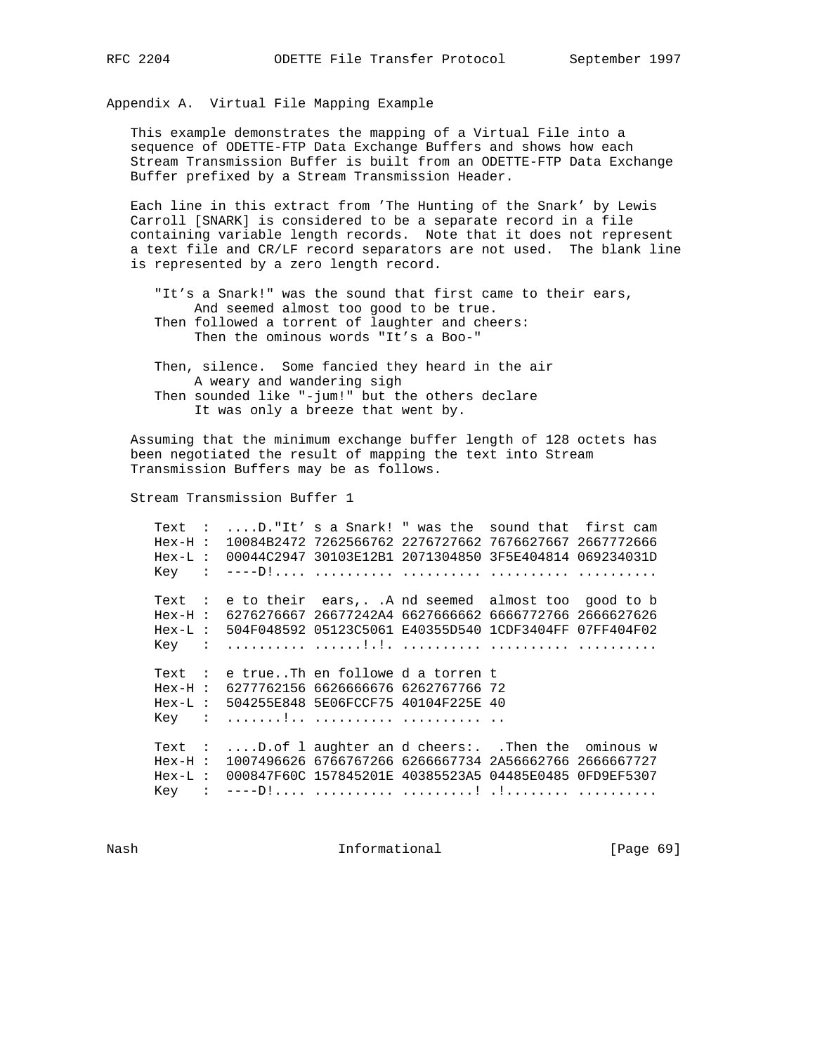## Appendix A. Virtual File Mapping Example

This example demonstrates the mapping of a Virtual File into a sequence of ODETTE-FTP Data Exchange Buffers and shows how each Stream Transmission Buffer is built from an ODETTE-FTP Data Exchange Buffer prefixed by a Stream Transmission Header.

Each line in this extract from 'The Hunting of the Snark' by Lewis Carroll [SNARK] is considered to be a separate record in a file containing variable length records. Note that it does not represent a text file and CR/LF record separators are not used. The blank line is represented by a zero length record.

```
   "It's a Snark!" was the sound that first came to their ears,
        And seemed almost too good to be true.
   Then followed a torrent of laughter and cheers:
        Then the ominous words "It's a Boo-"

   Then, silence.  Some fancied they heard in the air
        A weary and wandering sigh
   Then sounded like "-jum!" but the others declare
        It was only a breeze that went by.
```

Assuming that the minimum exchange buffer length of 128 octets has been negotiated the result of mapping the text into Stream Transmission Buffers may be as follows.

Stream Transmission Buffer 1

```
   Text  :  ....D."It' s a Snark! " was the  sound that  first cam
   Hex-H :  10084B2472 7262566762 2276727662 7676627667 2667772666
   Hex-L :  00044C2947 30103E12B1 2071304850 3F5E404814 069234031D
   Key   :  ----D!.... .......... .......... .......... ..........

   Text  :  e to their  ears,. .A nd seemed  almost too  good to b
   Hex-H :  6276276667 26677242A4 6627666662 6666772766 2666627626
   Hex-L :  504F048592 05123C5061 E40355D540 1CDF3404FF 07FF404F02
   Key   :  .......... ......!.!. .......... .......... ..........

   Text  :  e true..Th en followe d a torren t
   Hex-H :  6277762156 6626666676 6262767766 72
   Hex-L :  504255E848 5E06FCCF75 40104F225E 40
   Key   :  .......!.. .......... .......... ..

   Text  :  ....D.of l aughter an d cheers:.  .Then the  ominous w
   Hex-H :  1007496626 6766767266 6266667734 2A56662766 2666667727
   Hex-L :  000847F60C 157845201E 40385523A5 04485E0485 0FD9EF5307
   Key   :  ----D!.... .......... .........! .!........ ..........
```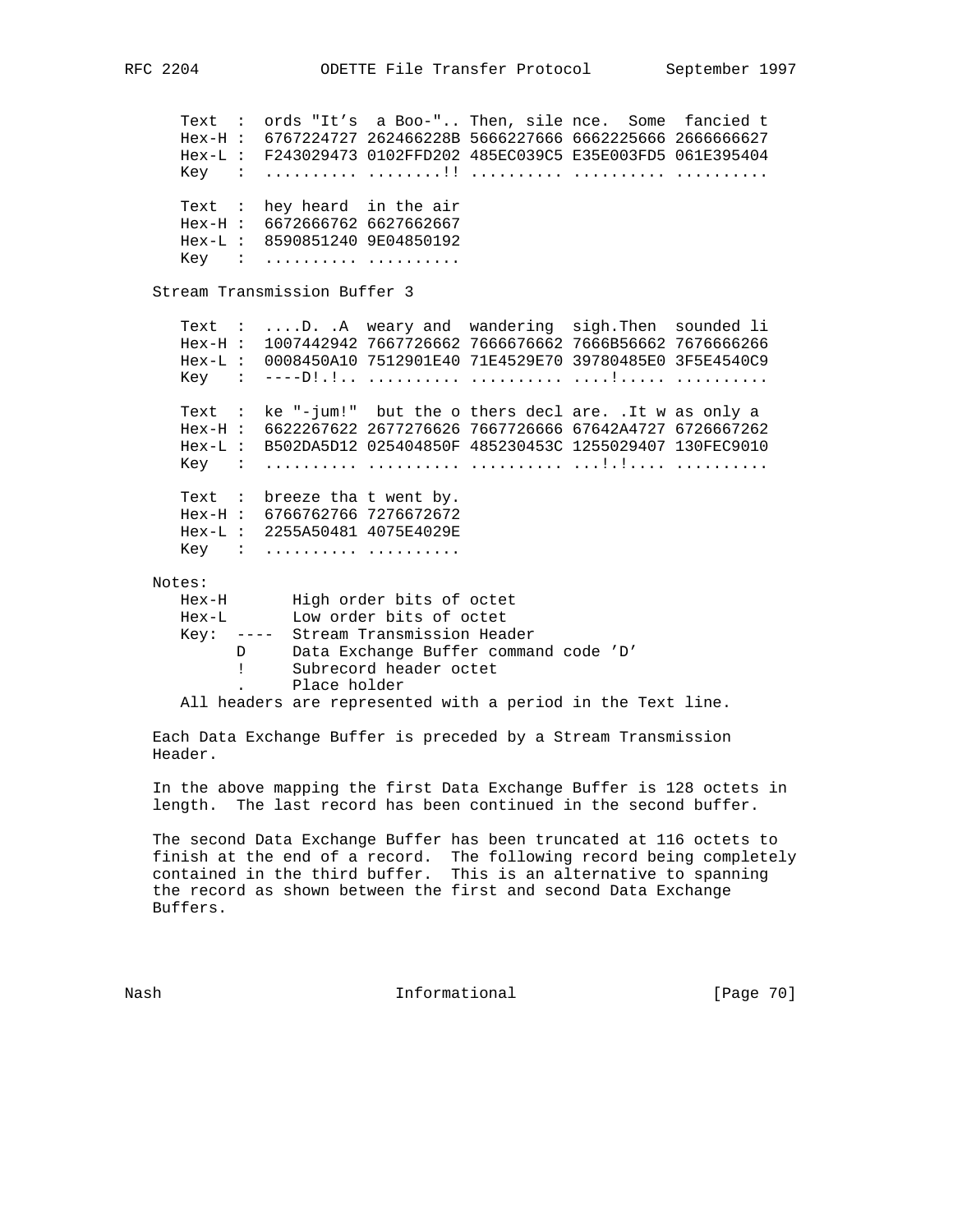```
   Text  :  ords "It's  a Boo-".. Then, sile nce.  Some  fancied t
   Hex-H :  6767224727 262466228B 5666227666 6662225666 2666666627
   Hex-L :  F243029473 0102FFD202 485EC039C5 E35E003FD5 061E395404
   Key   :  .......... ........!! .......... .......... ..........

   Text  :  hey heard  in the air
   Hex-H :  6672666762 6627662667
   Hex-L :  8590851240 9E04850192
   Key   :  .......... ..........
```

Stream Transmission Buffer 3

```
   Text  :  ....D. .A  weary and  wandering  sigh.Then  sounded li
   Hex-H :  1007442942 7667726662 7666676662 7666B56662 7676666266
   Hex-L :  0008450A10 7512901E40 71E4529E70 39780485E0 3F5E4540C9
   Key   :  ----D!.!.. .......... .......... ....!..... ..........

   Text  :  ke "-jum!"  but the o thers decl are. .It w as only a
   Hex-H :  6622267622 2677276626 7667726666 67642A4727 6726667262
   Hex-L :  B502DA5D12 025404850F 485230453C 1255029407 130FEC9010
   Key   :  .......... .......... .......... ...!.!.... ..........

   Text  :  breeze tha t went by.
   Hex-H :  6766762766 7276672672
   Hex-L :  2255A50481 4075E4029E
   Key   :  .......... ..........
```

Notes:

```
   Hex-H       High order bits of octet
   Hex-L       Low order bits of octet
   Key:  ----  Stream Transmission Header
         D     Data Exchange Buffer command code 'D'
         !     Subrecord header octet
         .     Place holder
   All headers are represented with a period in the Text line.
```

Each Data Exchange Buffer is preceded by a Stream Transmission Header.

In the above mapping the first Data Exchange Buffer is 128 octets in length. The last record has been continued in the second buffer.

The second Data Exchange Buffer has been truncated at 116 octets to finish at the end of a record. The following record being completely contained in the third buffer. This is an alternative to spanning the record as shown between the first and second Data Exchange Buffers.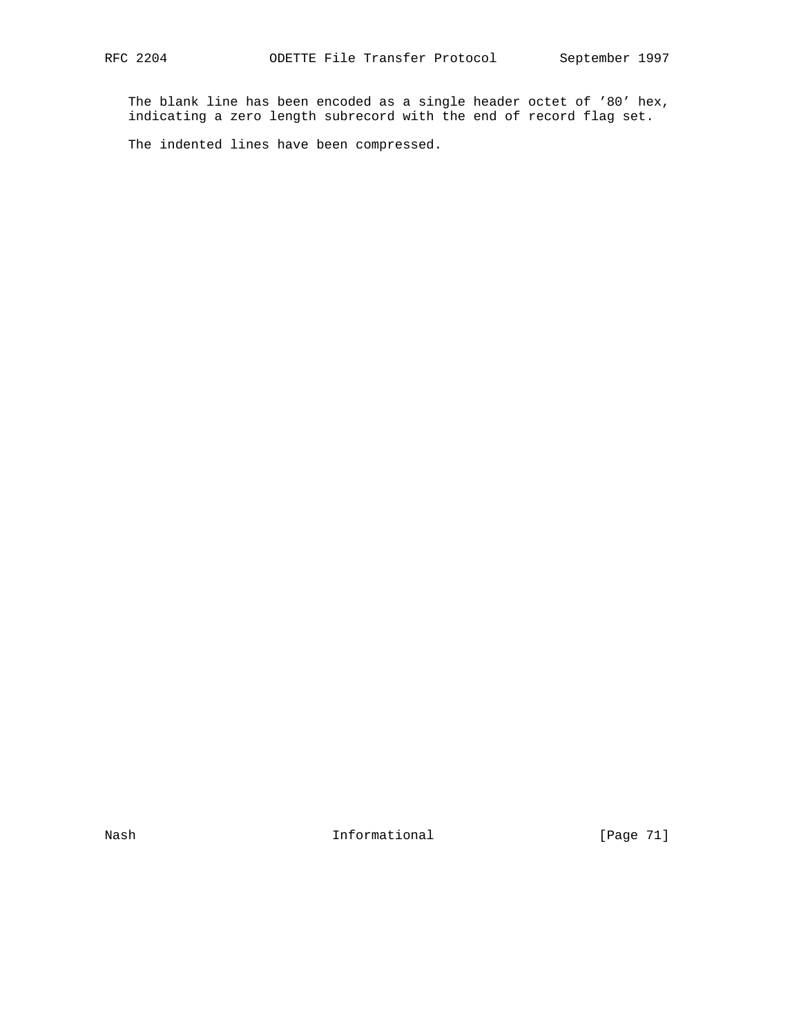The blank line has been encoded as a single header octet of '80' hex, indicating a zero length subrecord with the end of record flag set.

The indented lines have been compressed.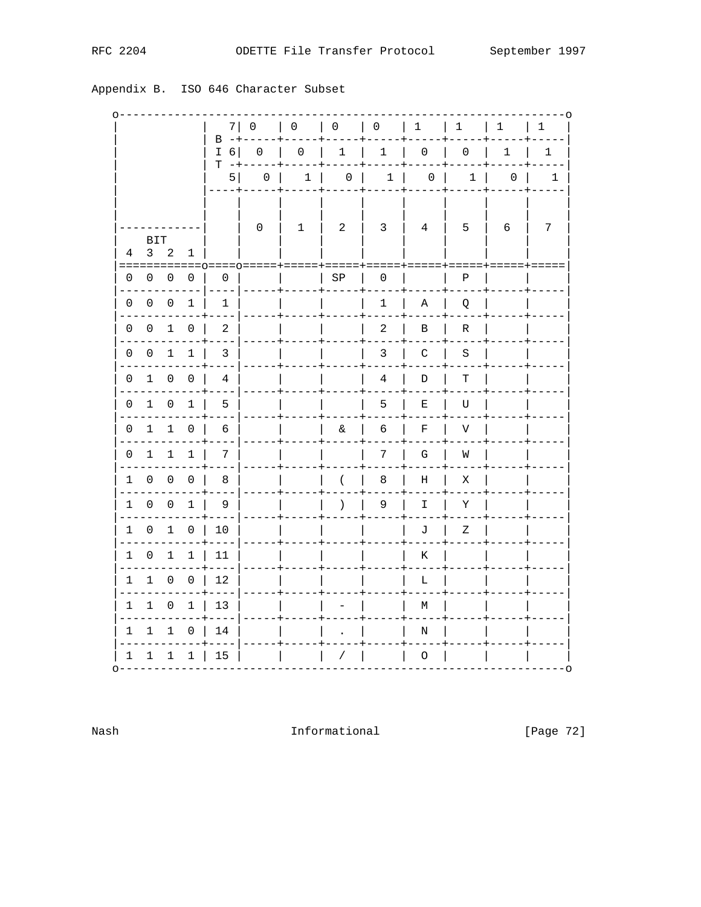Appendix B.  ISO 646 Character Subset

| BIT 7 | | 0 | 0 | 0 | 0 | 1 | 1 | 1 | 1 |
|---|---|---|---|---|---|---|---|---|---|
| BIT 6 | | 0 | 0 | 1 | 1 | 0 | 0 | 1 | 1 |
| BIT 5 | | 0 | 1 | 0 | 1 | 0 | 1 | 0 | 1 |
| BIT 4 3 2 1 | | 0 | 1 | 2 | 3 | 4 | 5 | 6 | 7 |
| 0 0 0 0 | 0 | | | SP | 0 | | P | | |
| 0 0 0 1 | 1 | | | | 1 | A | Q | | |
| 0 0 1 0 | 2 | | | | 2 | B | R | | |
| 0 0 1 1 | 3 | | | | 3 | C | S | | |
| 0 1 0 0 | 4 | | | | 4 | D | T | | |
| 0 1 0 1 | 5 | | | | 5 | E | U | | |
| 0 1 1 0 | 6 | | | & | 6 | F | V | | |
| 0 1 1 1 | 7 | | | | 7 | G | W | | |
| 1 0 0 0 | 8 | | | ( | 8 | H | X | | |
| 1 0 0 1 | 9 | | | ) | 9 | I | Y | | |
| 1 0 1 0 | 10 | | | | | J | Z | | |
| 1 0 1 1 | 11 | | | | | K | | | |
| 1 1 0 0 | 12 | | | | | L | | | |
| 1 1 0 1 | 13 | | | - | | M | | | |
| 1 1 1 0 | 14 | | | . | | N | | | |
| 1 1 1 1 | 15 | | | / | | O | | | |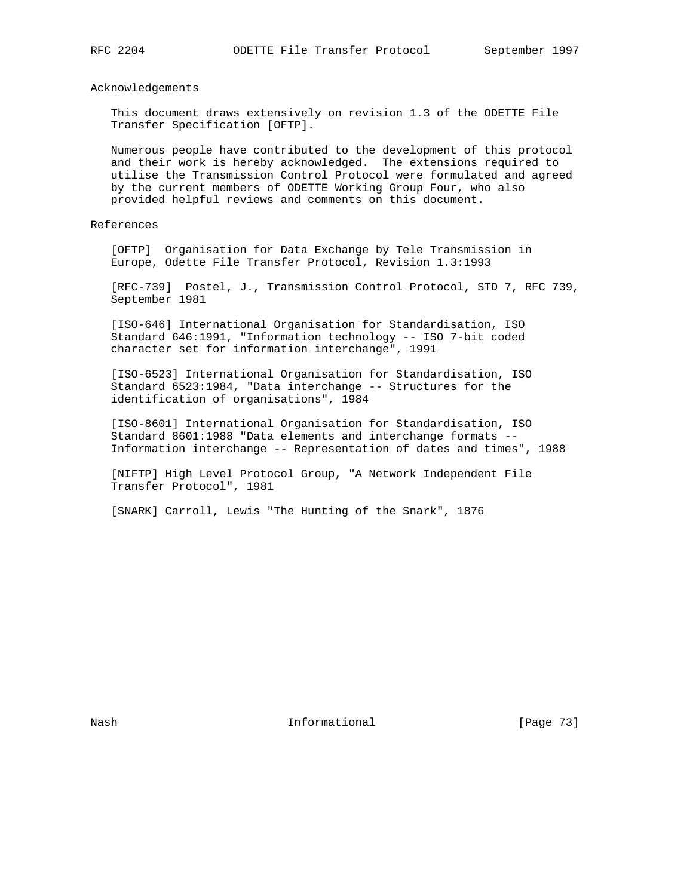## Acknowledgements

This document draws extensively on revision 1.3 of the ODETTE File Transfer Specification [OFTP].

Numerous people have contributed to the development of this protocol and their work is hereby acknowledged. The extensions required to utilise the Transmission Control Protocol were formulated and agreed by the current members of ODETTE Working Group Four, who also provided helpful reviews and comments on this document.

## References

[OFTP] Organisation for Data Exchange by Tele Transmission in Europe, Odette File Transfer Protocol, Revision 1.3:1993

[RFC-739] Postel, J., Transmission Control Protocol, STD 7, RFC 739, September 1981

[ISO-646] International Organisation for Standardisation, ISO Standard 646:1991, "Information technology -- ISO 7-bit coded character set for information interchange", 1991

[ISO-6523] International Organisation for Standardisation, ISO Standard 6523:1984, "Data interchange -- Structures for the identification of organisations", 1984

[ISO-8601] International Organisation for Standardisation, ISO Standard 8601:1988 "Data elements and interchange formats -- Information interchange -- Representation of dates and times", 1988

[NIFTP] High Level Protocol Group, "A Network Independent File Transfer Protocol", 1981

[SNARK] Carroll, Lewis "The Hunting of the Snark", 1876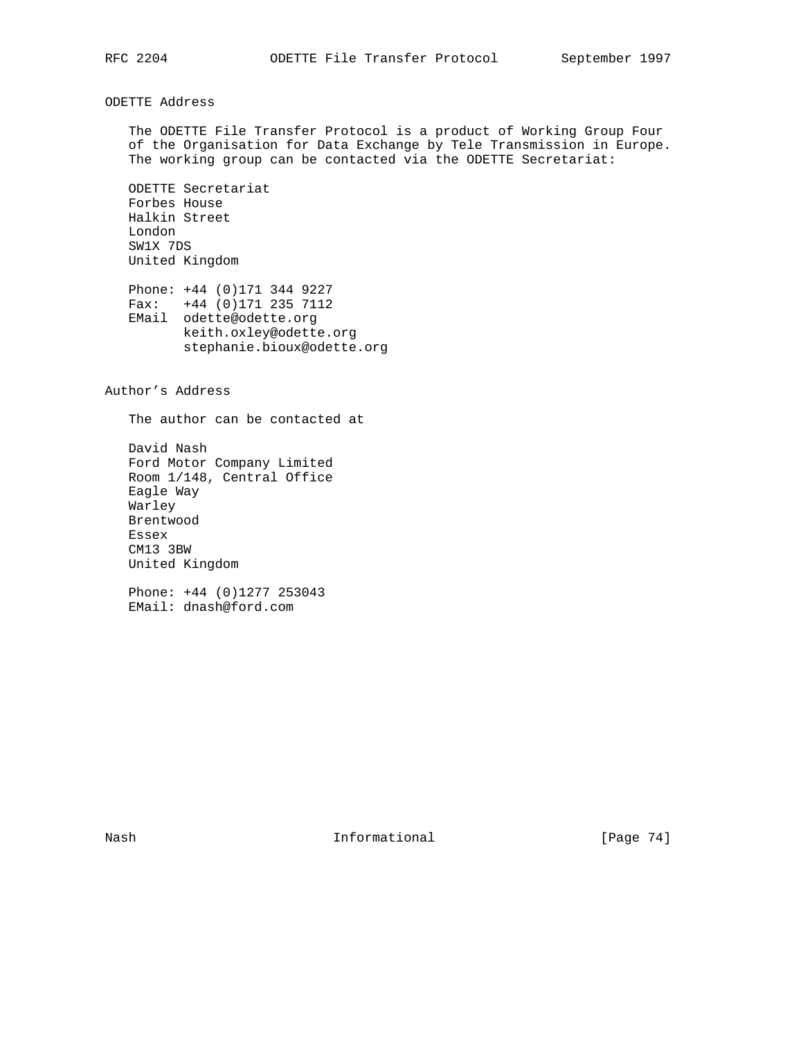## ODETTE Address

The ODETTE File Transfer Protocol is a product of Working Group Four of the Organisation for Data Exchange by Tele Transmission in Europe. The working group can be contacted via the ODETTE Secretariat:

ODETTE Secretariat
Forbes House
Halkin Street
London
SW1X 7DS
United Kingdom

Phone: +44 (0)171 344 9227
Fax: +44 (0)171 235 7112
EMail odette@odette.org
keith.oxley@odette.org
stephanie.bioux@odette.org

## Author's Address

The author can be contacted at

David Nash
Ford Motor Company Limited
Room 1/148, Central Office
Eagle Way
Warley
Brentwood
Essex
CM13 3BW
United Kingdom

Phone: +44 (0)1277 253043
EMail: dnash@ford.com